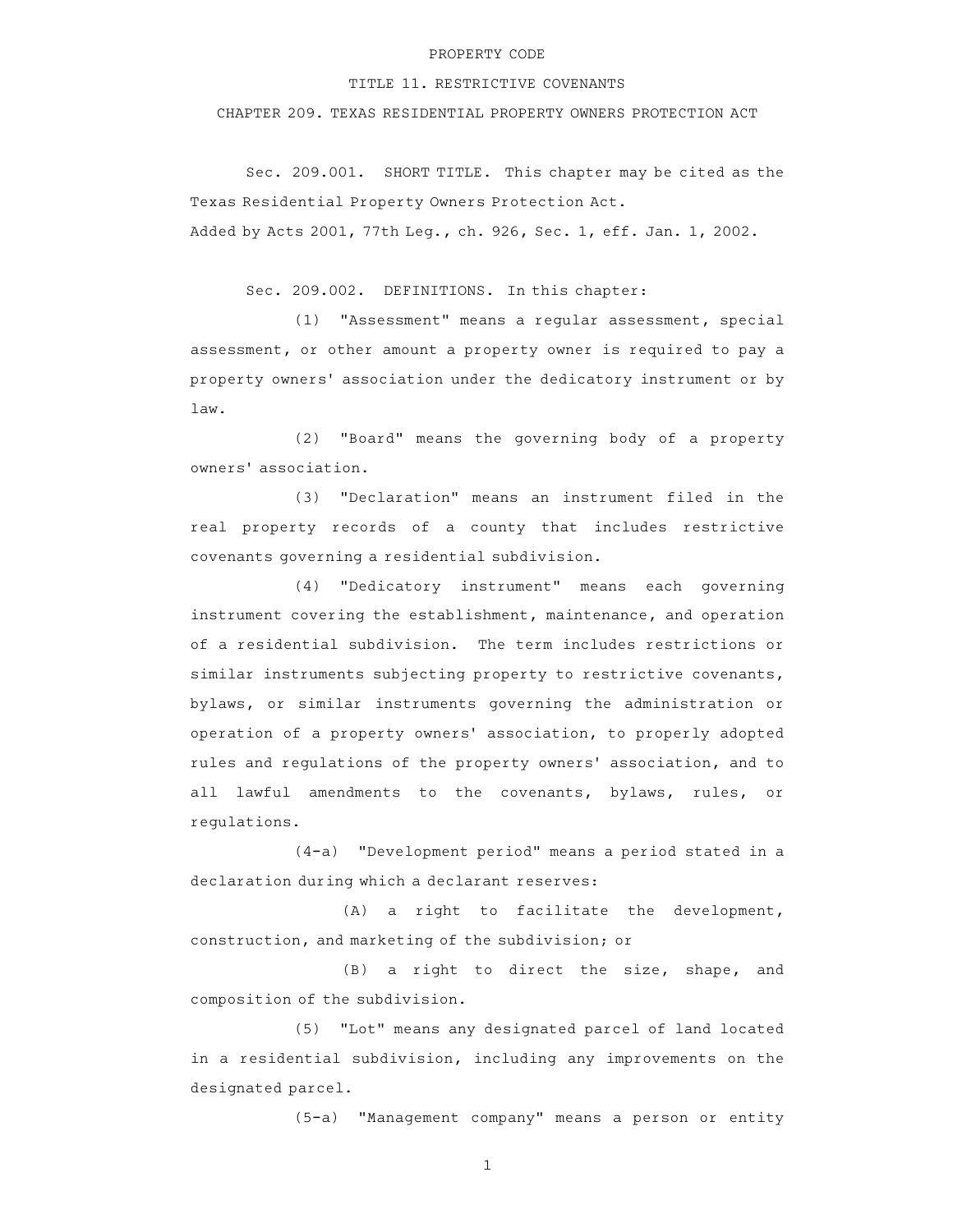PROPERTY CODE

TITLE 11. RESTRICTIVE COVENANTS

CHAPTER 209. TEXAS RESIDENTIAL PROPERTY OWNERS PROTECTION ACT

Sec. 209.001. SHORT TITLE. This chapter may be cited as the Texas Residential Property Owners Protection Act.

Added by Acts 2001, 77th Leg., ch. 926, Sec. 1, eff. Jan. 1, 2002.

Sec. 209.002. DEFINITIONS. In this chapter:

(1) "Assessment" means a regular assessment, special assessment, or other amount a property owner is required to pay a property owners' association under the dedicatory instrument or by law.

(2) "Board" means the governing body of a property owners' association.

(3) "Declaration" means an instrument filed in the real property records of a county that includes restrictive covenants governing a residential subdivision.

(4) "Dedicatory instrument" means each governing instrument covering the establishment, maintenance, and operation of a residential subdivision. The term includes restrictions or similar instruments subjecting property to restrictive covenants, bylaws, or similar instruments governing the administration or operation of a property owners' association, to properly adopted rules and regulations of the property owners' association, and to all lawful amendments to the covenants, bylaws, rules, or regulations.

(4-a) "Development period" means a period stated in a declaration during which a declarant reserves:

(A) a right to facilitate the development, construction, and marketing of the subdivision; or

(B) a right to direct the size, shape, and composition of the subdivision.

(5) "Lot" means any designated parcel of land located in a residential subdivision, including any improvements on the designated parcel.

(5-a) "Management company" means a person or entity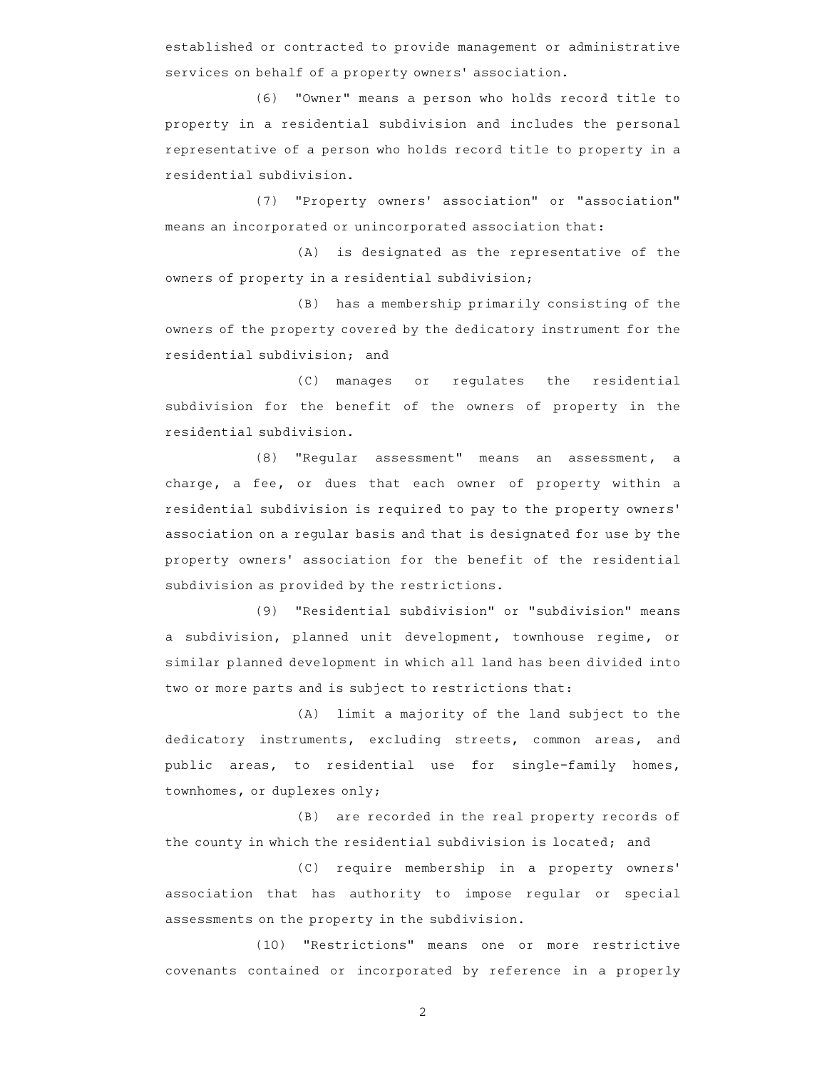established or contracted to provide management or administrative services on behalf of a property owners' association.

(6) "Owner" means a person who holds record title to property in a residential subdivision and includes the personal representative of a person who holds record title to property in a residential subdivision.

(7) "Property owners' association" or "association" means an incorporated or unincorporated association that:

(A) is designated as the representative of the owners of property in a residential subdivision;

(B) has a membership primarily consisting of the owners of the property covered by the dedicatory instrument for the residential subdivision; and

(C) manages or regulates the residential subdivision for the benefit of the owners of property in the residential subdivision.

(8) "Regular assessment" means an assessment, a charge, a fee, or dues that each owner of property within a residential subdivision is required to pay to the property owners' association on a regular basis and that is designated for use by the property owners' association for the benefit of the residential subdivision as provided by the restrictions.

(9) "Residential subdivision" or "subdivision" means a subdivision, planned unit development, townhouse regime, or similar planned development in which all land has been divided into two or more parts and is subject to restrictions that:

(A) limit a majority of the land subject to the dedicatory instruments, excluding streets, common areas, and public areas, to residential use for single-family homes, townhomes, or duplexes only;

(B) are recorded in the real property records of the county in which the residential subdivision is located; and

(C) require membership in a property owners' association that has authority to impose regular or special assessments on the property in the subdivision.

(10) "Restrictions" means one or more restrictive covenants contained or incorporated by reference in a properly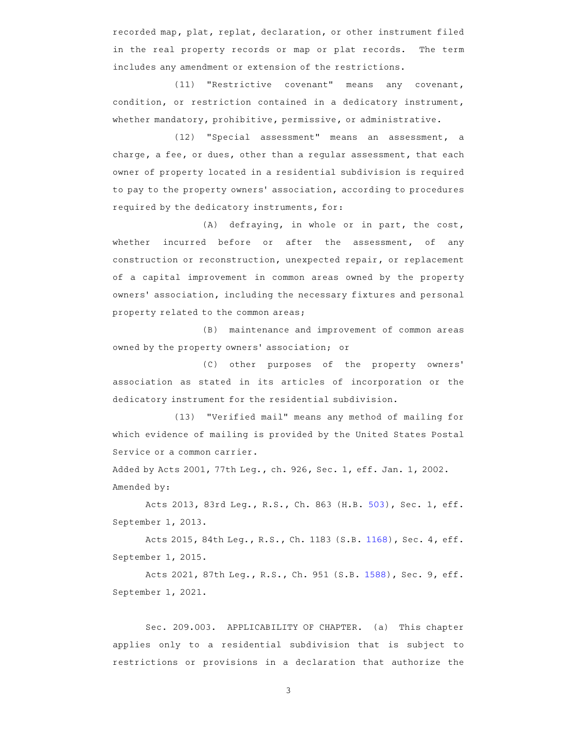recorded map, plat, replat, declaration, or other instrument filed in the real property records or map or plat records. The term includes any amendment or extension of the restrictions.

(11) "Restrictive covenant" means any covenant, condition, or restriction contained in a dedicatory instrument, whether mandatory, prohibitive, permissive, or administrative.

(12) "Special assessment" means an assessment, a charge, a fee, or dues, other than a regular assessment, that each owner of property located in a residential subdivision is required to pay to the property owners' association, according to procedures required by the dedicatory instruments, for:

(A) defraying, in whole or in part, the cost, whether incurred before or after the assessment, of any construction or reconstruction, unexpected repair, or replacement of a capital improvement in common areas owned by the property owners' association, including the necessary fixtures and personal property related to the common areas;

(B) maintenance and improvement of common areas owned by the property owners' association; or

(C) other purposes of the property owners' association as stated in its articles of incorporation or the dedicatory instrument for the residential subdivision.

(13) "Verified mail" means any method of mailing for which evidence of mailing is provided by the United States Postal Service or a common carrier.

Added by Acts 2001, 77th Leg., ch. 926, Sec. 1, eff. Jan. 1, 2002.

Amended by:

Acts 2013, 83rd Leg., R.S., Ch. 863 (H.B. 503), Sec. 1, eff. September 1, 2013.

Acts 2015, 84th Leg., R.S., Ch. 1183 (S.B. 1168), Sec. 4, eff. September 1, 2015.

Acts 2021, 87th Leg., R.S., Ch. 951 (S.B. 1588), Sec. 9, eff. September 1, 2021.

Sec. 209.003. APPLICABILITY OF CHAPTER. (a) This chapter applies only to a residential subdivision that is subject to restrictions or provisions in a declaration that authorize the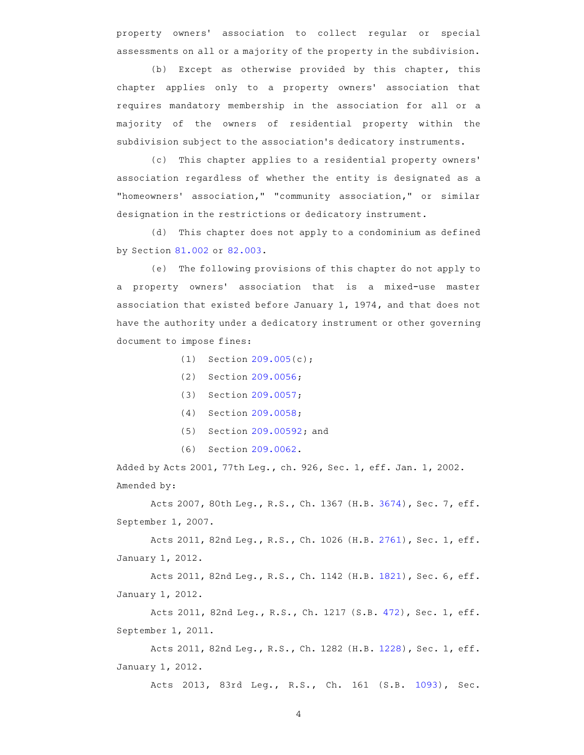property owners' association to collect regular or special assessments on all or a majority of the property in the subdivision.

(b) Except as otherwise provided by this chapter, this chapter applies only to a property owners' association that requires mandatory membership in the association for all or a majority of the owners of residential property within the subdivision subject to the association's dedicatory instruments.

(c) This chapter applies to a residential property owners' association regardless of whether the entity is designated as a "homeowners' association," "community association," or similar designation in the restrictions or dedicatory instrument.

(d) This chapter does not apply to a condominium as defined by Section 81.002 or 82.003.

(e) The following provisions of this chapter do not apply to a property owners' association that is a mixed-use master association that existed before January 1, 1974, and that does not have the authority under a dedicatory instrument or other governing document to impose fines:

(1) Section 209.005(c);

(2) Section 209.0056;

(3) Section 209.0057;

(4) Section 209.0058;

(5) Section 209.00592; and

(6) Section 209.0062.

Added by Acts 2001, 77th Leg., ch. 926, Sec. 1, eff. Jan. 1, 2002.
Amended by:

Acts 2007, 80th Leg., R.S., Ch. 1367 (H.B. 3674), Sec. 7, eff. September 1, 2007.

Acts 2011, 82nd Leg., R.S., Ch. 1026 (H.B. 2761), Sec. 1, eff. January 1, 2012.

Acts 2011, 82nd Leg., R.S., Ch. 1142 (H.B. 1821), Sec. 6, eff. January 1, 2012.

Acts 2011, 82nd Leg., R.S., Ch. 1217 (S.B. 472), Sec. 1, eff. September 1, 2011.

Acts 2011, 82nd Leg., R.S., Ch. 1282 (H.B. 1228), Sec. 1, eff. January 1, 2012.

Acts 2013, 83rd Leg., R.S., Ch. 161 (S.B. 1093), Sec.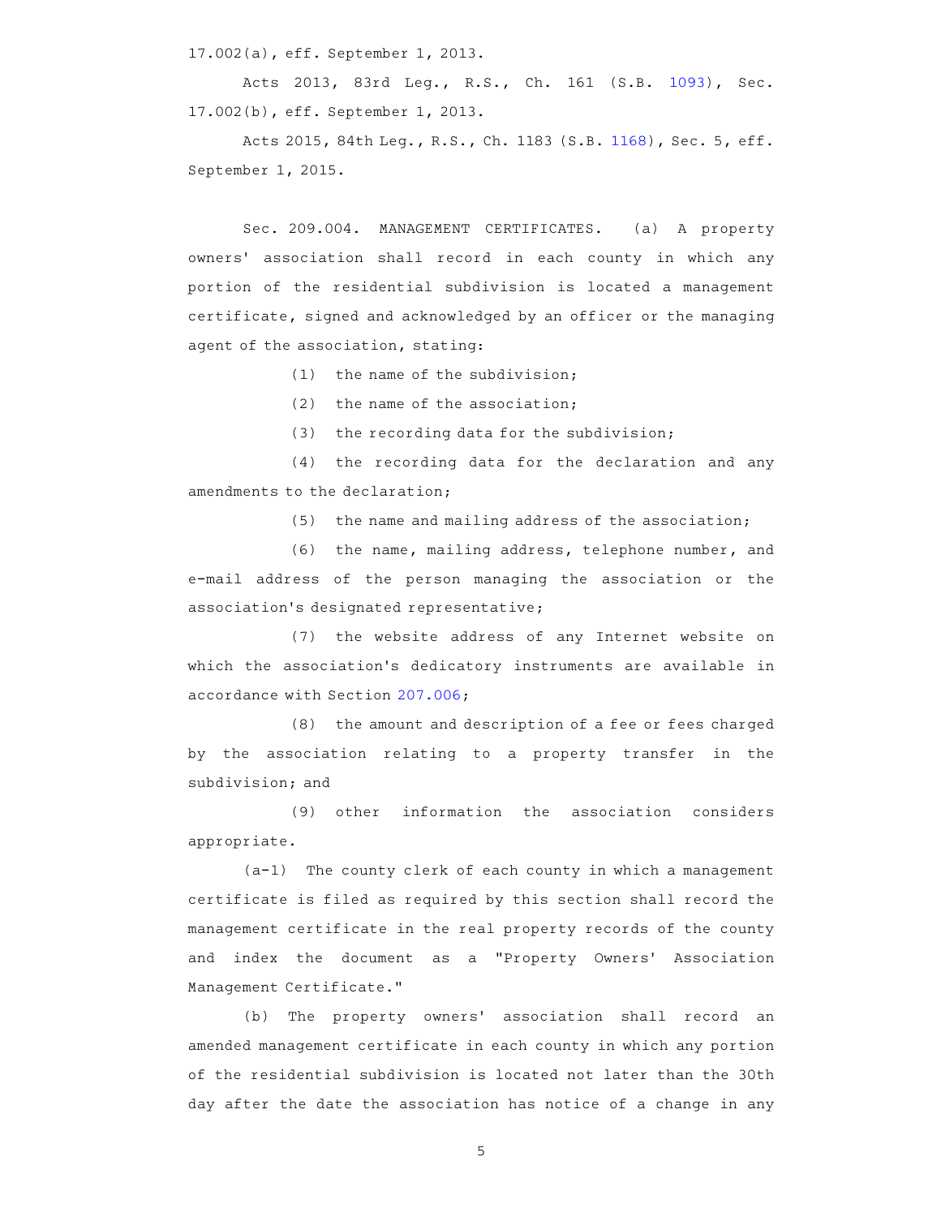17.002(a), eff. September 1, 2013.

Acts 2013, 83rd Leg., R.S., Ch. 161 (S.B. 1093), Sec. 17.002(b), eff. September 1, 2013.

Acts 2015, 84th Leg., R.S., Ch. 1183 (S.B. 1168), Sec. 5, eff. September 1, 2015.

Sec. 209.004. MANAGEMENT CERTIFICATES. (a) A property owners' association shall record in each county in which any portion of the residential subdivision is located a management certificate, signed and acknowledged by an officer or the managing agent of the association, stating:

(1) the name of the subdivision;

(2) the name of the association;

(3) the recording data for the subdivision;

(4) the recording data for the declaration and any amendments to the declaration;

(5) the name and mailing address of the association;

(6) the name, mailing address, telephone number, and e-mail address of the person managing the association or the association's designated representative;

(7) the website address of any Internet website on which the association's dedicatory instruments are available in accordance with Section 207.006;

(8) the amount and description of a fee or fees charged by the association relating to a property transfer in the subdivision; and

(9) other information the association considers appropriate.

(a-1) The county clerk of each county in which a management certificate is filed as required by this section shall record the management certificate in the real property records of the county and index the document as a "Property Owners' Association Management Certificate."

(b) The property owners' association shall record an amended management certificate in each county in which any portion of the residential subdivision is located not later than the 30th day after the date the association has notice of a change in any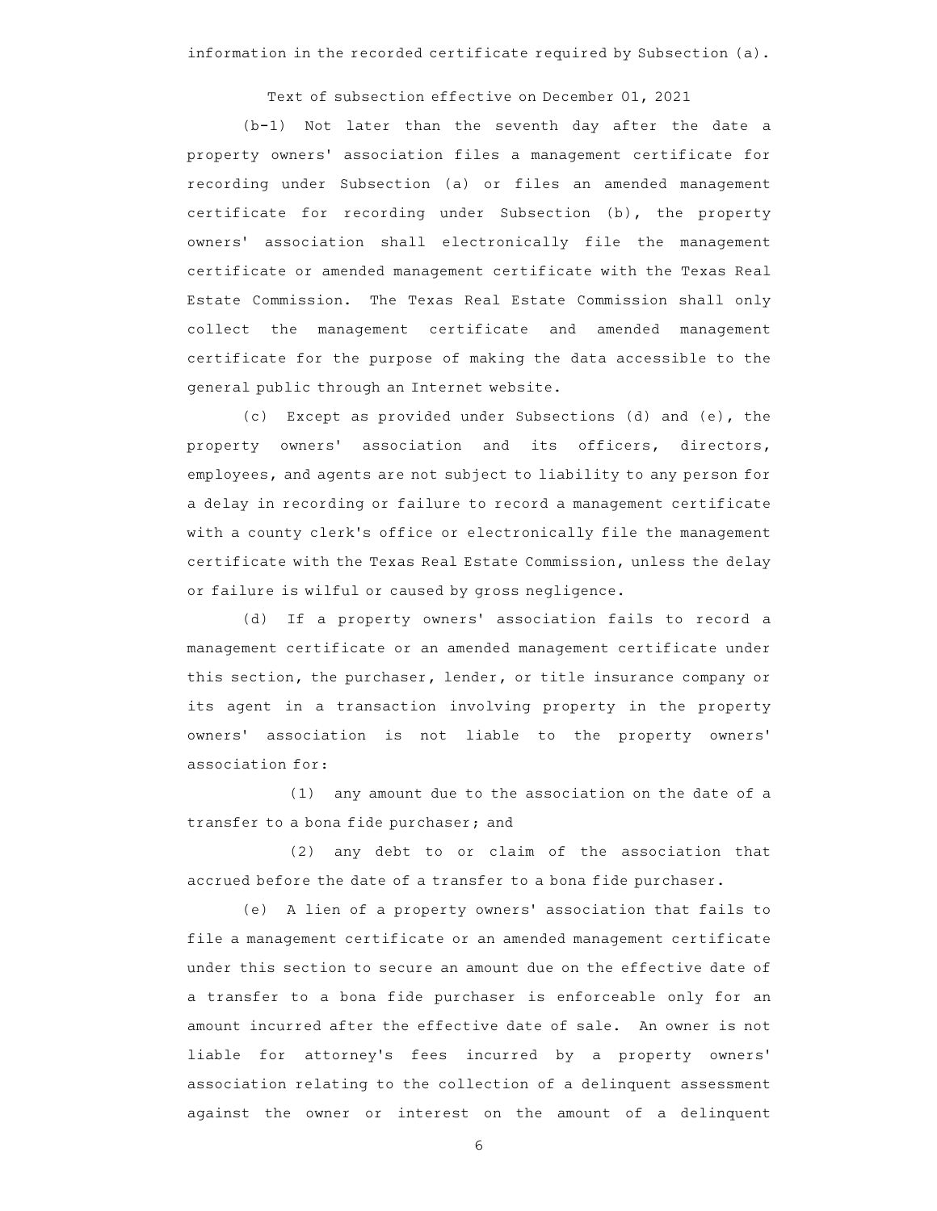information in the recorded certificate required by Subsection (a).

Text of subsection effective on December 01, 2021

(b-1) Not later than the seventh day after the date a property owners' association files a management certificate for recording under Subsection (a) or files an amended management certificate for recording under Subsection (b), the property owners' association shall electronically file the management certificate or amended management certificate with the Texas Real Estate Commission. The Texas Real Estate Commission shall only collect the management certificate and amended management certificate for the purpose of making the data accessible to the general public through an Internet website.

(c) Except as provided under Subsections (d) and (e), the property owners' association and its officers, directors, employees, and agents are not subject to liability to any person for a delay in recording or failure to record a management certificate with a county clerk's office or electronically file the management certificate with the Texas Real Estate Commission, unless the delay or failure is wilful or caused by gross negligence.

(d) If a property owners' association fails to record a management certificate or an amended management certificate under this section, the purchaser, lender, or title insurance company or its agent in a transaction involving property in the property owners' association is not liable to the property owners' association for:

(1) any amount due to the association on the date of a transfer to a bona fide purchaser; and

(2) any debt to or claim of the association that accrued before the date of a transfer to a bona fide purchaser.

(e) A lien of a property owners' association that fails to file a management certificate or an amended management certificate under this section to secure an amount due on the effective date of a transfer to a bona fide purchaser is enforceable only for an amount incurred after the effective date of sale. An owner is not liable for attorney's fees incurred by a property owners' association relating to the collection of a delinquent assessment against the owner or interest on the amount of a delinquent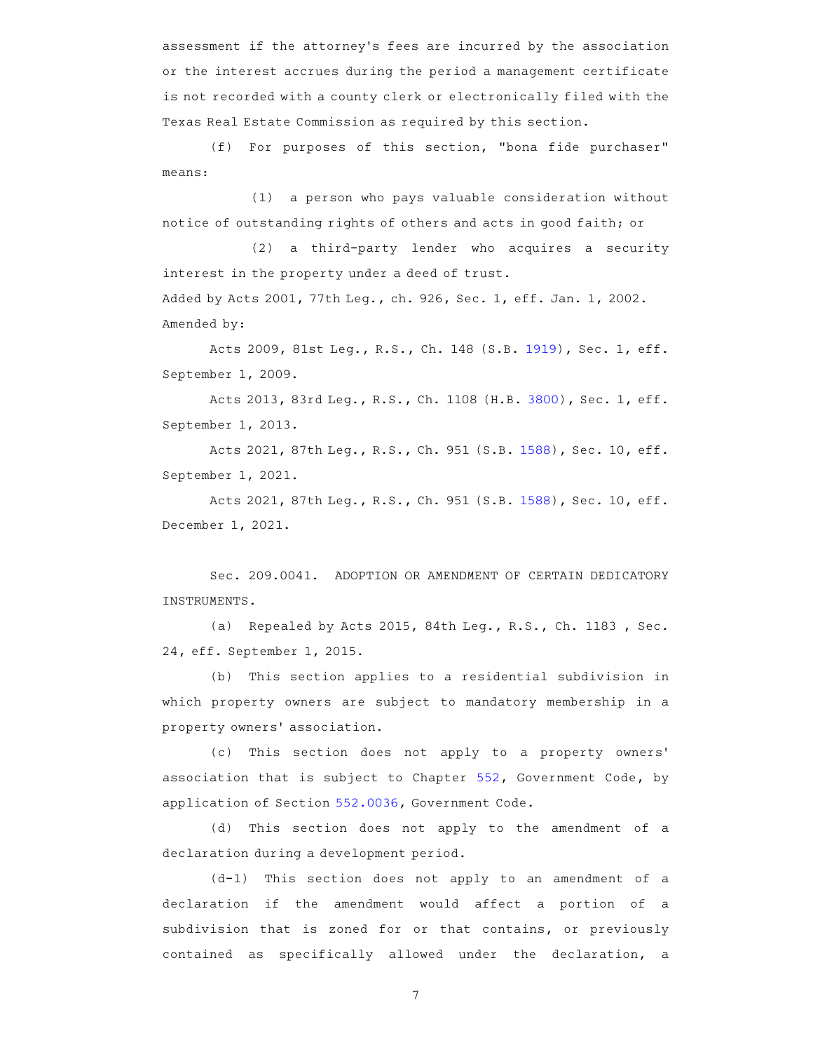assessment if the attorney's fees are incurred by the association or the interest accrues during the period a management certificate is not recorded with a county clerk or electronically filed with the Texas Real Estate Commission as required by this section.

(f) For purposes of this section, "bona fide purchaser" means:

(1) a person who pays valuable consideration without notice of outstanding rights of others and acts in good faith; or

(2) a third-party lender who acquires a security interest in the property under a deed of trust.

Added by Acts 2001, 77th Leg., ch. 926, Sec. 1, eff. Jan. 1, 2002.

Amended by:

Acts 2009, 81st Leg., R.S., Ch. 148 (S.B. 1919), Sec. 1, eff. September 1, 2009.

Acts 2013, 83rd Leg., R.S., Ch. 1108 (H.B. 3800), Sec. 1, eff. September 1, 2013.

Acts 2021, 87th Leg., R.S., Ch. 951 (S.B. 1588), Sec. 10, eff. September 1, 2021.

Acts 2021, 87th Leg., R.S., Ch. 951 (S.B. 1588), Sec. 10, eff. December 1, 2021.

Sec. 209.0041. ADOPTION OR AMENDMENT OF CERTAIN DEDICATORY INSTRUMENTS.

(a) Repealed by Acts 2015, 84th Leg., R.S., Ch. 1183 , Sec. 24, eff. September 1, 2015.

(b) This section applies to a residential subdivision in which property owners are subject to mandatory membership in a property owners' association.

(c) This section does not apply to a property owners' association that is subject to Chapter 552, Government Code, by application of Section 552.0036, Government Code.

(d) This section does not apply to the amendment of a declaration during a development period.

(d-1) This section does not apply to an amendment of a declaration if the amendment would affect a portion of a subdivision that is zoned for or that contains, or previously contained as specifically allowed under the declaration, a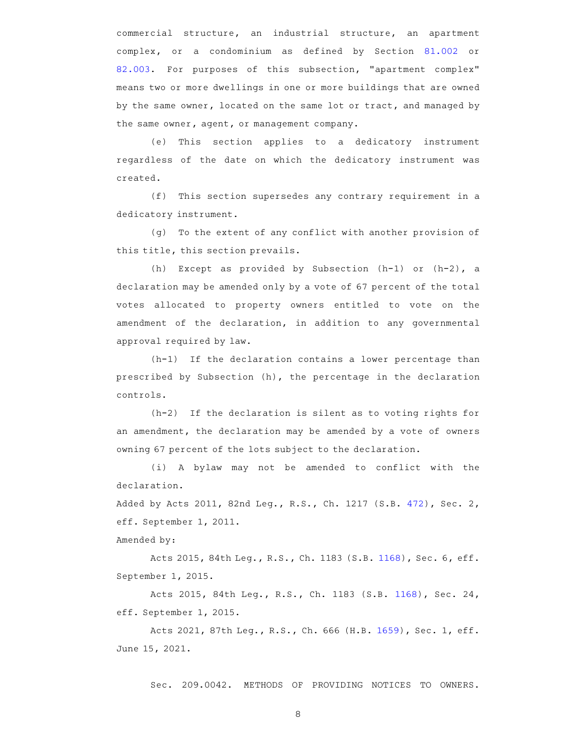commercial structure, an industrial structure, an apartment complex, or a condominium as defined by Section 81.002 or 82.003. For purposes of this subsection, "apartment complex" means two or more dwellings in one or more buildings that are owned by the same owner, located on the same lot or tract, and managed by the same owner, agent, or management company.

(e) This section applies to a dedicatory instrument regardless of the date on which the dedicatory instrument was created.

(f) This section supersedes any contrary requirement in a dedicatory instrument.

(g) To the extent of any conflict with another provision of this title, this section prevails.

(h) Except as provided by Subsection (h-1) or (h-2), a declaration may be amended only by a vote of 67 percent of the total votes allocated to property owners entitled to vote on the amendment of the declaration, in addition to any governmental approval required by law.

(h-1) If the declaration contains a lower percentage than prescribed by Subsection (h), the percentage in the declaration controls.

(h-2) If the declaration is silent as to voting rights for an amendment, the declaration may be amended by a vote of owners owning 67 percent of the lots subject to the declaration.

(i) A bylaw may not be amended to conflict with the declaration.

Added by Acts 2011, 82nd Leg., R.S., Ch. 1217 (S.B. 472), Sec. 2, eff. September 1, 2011.

Amended by:

Acts 2015, 84th Leg., R.S., Ch. 1183 (S.B. 1168), Sec. 6, eff. September 1, 2015.

Acts 2015, 84th Leg., R.S., Ch. 1183 (S.B. 1168), Sec. 24, eff. September 1, 2015.

Acts 2021, 87th Leg., R.S., Ch. 666 (H.B. 1659), Sec. 1, eff. June 15, 2021.

Sec. 209.0042. METHODS OF PROVIDING NOTICES TO OWNERS.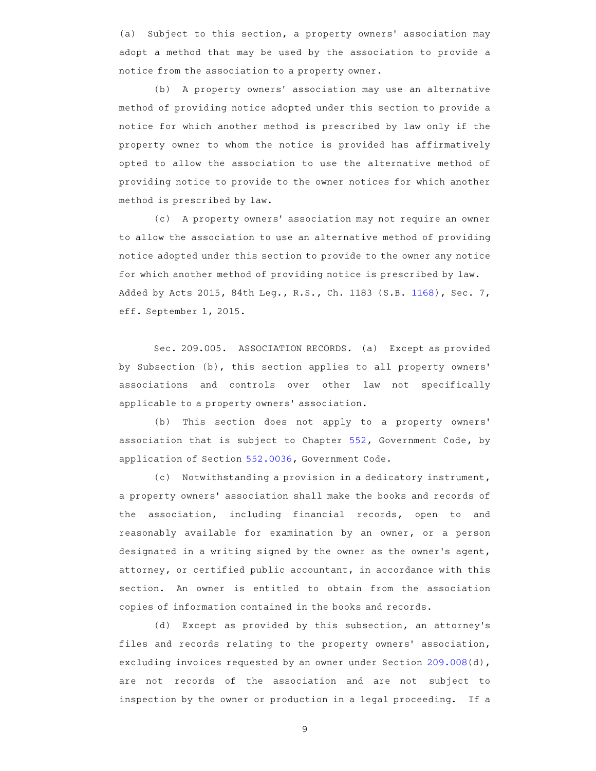(a) Subject to this section, a property owners' association may adopt a method that may be used by the association to provide a notice from the association to a property owner.

(b) A property owners' association may use an alternative method of providing notice adopted under this section to provide a notice for which another method is prescribed by law only if the property owner to whom the notice is provided has affirmatively opted to allow the association to use the alternative method of providing notice to provide to the owner notices for which another method is prescribed by law.

(c) A property owners' association may not require an owner to allow the association to use an alternative method of providing notice adopted under this section to provide to the owner any notice for which another method of providing notice is prescribed by law.

Added by Acts 2015, 84th Leg., R.S., Ch. 1183 (S.B. 1168), Sec. 7, eff. September 1, 2015.

Sec. 209.005. ASSOCIATION RECORDS. (a) Except as provided by Subsection (b), this section applies to all property owners' associations and controls over other law not specifically applicable to a property owners' association.

(b) This section does not apply to a property owners' association that is subject to Chapter 552, Government Code, by application of Section 552.0036, Government Code.

(c) Notwithstanding a provision in a dedicatory instrument, a property owners' association shall make the books and records of the association, including financial records, open to and reasonably available for examination by an owner, or a person designated in a writing signed by the owner as the owner's agent, attorney, or certified public accountant, in accordance with this section. An owner is entitled to obtain from the association copies of information contained in the books and records.

(d) Except as provided by this subsection, an attorney's files and records relating to the property owners' association, excluding invoices requested by an owner under Section 209.008(d), are not records of the association and are not subject to inspection by the owner or production in a legal proceeding. If a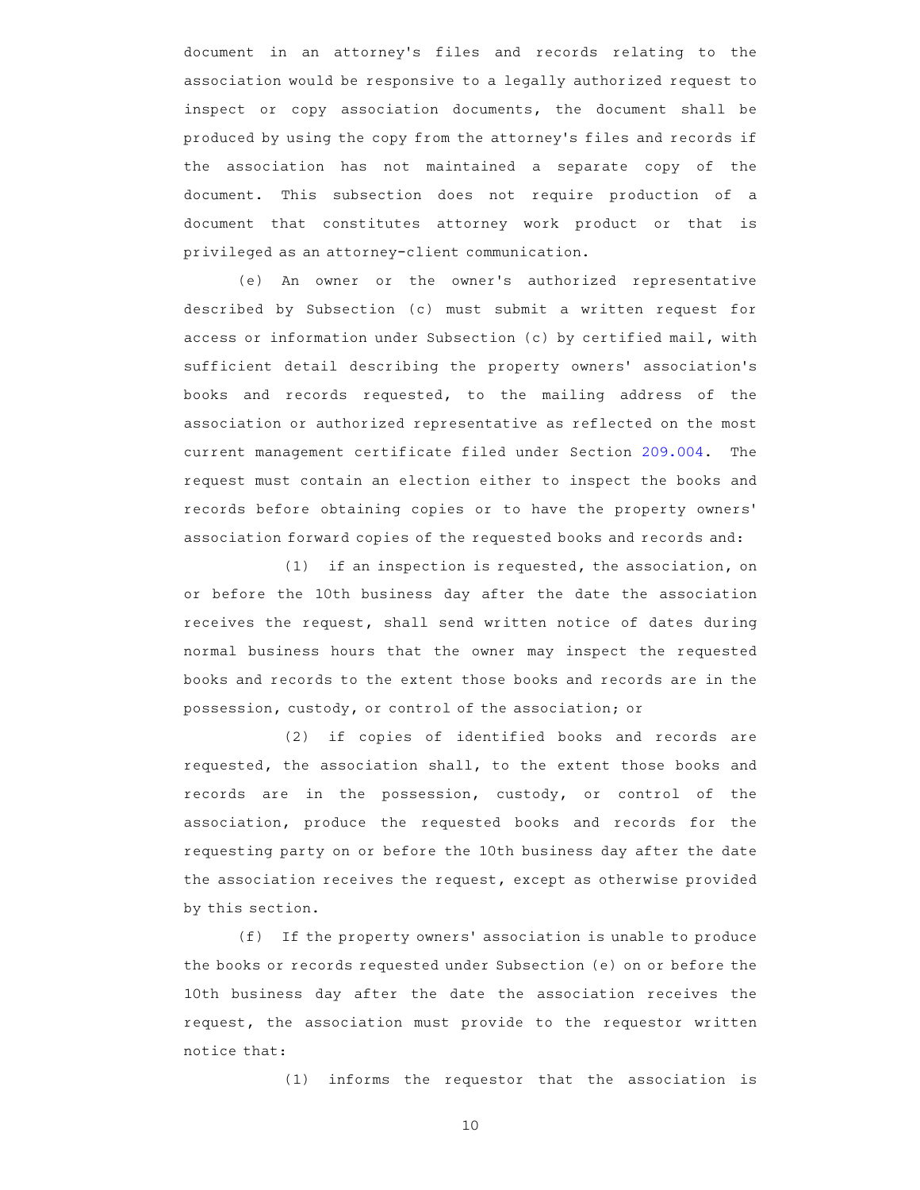document in an attorney's files and records relating to the association would be responsive to a legally authorized request to inspect or copy association documents, the document shall be produced by using the copy from the attorney's files and records if the association has not maintained a separate copy of the document. This subsection does not require production of a document that constitutes attorney work product or that is privileged as an attorney-client communication.

(e) An owner or the owner's authorized representative described by Subsection (c) must submit a written request for access or information under Subsection (c) by certified mail, with sufficient detail describing the property owners' association's books and records requested, to the mailing address of the association or authorized representative as reflected on the most current management certificate filed under Section 209.004. The request must contain an election either to inspect the books and records before obtaining copies or to have the property owners' association forward copies of the requested books and records and:

(1) if an inspection is requested, the association, on or before the 10th business day after the date the association receives the request, shall send written notice of dates during normal business hours that the owner may inspect the requested books and records to the extent those books and records are in the possession, custody, or control of the association; or

(2) if copies of identified books and records are requested, the association shall, to the extent those books and records are in the possession, custody, or control of the association, produce the requested books and records for the requesting party on or before the 10th business day after the date the association receives the request, except as otherwise provided by this section.

(f) If the property owners' association is unable to produce the books or records requested under Subsection (e) on or before the 10th business day after the date the association receives the request, the association must provide to the requestor written notice that:

(1) informs the requestor that the association is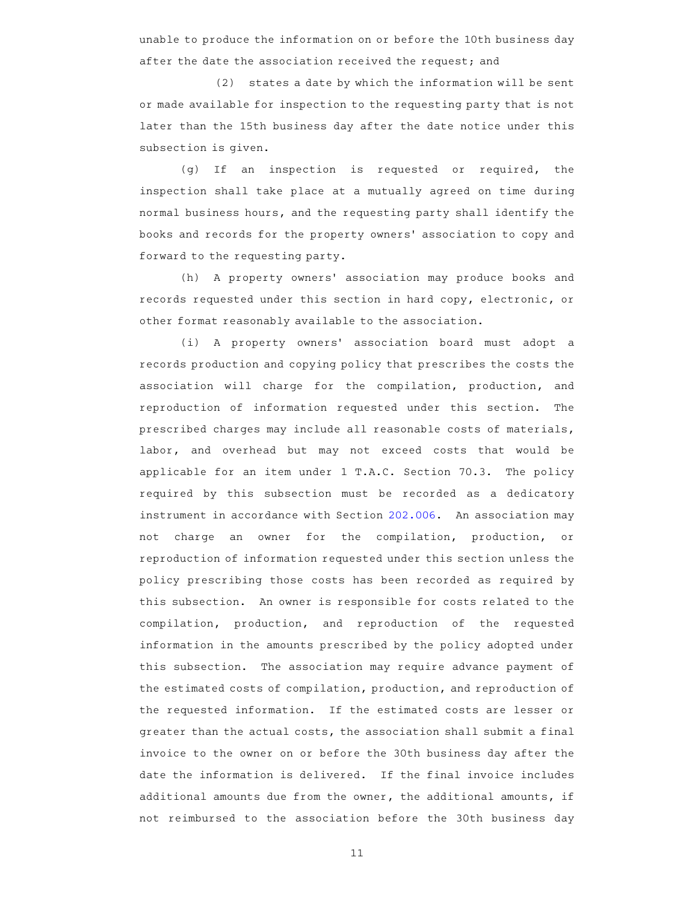unable to produce the information on or before the 10th business day after the date the association received the request; and

(2) states a date by which the information will be sent or made available for inspection to the requesting party that is not later than the 15th business day after the date notice under this subsection is given.

(g) If an inspection is requested or required, the inspection shall take place at a mutually agreed on time during normal business hours, and the requesting party shall identify the books and records for the property owners' association to copy and forward to the requesting party.

(h) A property owners' association may produce books and records requested under this section in hard copy, electronic, or other format reasonably available to the association.

(i) A property owners' association board must adopt a records production and copying policy that prescribes the costs the association will charge for the compilation, production, and reproduction of information requested under this section. The prescribed charges may include all reasonable costs of materials, labor, and overhead but may not exceed costs that would be applicable for an item under 1 T.A.C. Section 70.3. The policy required by this subsection must be recorded as a dedicatory instrument in accordance with Section 202.006. An association may not charge an owner for the compilation, production, or reproduction of information requested under this section unless the policy prescribing those costs has been recorded as required by this subsection. An owner is responsible for costs related to the compilation, production, and reproduction of the requested information in the amounts prescribed by the policy adopted under this subsection. The association may require advance payment of the estimated costs of compilation, production, and reproduction of the requested information. If the estimated costs are lesser or greater than the actual costs, the association shall submit a final invoice to the owner on or before the 30th business day after the date the information is delivered. If the final invoice includes additional amounts due from the owner, the additional amounts, if not reimbursed to the association before the 30th business day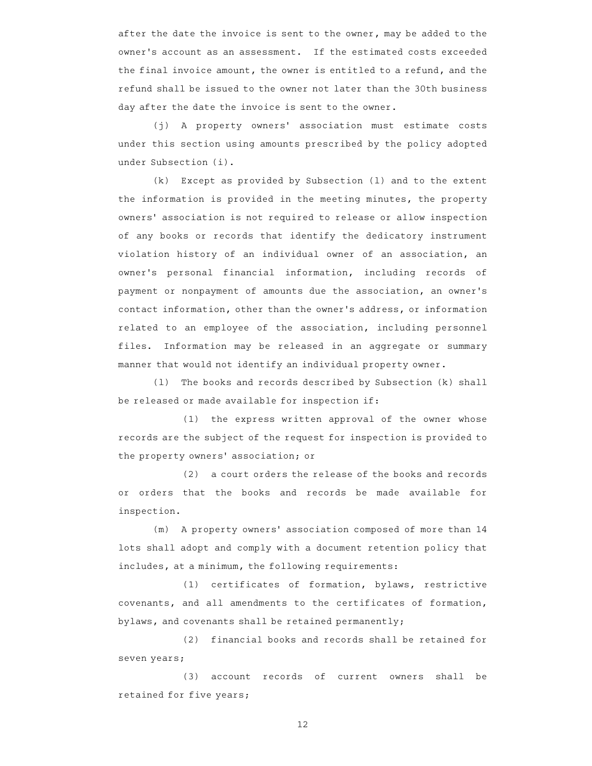after the date the invoice is sent to the owner, may be added to the owner's account as an assessment. If the estimated costs exceeded the final invoice amount, the owner is entitled to a refund, and the refund shall be issued to the owner not later than the 30th business day after the date the invoice is sent to the owner.

(j) A property owners' association must estimate costs under this section using amounts prescribed by the policy adopted under Subsection (i).

(k) Except as provided by Subsection (l) and to the extent the information is provided in the meeting minutes, the property owners' association is not required to release or allow inspection of any books or records that identify the dedicatory instrument violation history of an individual owner of an association, an owner's personal financial information, including records of payment or nonpayment of amounts due the association, an owner's contact information, other than the owner's address, or information related to an employee of the association, including personnel files. Information may be released in an aggregate or summary manner that would not identify an individual property owner.

(l) The books and records described by Subsection (k) shall be released or made available for inspection if:

(1) the express written approval of the owner whose records are the subject of the request for inspection is provided to the property owners' association; or

(2) a court orders the release of the books and records or orders that the books and records be made available for inspection.

(m) A property owners' association composed of more than 14 lots shall adopt and comply with a document retention policy that includes, at a minimum, the following requirements:

(1) certificates of formation, bylaws, restrictive covenants, and all amendments to the certificates of formation, bylaws, and covenants shall be retained permanently;

(2) financial books and records shall be retained for seven years;

(3) account records of current owners shall be retained for five years;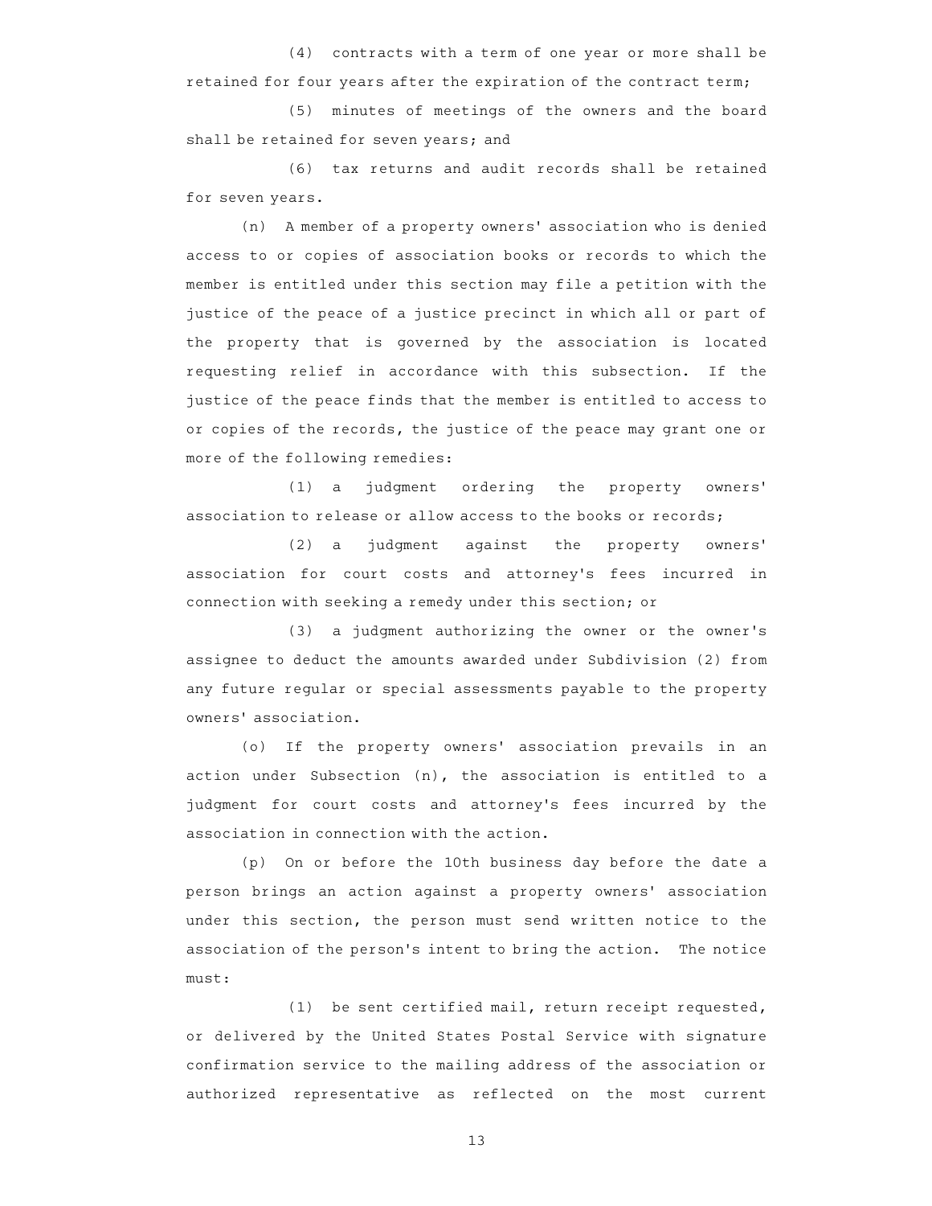(4) contracts with a term of one year or more shall be retained for four years after the expiration of the contract term;

(5) minutes of meetings of the owners and the board shall be retained for seven years; and

(6) tax returns and audit records shall be retained for seven years.

(n) A member of a property owners' association who is denied access to or copies of association books or records to which the member is entitled under this section may file a petition with the justice of the peace of a justice precinct in which all or part of the property that is governed by the association is located requesting relief in accordance with this subsection. If the justice of the peace finds that the member is entitled to access to or copies of the records, the justice of the peace may grant one or more of the following remedies:

(1) a judgment ordering the property owners' association to release or allow access to the books or records;

(2) a judgment against the property owners' association for court costs and attorney's fees incurred in connection with seeking a remedy under this section; or

(3) a judgment authorizing the owner or the owner's assignee to deduct the amounts awarded under Subdivision (2) from any future regular or special assessments payable to the property owners' association.

(o) If the property owners' association prevails in an action under Subsection (n), the association is entitled to a judgment for court costs and attorney's fees incurred by the association in connection with the action.

(p) On or before the 10th business day before the date a person brings an action against a property owners' association under this section, the person must send written notice to the association of the person's intent to bring the action. The notice must:

(1) be sent certified mail, return receipt requested, or delivered by the United States Postal Service with signature confirmation service to the mailing address of the association or authorized representative as reflected on the most current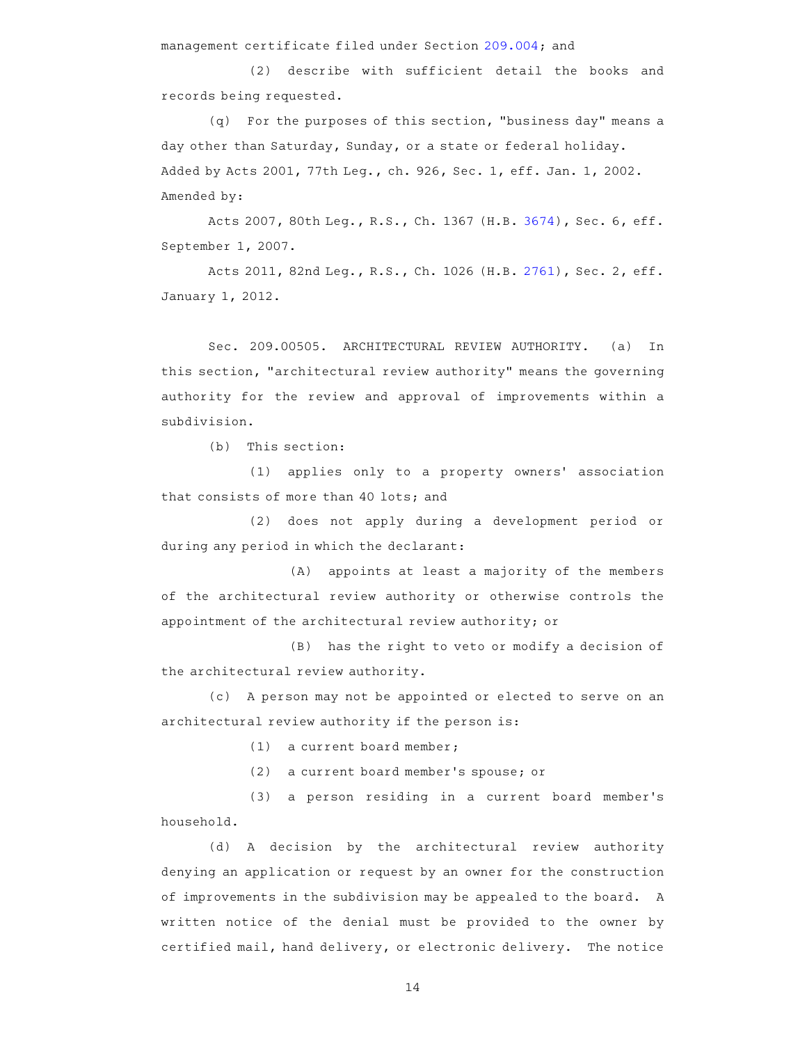management certificate filed under Section 209.004; and

(2) describe with sufficient detail the books and records being requested.

(q) For the purposes of this section, "business day" means a day other than Saturday, Sunday, or a state or federal holiday.

Added by Acts 2001, 77th Leg., ch. 926, Sec. 1, eff. Jan. 1, 2002.

Amended by:

Acts 2007, 80th Leg., R.S., Ch. 1367 (H.B. 3674), Sec. 6, eff. September 1, 2007.

Acts 2011, 82nd Leg., R.S., Ch. 1026 (H.B. 2761), Sec. 2, eff. January 1, 2012.

Sec. 209.00505. ARCHITECTURAL REVIEW AUTHORITY. (a) In this section, "architectural review authority" means the governing authority for the review and approval of improvements within a subdivision.

(b) This section:

(1) applies only to a property owners' association that consists of more than 40 lots; and

(2) does not apply during a development period or during any period in which the declarant:

(A) appoints at least a majority of the members of the architectural review authority or otherwise controls the appointment of the architectural review authority; or

(B) has the right to veto or modify a decision of the architectural review authority.

(c) A person may not be appointed or elected to serve on an architectural review authority if the person is:

(1) a current board member;

(2) a current board member's spouse; or

(3) a person residing in a current board member's household.

(d) A decision by the architectural review authority denying an application or request by an owner for the construction of improvements in the subdivision may be appealed to the board. A written notice of the denial must be provided to the owner by certified mail, hand delivery, or electronic delivery. The notice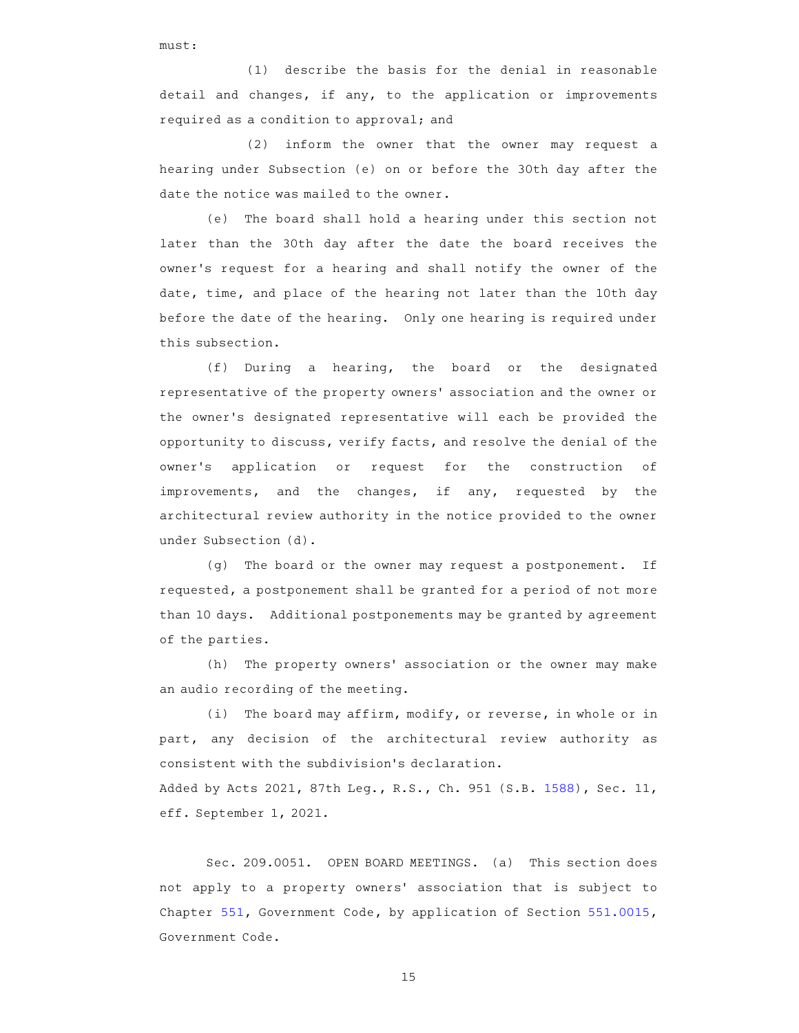must:

(1) describe the basis for the denial in reasonable detail and changes, if any, to the application or improvements required as a condition to approval; and

(2) inform the owner that the owner may request a hearing under Subsection (e) on or before the 30th day after the date the notice was mailed to the owner.

(e) The board shall hold a hearing under this section not later than the 30th day after the date the board receives the owner's request for a hearing and shall notify the owner of the date, time, and place of the hearing not later than the 10th day before the date of the hearing. Only one hearing is required under this subsection.

(f) During a hearing, the board or the designated representative of the property owners' association and the owner or the owner's designated representative will each be provided the opportunity to discuss, verify facts, and resolve the denial of the owner's application or request for the construction of improvements, and the changes, if any, requested by the architectural review authority in the notice provided to the owner under Subsection (d).

(g) The board or the owner may request a postponement. If requested, a postponement shall be granted for a period of not more than 10 days. Additional postponements may be granted by agreement of the parties.

(h) The property owners' association or the owner may make an audio recording of the meeting.

(i) The board may affirm, modify, or reverse, in whole or in part, any decision of the architectural review authority as consistent with the subdivision's declaration.

Added by Acts 2021, 87th Leg., R.S., Ch. 951 (S.B. 1588), Sec. 11, eff. September 1, 2021.

Sec. 209.0051. OPEN BOARD MEETINGS. (a) This section does not apply to a property owners' association that is subject to Chapter 551, Government Code, by application of Section 551.0015, Government Code.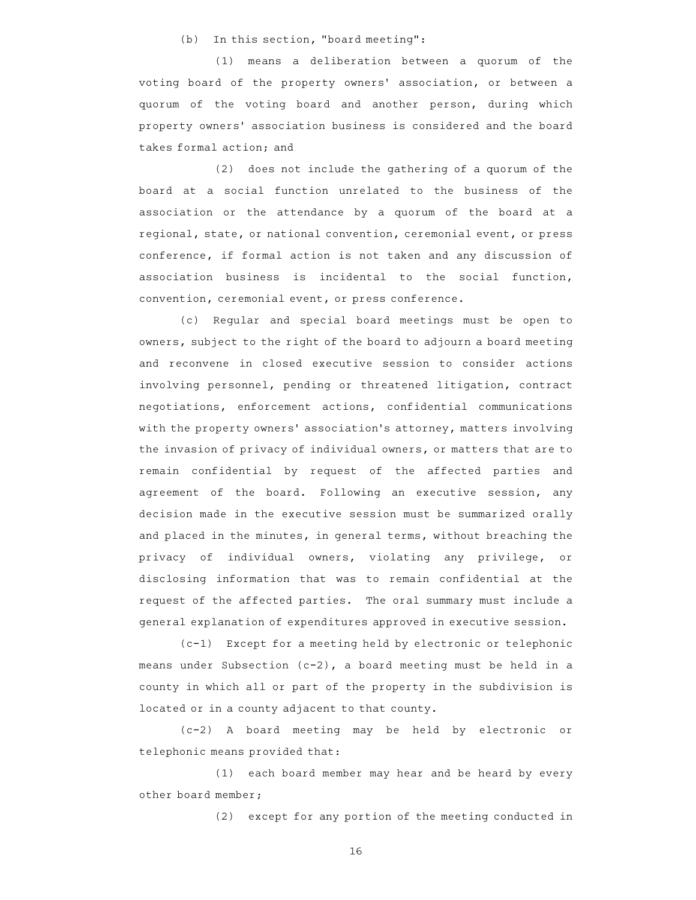(b) In this section, "board meeting":

(1) means a deliberation between a quorum of the voting board of the property owners' association, or between a quorum of the voting board and another person, during which property owners' association business is considered and the board takes formal action; and

(2) does not include the gathering of a quorum of the board at a social function unrelated to the business of the association or the attendance by a quorum of the board at a regional, state, or national convention, ceremonial event, or press conference, if formal action is not taken and any discussion of association business is incidental to the social function, convention, ceremonial event, or press conference.

(c) Regular and special board meetings must be open to owners, subject to the right of the board to adjourn a board meeting and reconvene in closed executive session to consider actions involving personnel, pending or threatened litigation, contract negotiations, enforcement actions, confidential communications with the property owners' association's attorney, matters involving the invasion of privacy of individual owners, or matters that are to remain confidential by request of the affected parties and agreement of the board. Following an executive session, any decision made in the executive session must be summarized orally and placed in the minutes, in general terms, without breaching the privacy of individual owners, violating any privilege, or disclosing information that was to remain confidential at the request of the affected parties. The oral summary must include a general explanation of expenditures approved in executive session.

(c-1) Except for a meeting held by electronic or telephonic means under Subsection (c-2), a board meeting must be held in a county in which all or part of the property in the subdivision is located or in a county adjacent to that county.

(c-2) A board meeting may be held by electronic or telephonic means provided that:

(1) each board member may hear and be heard by every other board member;

(2) except for any portion of the meeting conducted in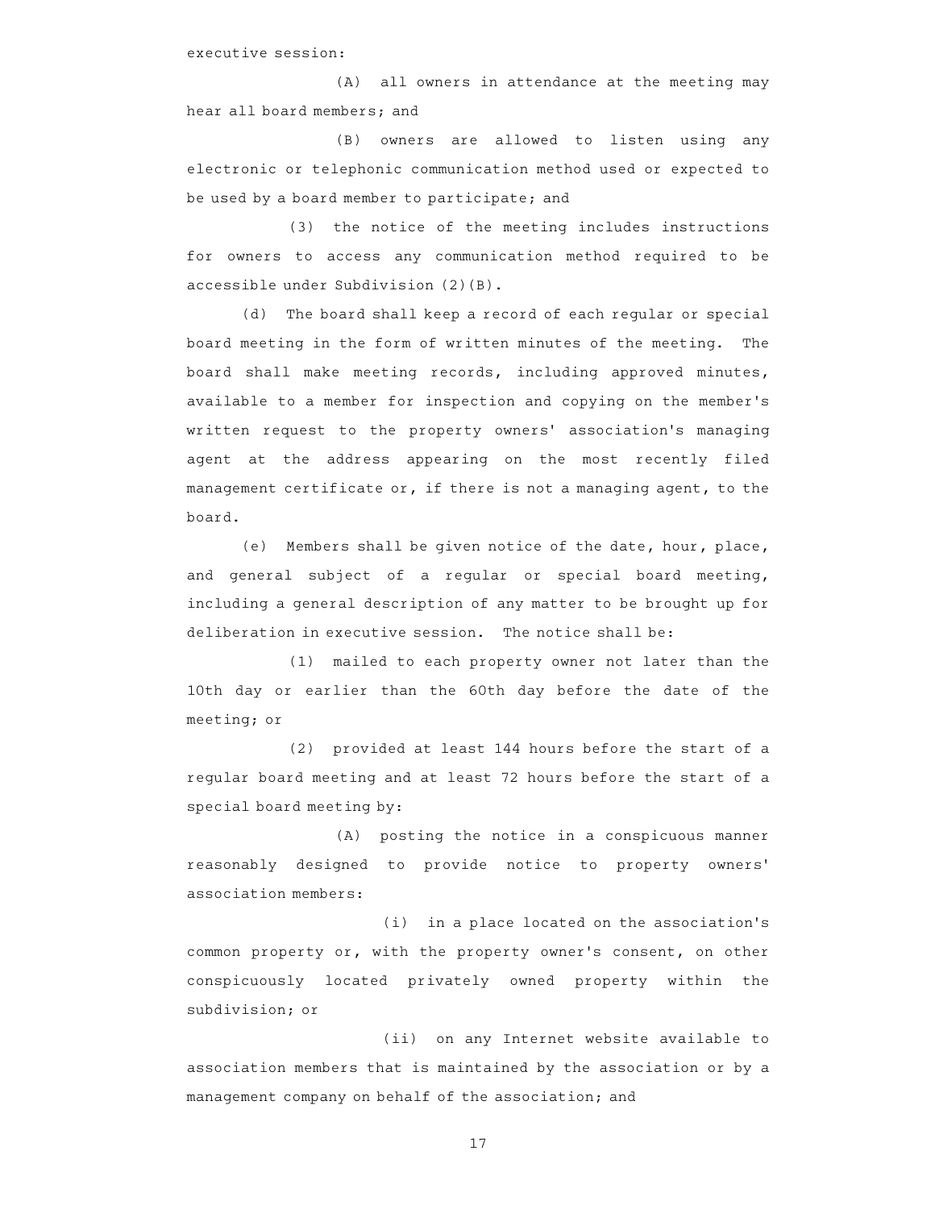executive session:

(A) all owners in attendance at the meeting may hear all board members; and

(B) owners are allowed to listen using any electronic or telephonic communication method used or expected to be used by a board member to participate; and

(3) the notice of the meeting includes instructions for owners to access any communication method required to be accessible under Subdivision (2)(B).

(d) The board shall keep a record of each regular or special board meeting in the form of written minutes of the meeting. The board shall make meeting records, including approved minutes, available to a member for inspection and copying on the member's written request to the property owners' association's managing agent at the address appearing on the most recently filed management certificate or, if there is not a managing agent, to the board.

(e) Members shall be given notice of the date, hour, place, and general subject of a regular or special board meeting, including a general description of any matter to be brought up for deliberation in executive session. The notice shall be:

(1) mailed to each property owner not later than the 10th day or earlier than the 60th day before the date of the meeting; or

(2) provided at least 144 hours before the start of a regular board meeting and at least 72 hours before the start of a special board meeting by:

(A) posting the notice in a conspicuous manner reasonably designed to provide notice to property owners' association members:

(i) in a place located on the association's common property or, with the property owner's consent, on other conspicuously located privately owned property within the subdivision; or

(ii) on any Internet website available to association members that is maintained by the association or by a management company on behalf of the association; and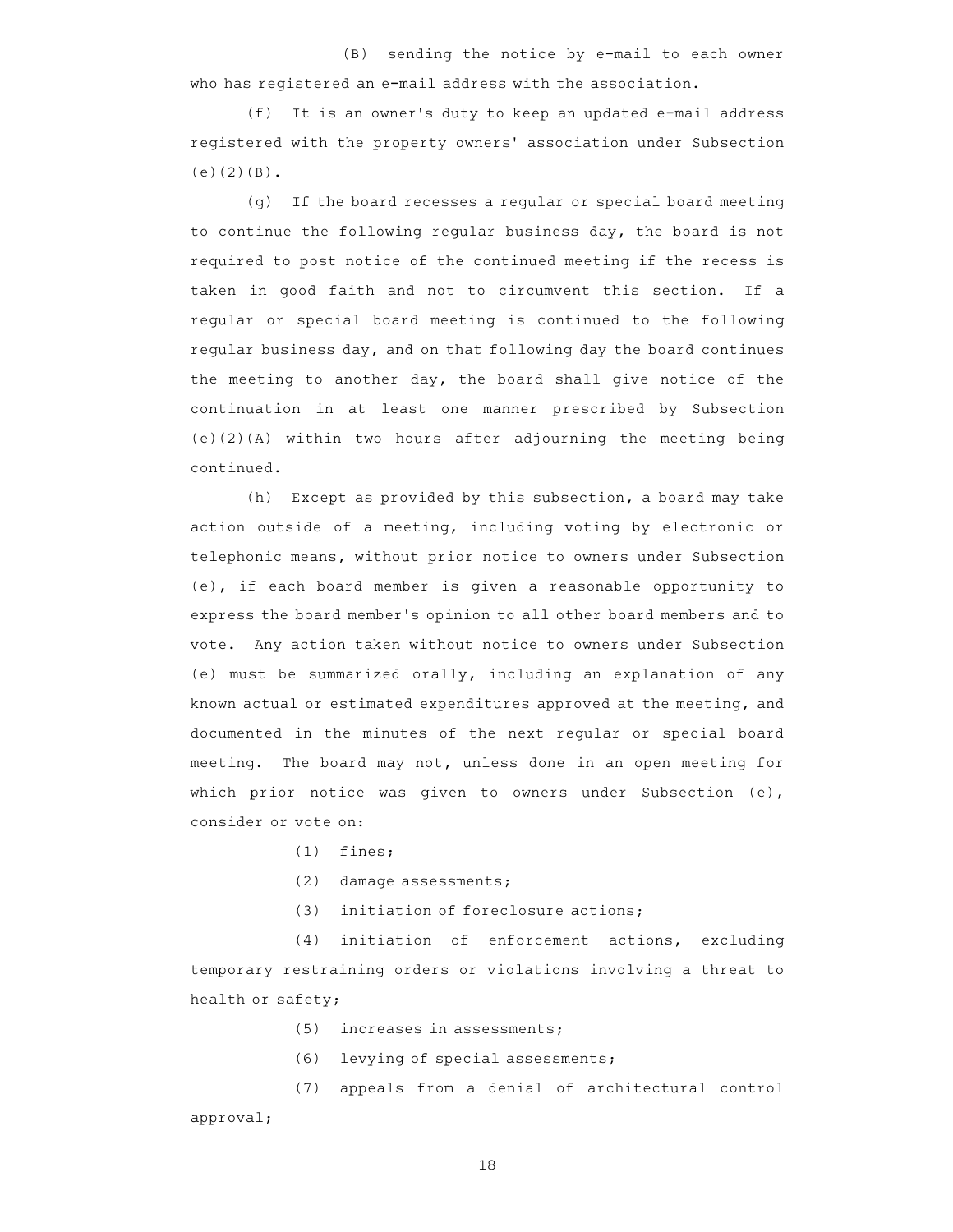(B) sending the notice by e-mail to each owner who has registered an e-mail address with the association.

(f) It is an owner's duty to keep an updated e-mail address registered with the property owners' association under Subsection (e)(2)(B).

(g) If the board recesses a regular or special board meeting to continue the following regular business day, the board is not required to post notice of the continued meeting if the recess is taken in good faith and not to circumvent this section. If a regular or special board meeting is continued to the following regular business day, and on that following day the board continues the meeting to another day, the board shall give notice of the continuation in at least one manner prescribed by Subsection (e)(2)(A) within two hours after adjourning the meeting being continued.

(h) Except as provided by this subsection, a board may take action outside of a meeting, including voting by electronic or telephonic means, without prior notice to owners under Subsection (e), if each board member is given a reasonable opportunity to express the board member's opinion to all other board members and to vote. Any action taken without notice to owners under Subsection (e) must be summarized orally, including an explanation of any known actual or estimated expenditures approved at the meeting, and documented in the minutes of the next regular or special board meeting. The board may not, unless done in an open meeting for which prior notice was given to owners under Subsection (e), consider or vote on:

(1) fines;

(2) damage assessments;

(3) initiation of foreclosure actions;

(4) initiation of enforcement actions, excluding temporary restraining orders or violations involving a threat to health or safety;

(5) increases in assessments;

(6) levying of special assessments;

(7) appeals from a denial of architectural control approval;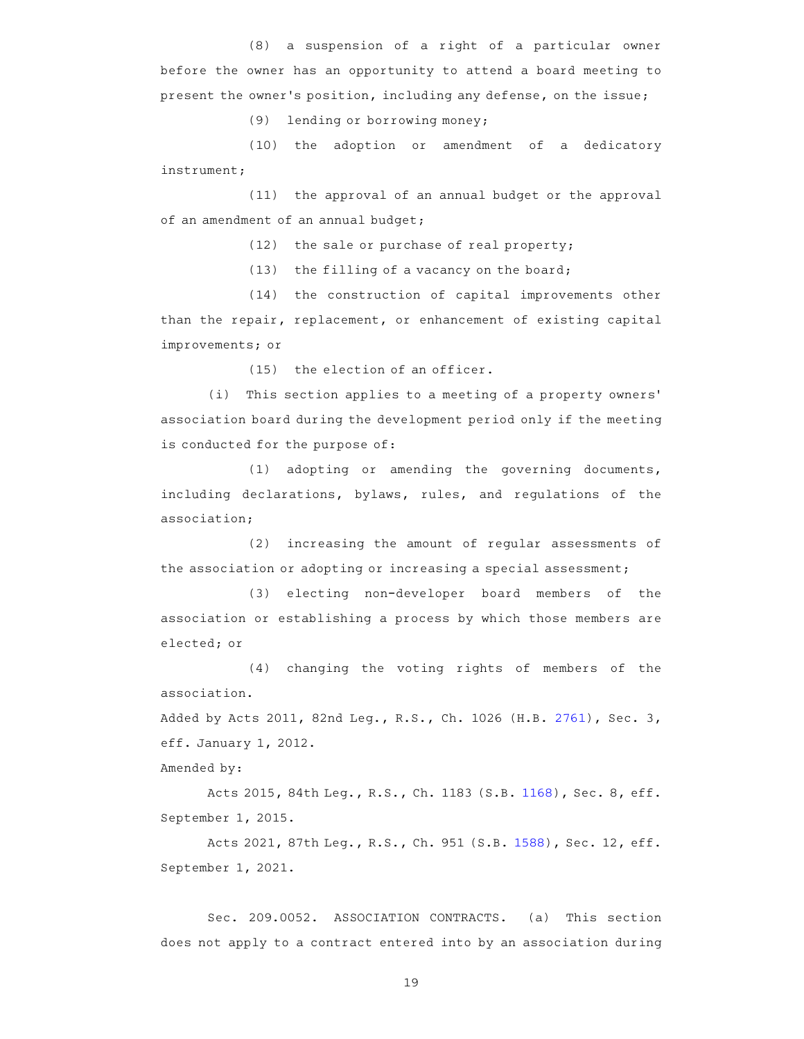(8) a suspension of a right of a particular owner before the owner has an opportunity to attend a board meeting to present the owner's position, including any defense, on the issue;

(9) lending or borrowing money;

(10) the adoption or amendment of a dedicatory instrument;

(11) the approval of an annual budget or the approval of an amendment of an annual budget;

(12) the sale or purchase of real property;

(13) the filling of a vacancy on the board;

(14) the construction of capital improvements other than the repair, replacement, or enhancement of existing capital improvements; or

(15) the election of an officer.

(i) This section applies to a meeting of a property owners' association board during the development period only if the meeting is conducted for the purpose of:

(1) adopting or amending the governing documents, including declarations, bylaws, rules, and regulations of the association;

(2) increasing the amount of regular assessments of the association or adopting or increasing a special assessment;

(3) electing non-developer board members of the association or establishing a process by which those members are elected; or

(4) changing the voting rights of members of the association.

Added by Acts 2011, 82nd Leg., R.S., Ch. 1026 (H.B. 2761), Sec. 3, eff. January 1, 2012.

Amended by:

Acts 2015, 84th Leg., R.S., Ch. 1183 (S.B. 1168), Sec. 8, eff. September 1, 2015.

Acts 2021, 87th Leg., R.S., Ch. 951 (S.B. 1588), Sec. 12, eff. September 1, 2021.

Sec. 209.0052. ASSOCIATION CONTRACTS. (a) This section does not apply to a contract entered into by an association during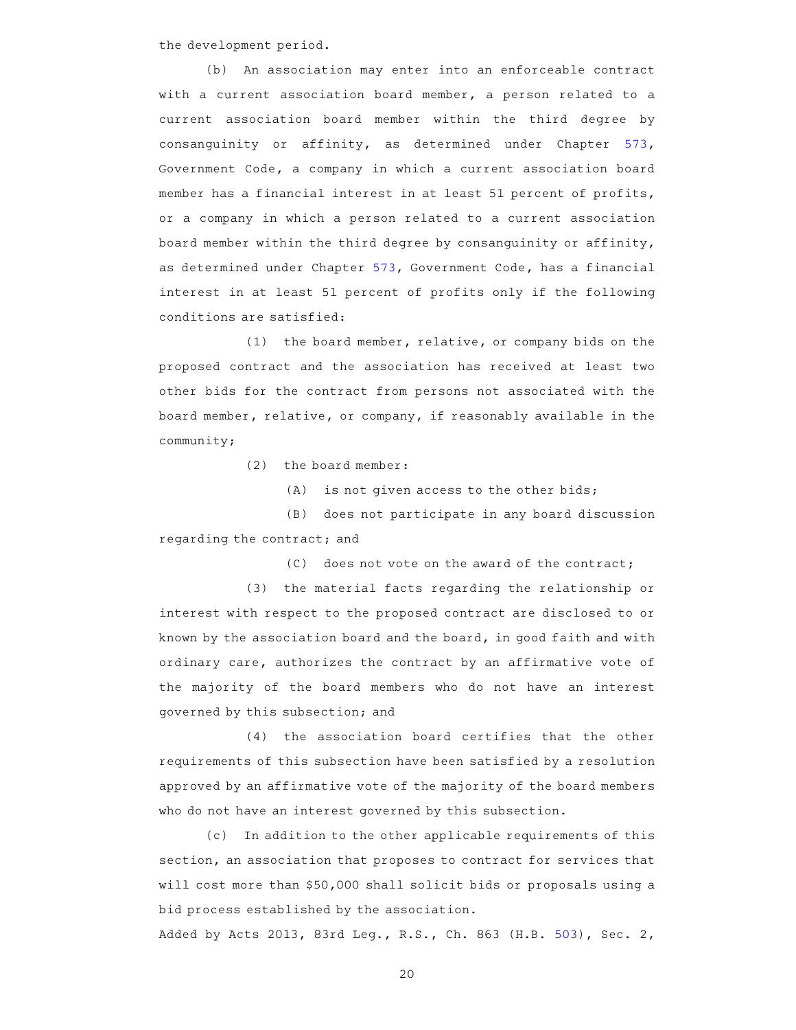the development period.

(b) An association may enter into an enforceable contract with a current association board member, a person related to a current association board member within the third degree by consanguinity or affinity, as determined under Chapter 573, Government Code, a company in which a current association board member has a financial interest in at least 51 percent of profits, or a company in which a person related to a current association board member within the third degree by consanguinity or affinity, as determined under Chapter 573, Government Code, has a financial interest in at least 51 percent of profits only if the following conditions are satisfied:

(1) the board member, relative, or company bids on the proposed contract and the association has received at least two other bids for the contract from persons not associated with the board member, relative, or company, if reasonably available in the community;

(2) the board member:

(A) is not given access to the other bids;

(B) does not participate in any board discussion regarding the contract; and

(C) does not vote on the award of the contract;

(3) the material facts regarding the relationship or interest with respect to the proposed contract are disclosed to or known by the association board and the board, in good faith and with ordinary care, authorizes the contract by an affirmative vote of the majority of the board members who do not have an interest governed by this subsection; and

(4) the association board certifies that the other requirements of this subsection have been satisfied by a resolution approved by an affirmative vote of the majority of the board members who do not have an interest governed by this subsection.

(c) In addition to the other applicable requirements of this section, an association that proposes to contract for services that will cost more than $50,000 shall solicit bids or proposals using a bid process established by the association.

Added by Acts 2013, 83rd Leg., R.S., Ch. 863 (H.B. 503), Sec. 2,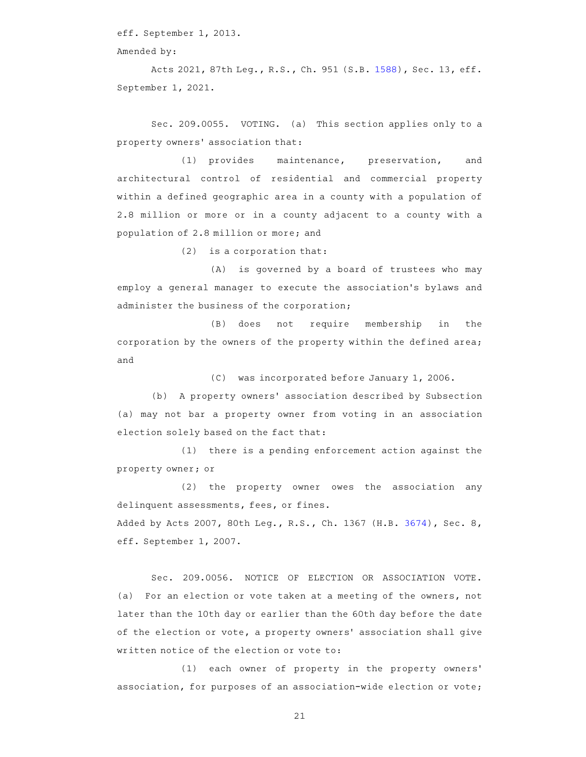eff. September 1, 2013.

Amended by:

Acts 2021, 87th Leg., R.S., Ch. 951 (S.B. 1588), Sec. 13, eff. September 1, 2021.

Sec. 209.0055. VOTING. (a) This section applies only to a property owners' association that:

(1) provides maintenance, preservation, and architectural control of residential and commercial property within a defined geographic area in a county with a population of 2.8 million or more or in a county adjacent to a county with a population of 2.8 million or more; and

(2) is a corporation that:

(A) is governed by a board of trustees who may employ a general manager to execute the association's bylaws and administer the business of the corporation;

(B) does not require membership in the corporation by the owners of the property within the defined area; and

(C) was incorporated before January 1, 2006.

(b) A property owners' association described by Subsection (a) may not bar a property owner from voting in an association election solely based on the fact that:

(1) there is a pending enforcement action against the property owner; or

(2) the property owner owes the association any delinquent assessments, fees, or fines.

Added by Acts 2007, 80th Leg., R.S., Ch. 1367 (H.B. 3674), Sec. 8, eff. September 1, 2007.

Sec. 209.0056. NOTICE OF ELECTION OR ASSOCIATION VOTE. (a) For an election or vote taken at a meeting of the owners, not later than the 10th day or earlier than the 60th day before the date of the election or vote, a property owners' association shall give written notice of the election or vote to:

(1) each owner of property in the property owners' association, for purposes of an association-wide election or vote;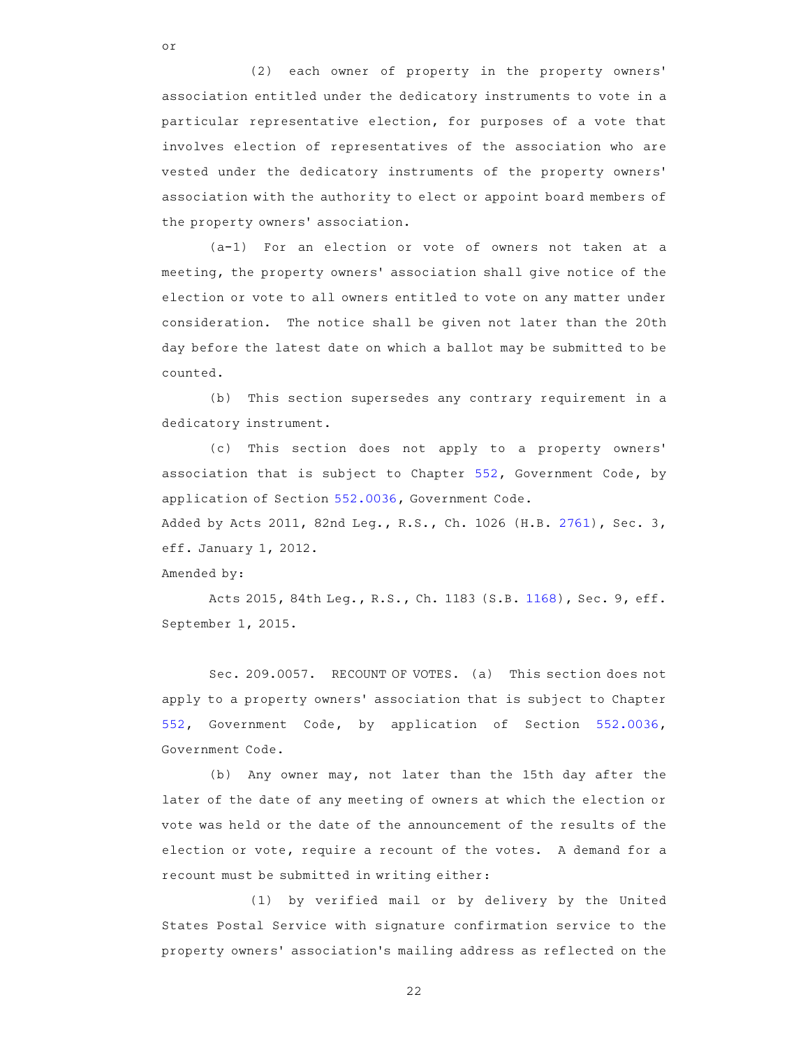or

(2) each owner of property in the property owners' association entitled under the dedicatory instruments to vote in a particular representative election, for purposes of a vote that involves election of representatives of the association who are vested under the dedicatory instruments of the property owners' association with the authority to elect or appoint board members of the property owners' association.

(a-1) For an election or vote of owners not taken at a meeting, the property owners' association shall give notice of the election or vote to all owners entitled to vote on any matter under consideration. The notice shall be given not later than the 20th day before the latest date on which a ballot may be submitted to be counted.

(b) This section supersedes any contrary requirement in a dedicatory instrument.

(c) This section does not apply to a property owners' association that is subject to Chapter 552, Government Code, by application of Section 552.0036, Government Code.

Added by Acts 2011, 82nd Leg., R.S., Ch. 1026 (H.B. 2761), Sec. 3, eff. January 1, 2012.

Amended by:

Acts 2015, 84th Leg., R.S., Ch. 1183 (S.B. 1168), Sec. 9, eff. September 1, 2015.

Sec. 209.0057. RECOUNT OF VOTES. (a) This section does not apply to a property owners' association that is subject to Chapter 552, Government Code, by application of Section 552.0036, Government Code.

(b) Any owner may, not later than the 15th day after the later of the date of any meeting of owners at which the election or vote was held or the date of the announcement of the results of the election or vote, require a recount of the votes. A demand for a recount must be submitted in writing either:

(1) by verified mail or by delivery by the United States Postal Service with signature confirmation service to the property owners' association's mailing address as reflected on the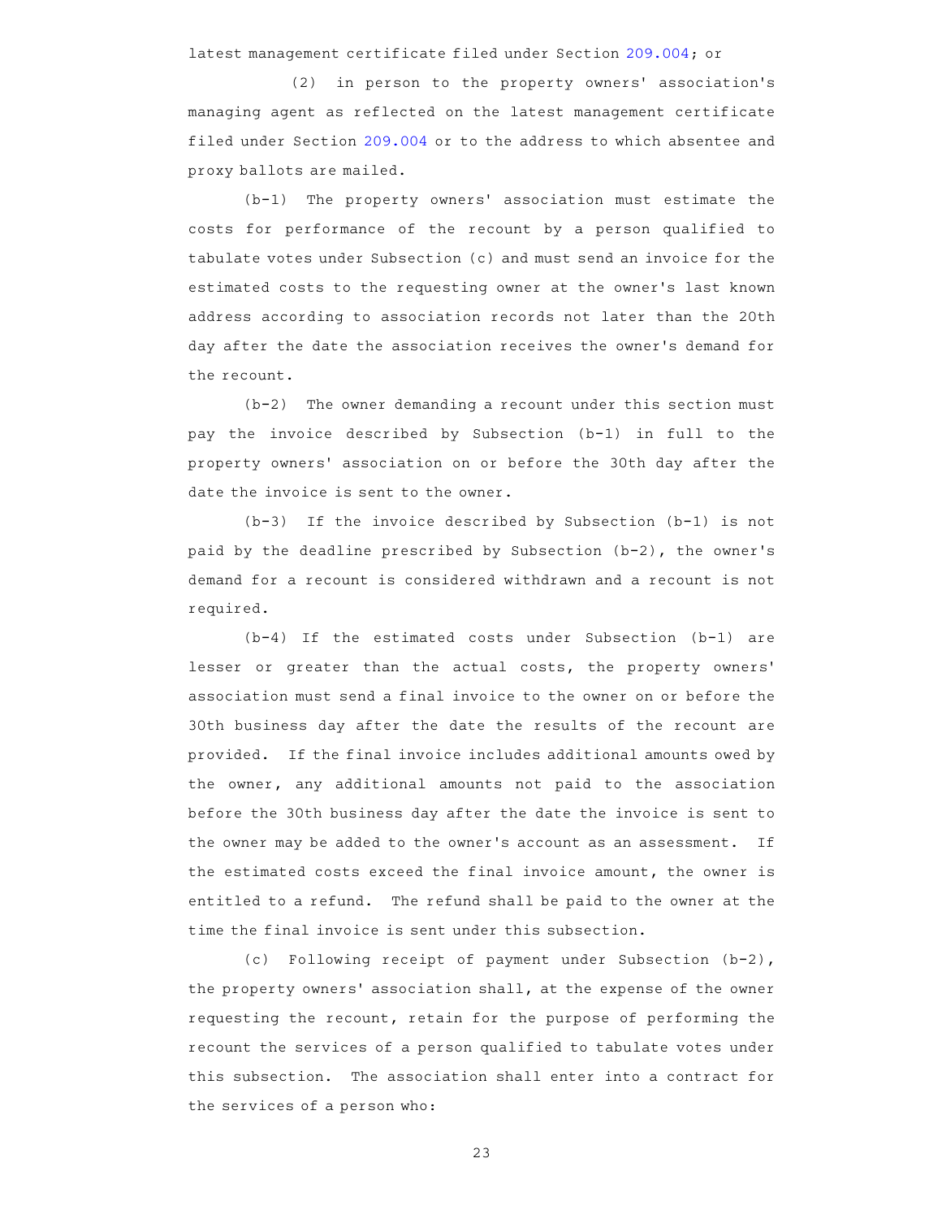latest management certificate filed under Section 209.004; or

(2) in person to the property owners' association's managing agent as reflected on the latest management certificate filed under Section 209.004 or to the address to which absentee and proxy ballots are mailed.

(b-1) The property owners' association must estimate the costs for performance of the recount by a person qualified to tabulate votes under Subsection (c) and must send an invoice for the estimated costs to the requesting owner at the owner's last known address according to association records not later than the 20th day after the date the association receives the owner's demand for the recount.

(b-2) The owner demanding a recount under this section must pay the invoice described by Subsection (b-1) in full to the property owners' association on or before the 30th day after the date the invoice is sent to the owner.

(b-3) If the invoice described by Subsection (b-1) is not paid by the deadline prescribed by Subsection (b-2), the owner's demand for a recount is considered withdrawn and a recount is not required.

(b-4) If the estimated costs under Subsection (b-1) are lesser or greater than the actual costs, the property owners' association must send a final invoice to the owner on or before the 30th business day after the date the results of the recount are provided. If the final invoice includes additional amounts owed by the owner, any additional amounts not paid to the association before the 30th business day after the date the invoice is sent to the owner may be added to the owner's account as an assessment. If the estimated costs exceed the final invoice amount, the owner is entitled to a refund. The refund shall be paid to the owner at the time the final invoice is sent under this subsection.

(c) Following receipt of payment under Subsection (b-2), the property owners' association shall, at the expense of the owner requesting the recount, retain for the purpose of performing the recount the services of a person qualified to tabulate votes under this subsection. The association shall enter into a contract for the services of a person who: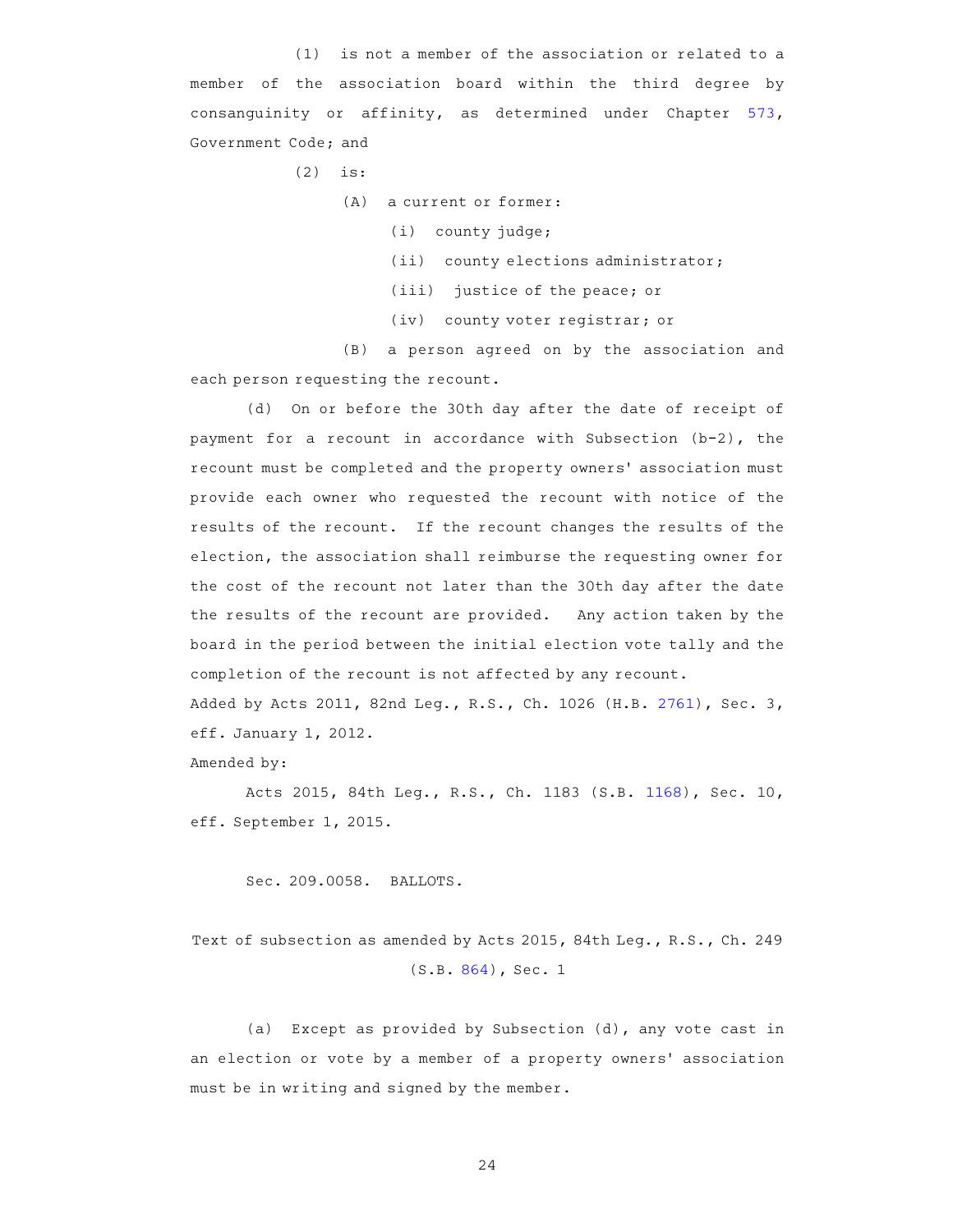(1) is not a member of the association or related to a member of the association board within the third degree by consanguinity or affinity, as determined under Chapter 573, Government Code; and

(2) is:

(A) a current or former:

(i) county judge;

(ii) county elections administrator;

(iii) justice of the peace; or

(iv) county voter registrar; or

(B) a person agreed on by the association and each person requesting the recount.

(d) On or before the 30th day after the date of receipt of payment for a recount in accordance with Subsection (b-2), the recount must be completed and the property owners' association must provide each owner who requested the recount with notice of the results of the recount. If the recount changes the results of the election, the association shall reimburse the requesting owner for the cost of the recount not later than the 30th day after the date the results of the recount are provided. Any action taken by the board in the period between the initial election vote tally and the completion of the recount is not affected by any recount.

Added by Acts 2011, 82nd Leg., R.S., Ch. 1026 (H.B. 2761), Sec. 3, eff. January 1, 2012.

Amended by:

Acts 2015, 84th Leg., R.S., Ch. 1183 (S.B. 1168), Sec. 10, eff. September 1, 2015.

Sec. 209.0058. BALLOTS.

Text of subsection as amended by Acts 2015, 84th Leg., R.S., Ch. 249 (S.B. 864), Sec. 1

(a) Except as provided by Subsection (d), any vote cast in an election or vote by a member of a property owners' association must be in writing and signed by the member.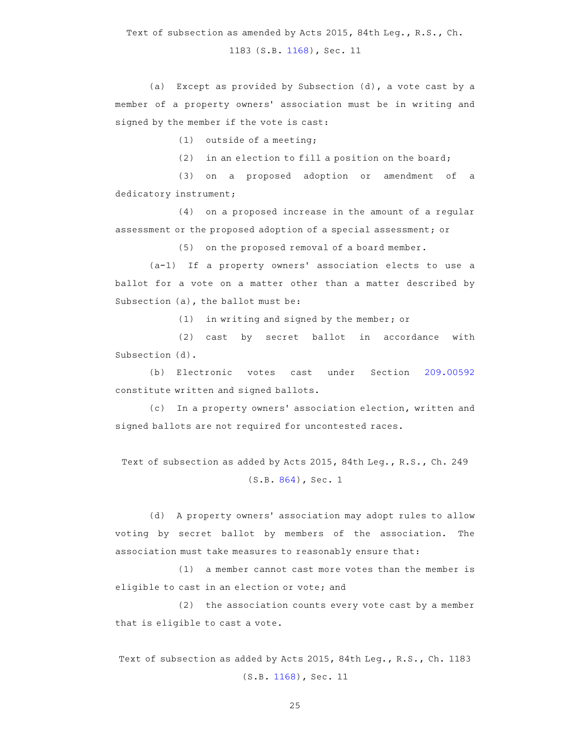Text of subsection as amended by Acts 2015, 84th Leg., R.S., Ch. 1183 (S.B. 1168), Sec. 11

(a) Except as provided by Subsection (d), a vote cast by a member of a property owners' association must be in writing and signed by the member if the vote is cast:

(1) outside of a meeting;

(2) in an election to fill a position on the board;

(3) on a proposed adoption or amendment of a dedicatory instrument;

(4) on a proposed increase in the amount of a regular assessment or the proposed adoption of a special assessment; or

(5) on the proposed removal of a board member.

(a-1) If a property owners' association elects to use a ballot for a vote on a matter other than a matter described by Subsection (a), the ballot must be:

(1) in writing and signed by the member; or

(2) cast by secret ballot in accordance with Subsection (d).

(b) Electronic votes cast under Section 209.00592 constitute written and signed ballots.

(c) In a property owners' association election, written and signed ballots are not required for uncontested races.

Text of subsection as added by Acts 2015, 84th Leg., R.S., Ch. 249 (S.B. 864), Sec. 1

(d) A property owners' association may adopt rules to allow voting by secret ballot by members of the association. The association must take measures to reasonably ensure that:

(1) a member cannot cast more votes than the member is eligible to cast in an election or vote; and

(2) the association counts every vote cast by a member that is eligible to cast a vote.

Text of subsection as added by Acts 2015, 84th Leg., R.S., Ch. 1183 (S.B. 1168), Sec. 11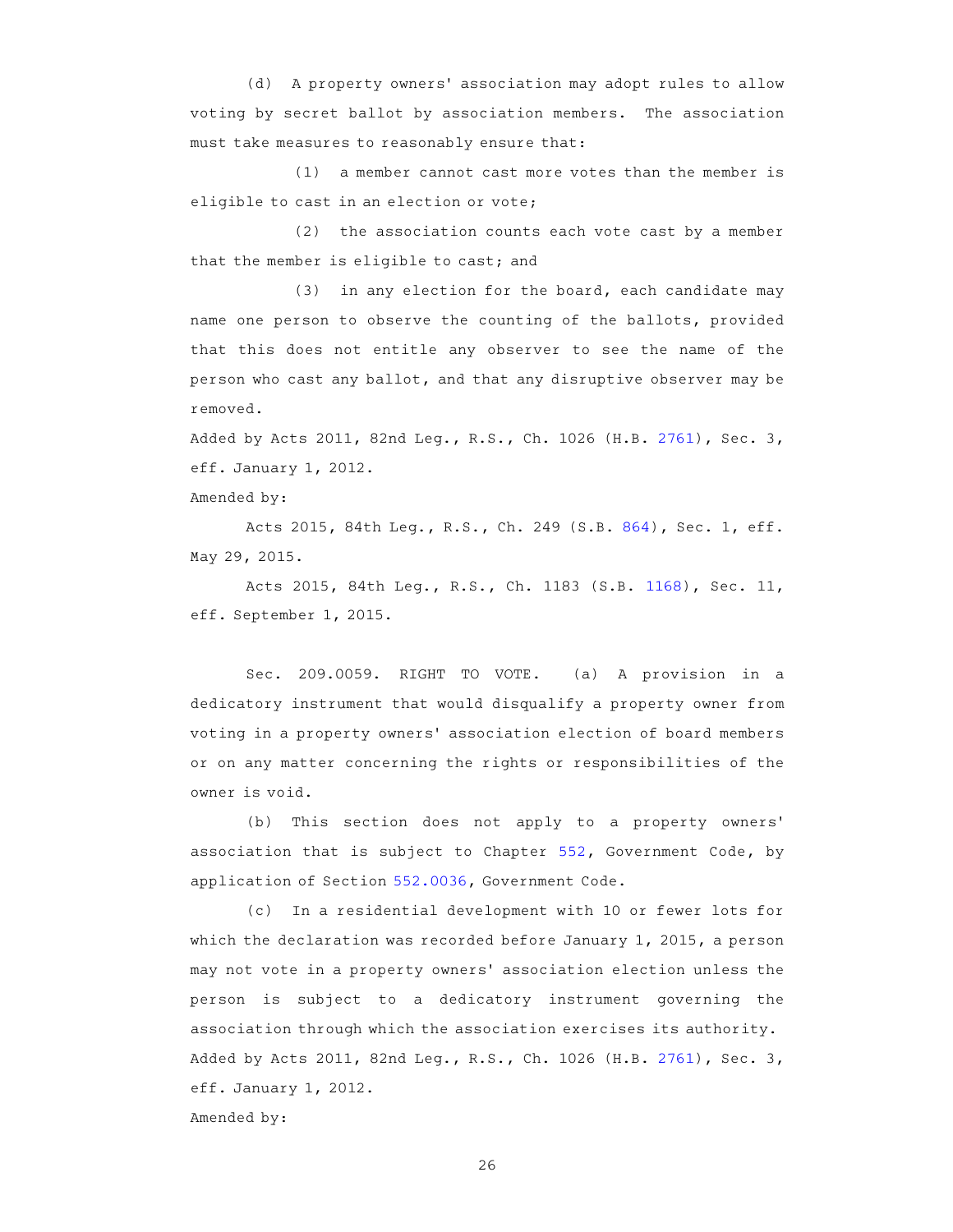(d) A property owners' association may adopt rules to allow voting by secret ballot by association members. The association must take measures to reasonably ensure that:

(1) a member cannot cast more votes than the member is eligible to cast in an election or vote;

(2) the association counts each vote cast by a member that the member is eligible to cast; and

(3) in any election for the board, each candidate may name one person to observe the counting of the ballots, provided that this does not entitle any observer to see the name of the person who cast any ballot, and that any disruptive observer may be removed.

Added by Acts 2011, 82nd Leg., R.S., Ch. 1026 (H.B. 2761), Sec. 3, eff. January 1, 2012.

Amended by:

Acts 2015, 84th Leg., R.S., Ch. 249 (S.B. 864), Sec. 1, eff. May 29, 2015.

Acts 2015, 84th Leg., R.S., Ch. 1183 (S.B. 1168), Sec. 11, eff. September 1, 2015.

Sec. 209.0059. RIGHT TO VOTE. (a) A provision in a dedicatory instrument that would disqualify a property owner from voting in a property owners' association election of board members or on any matter concerning the rights or responsibilities of the owner is void.

(b) This section does not apply to a property owners' association that is subject to Chapter 552, Government Code, by application of Section 552.0036, Government Code.

(c) In a residential development with 10 or fewer lots for which the declaration was recorded before January 1, 2015, a person may not vote in a property owners' association election unless the person is subject to a dedicatory instrument governing the association through which the association exercises its authority.

Added by Acts 2011, 82nd Leg., R.S., Ch. 1026 (H.B. 2761), Sec. 3, eff. January 1, 2012.

Amended by: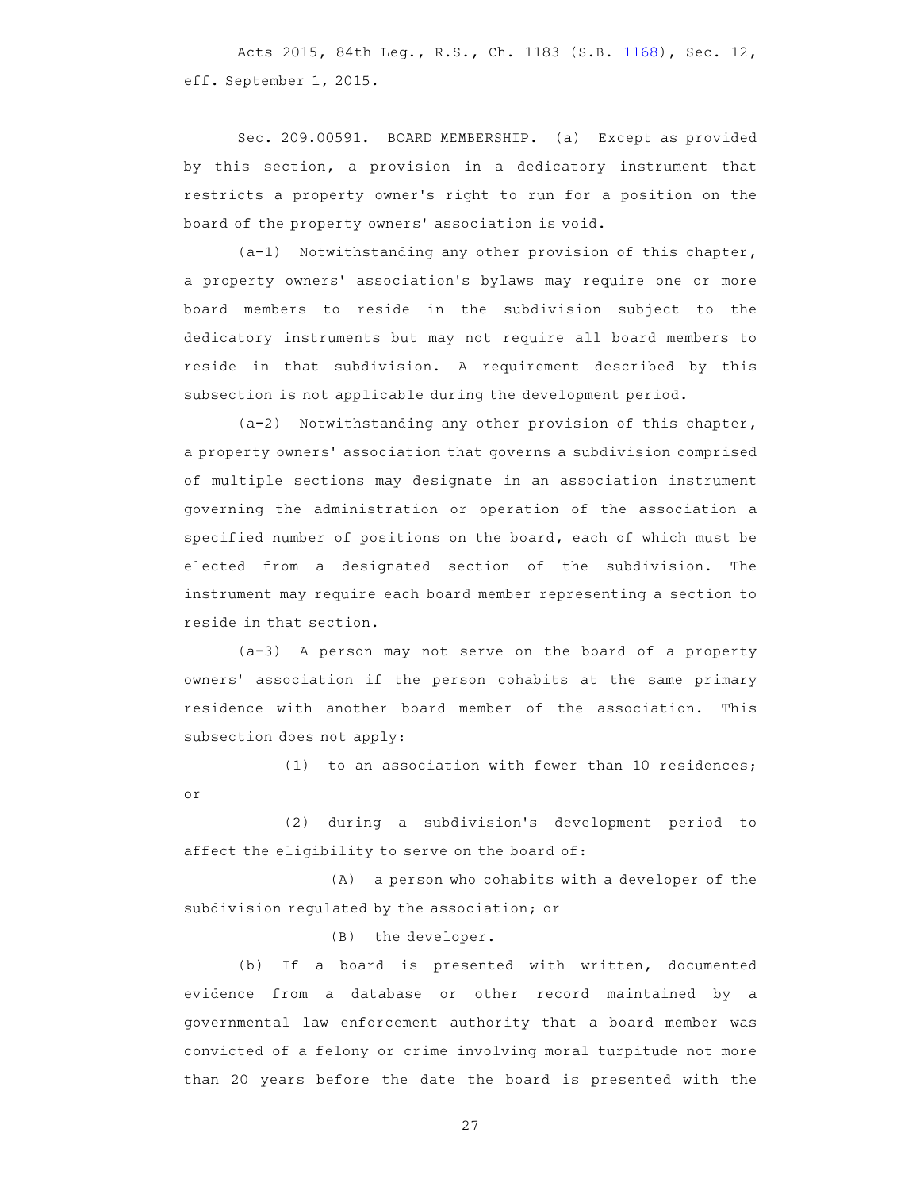Acts 2015, 84th Leg., R.S., Ch. 1183 (S.B. 1168), Sec. 12, eff. September 1, 2015.

Sec. 209.00591. BOARD MEMBERSHIP. (a) Except as provided by this section, a provision in a dedicatory instrument that restricts a property owner's right to run for a position on the board of the property owners' association is void.

(a-1) Notwithstanding any other provision of this chapter, a property owners' association's bylaws may require one or more board members to reside in the subdivision subject to the dedicatory instruments but may not require all board members to reside in that subdivision. A requirement described by this subsection is not applicable during the development period.

(a-2) Notwithstanding any other provision of this chapter, a property owners' association that governs a subdivision comprised of multiple sections may designate in an association instrument governing the administration or operation of the association a specified number of positions on the board, each of which must be elected from a designated section of the subdivision. The instrument may require each board member representing a section to reside in that section.

(a-3) A person may not serve on the board of a property owners' association if the person cohabits at the same primary residence with another board member of the association. This subsection does not apply:

(1) to an association with fewer than 10 residences; or

(2) during a subdivision's development period to affect the eligibility to serve on the board of:

(A) a person who cohabits with a developer of the subdivision regulated by the association; or

(B) the developer.

(b) If a board is presented with written, documented evidence from a database or other record maintained by a governmental law enforcement authority that a board member was convicted of a felony or crime involving moral turpitude not more than 20 years before the date the board is presented with the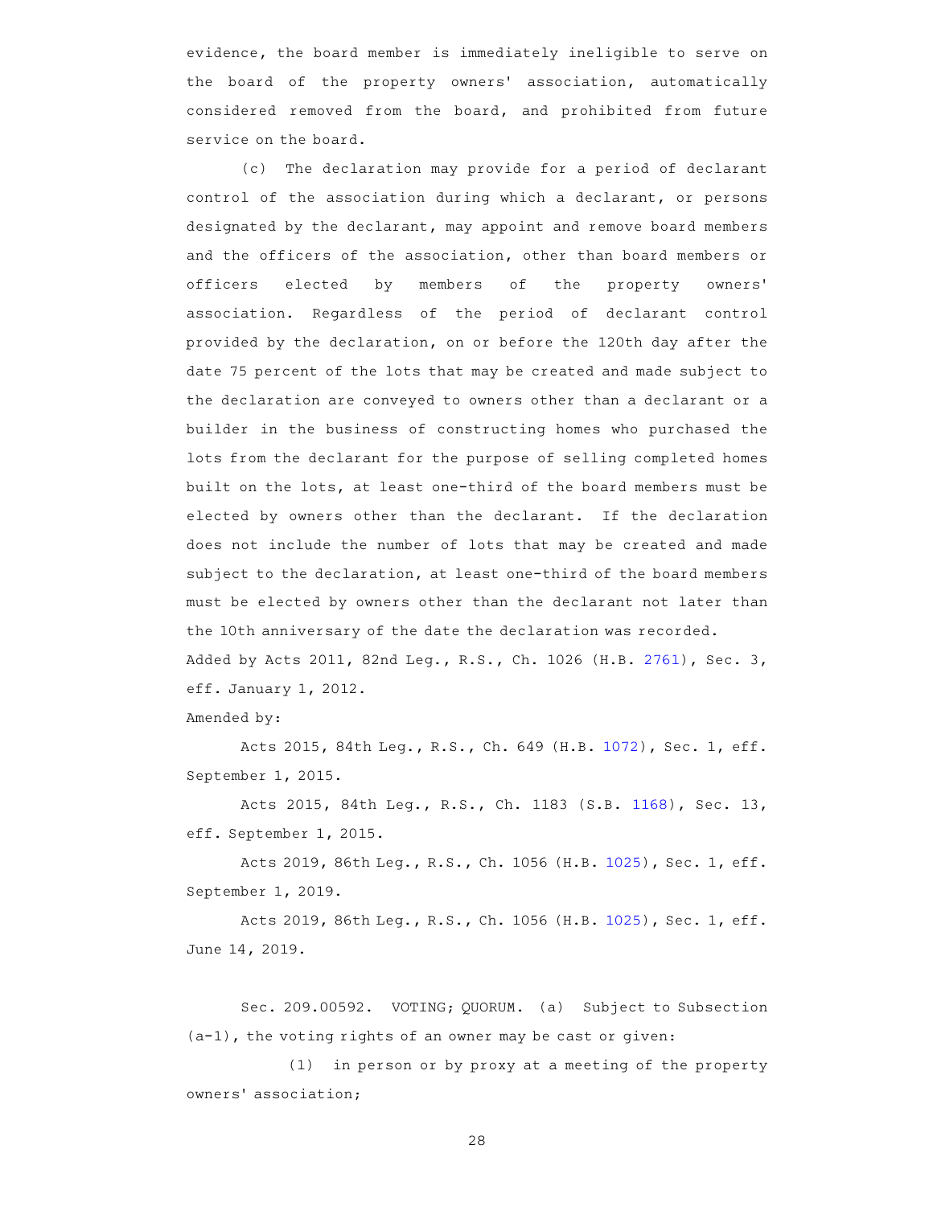evidence, the board member is immediately ineligible to serve on the board of the property owners' association, automatically considered removed from the board, and prohibited from future service on the board.

(c) The declaration may provide for a period of declarant control of the association during which a declarant, or persons designated by the declarant, may appoint and remove board members and the officers of the association, other than board members or officers elected by members of the property owners' association. Regardless of the period of declarant control provided by the declaration, on or before the 120th day after the date 75 percent of the lots that may be created and made subject to the declaration are conveyed to owners other than a declarant or a builder in the business of constructing homes who purchased the lots from the declarant for the purpose of selling completed homes built on the lots, at least one-third of the board members must be elected by owners other than the declarant. If the declaration does not include the number of lots that may be created and made subject to the declaration, at least one-third of the board members must be elected by owners other than the declarant not later than the 10th anniversary of the date the declaration was recorded.

Added by Acts 2011, 82nd Leg., R.S., Ch. 1026 (H.B. 2761), Sec. 3, eff. January 1, 2012.

Amended by:

Acts 2015, 84th Leg., R.S., Ch. 649 (H.B. 1072), Sec. 1, eff. September 1, 2015.

Acts 2015, 84th Leg., R.S., Ch. 1183 (S.B. 1168), Sec. 13, eff. September 1, 2015.

Acts 2019, 86th Leg., R.S., Ch. 1056 (H.B. 1025), Sec. 1, eff. September 1, 2019.

Acts 2019, 86th Leg., R.S., Ch. 1056 (H.B. 1025), Sec. 1, eff. June 14, 2019.

Sec. 209.00592. VOTING; QUORUM. (a) Subject to Subsection (a-1), the voting rights of an owner may be cast or given:

(1) in person or by proxy at a meeting of the property owners' association;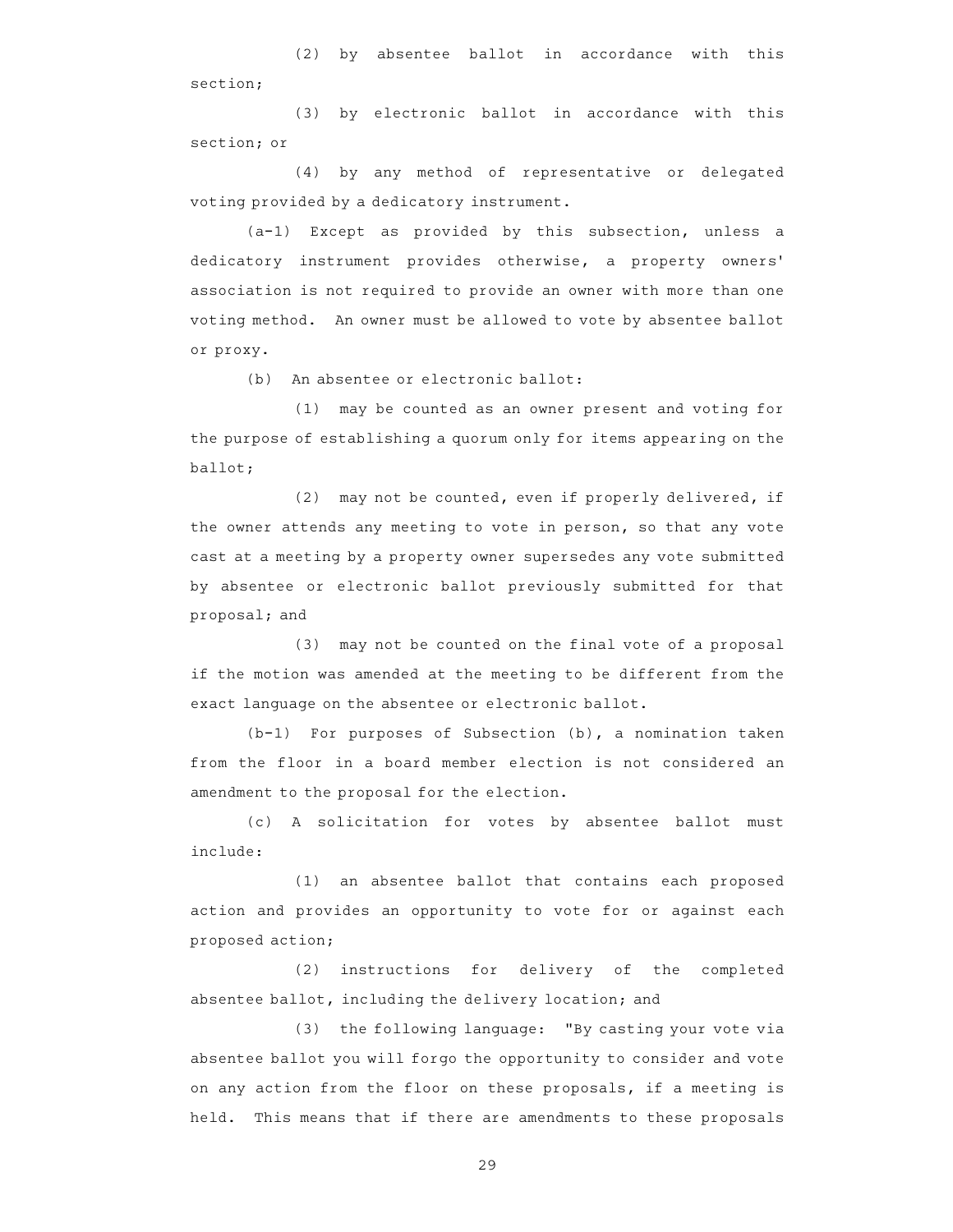(2) by absentee ballot in accordance with this section;

(3) by electronic ballot in accordance with this section; or

(4) by any method of representative or delegated voting provided by a dedicatory instrument.

(a-1) Except as provided by this subsection, unless a dedicatory instrument provides otherwise, a property owners' association is not required to provide an owner with more than one voting method. An owner must be allowed to vote by absentee ballot or proxy.

(b) An absentee or electronic ballot:

(1) may be counted as an owner present and voting for the purpose of establishing a quorum only for items appearing on the ballot;

(2) may not be counted, even if properly delivered, if the owner attends any meeting to vote in person, so that any vote cast at a meeting by a property owner supersedes any vote submitted by absentee or electronic ballot previously submitted for that proposal; and

(3) may not be counted on the final vote of a proposal if the motion was amended at the meeting to be different from the exact language on the absentee or electronic ballot.

(b-1) For purposes of Subsection (b), a nomination taken from the floor in a board member election is not considered an amendment to the proposal for the election.

(c) A solicitation for votes by absentee ballot must include:

(1) an absentee ballot that contains each proposed action and provides an opportunity to vote for or against each proposed action;

(2) instructions for delivery of the completed absentee ballot, including the delivery location; and

(3) the following language: "By casting your vote via absentee ballot you will forgo the opportunity to consider and vote on any action from the floor on these proposals, if a meeting is held. This means that if there are amendments to these proposals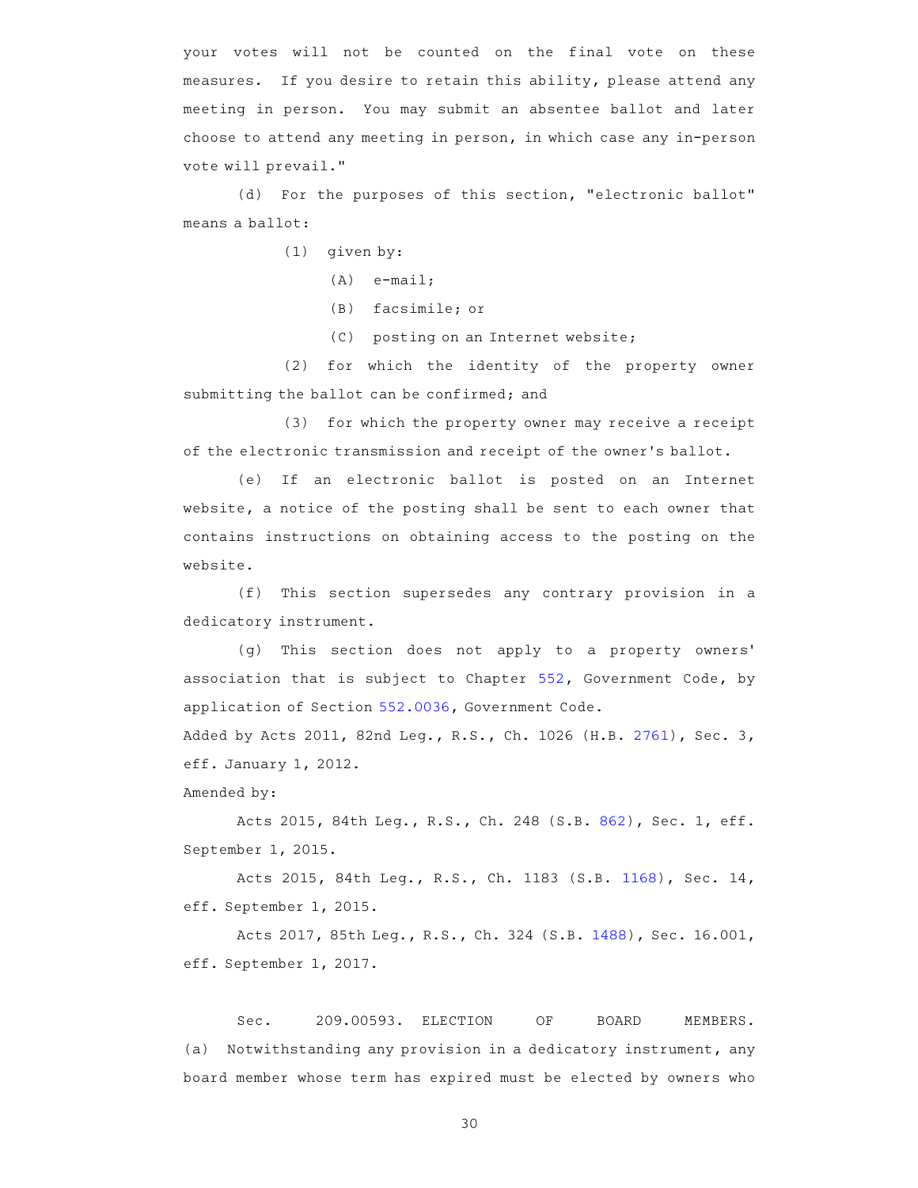your votes will not be counted on the final vote on these measures. If you desire to retain this ability, please attend any meeting in person. You may submit an absentee ballot and later choose to attend any meeting in person, in which case any in-person vote will prevail."

(d) For the purposes of this section, "electronic ballot" means a ballot:

(1) given by:

(A) e-mail;

(B) facsimile; or

(C) posting on an Internet website;

(2) for which the identity of the property owner submitting the ballot can be confirmed; and

(3) for which the property owner may receive a receipt of the electronic transmission and receipt of the owner's ballot.

(e) If an electronic ballot is posted on an Internet website, a notice of the posting shall be sent to each owner that contains instructions on obtaining access to the posting on the website.

(f) This section supersedes any contrary provision in a dedicatory instrument.

(g) This section does not apply to a property owners' association that is subject to Chapter 552, Government Code, by application of Section 552.0036, Government Code.

Added by Acts 2011, 82nd Leg., R.S., Ch. 1026 (H.B. 2761), Sec. 3, eff. January 1, 2012.

Amended by:

Acts 2015, 84th Leg., R.S., Ch. 248 (S.B. 862), Sec. 1, eff. September 1, 2015.

Acts 2015, 84th Leg., R.S., Ch. 1183 (S.B. 1168), Sec. 14, eff. September 1, 2015.

Acts 2017, 85th Leg., R.S., Ch. 324 (S.B. 1488), Sec. 16.001, eff. September 1, 2017.

Sec. 209.00593. ELECTION OF BOARD MEMBERS. (a) Notwithstanding any provision in a dedicatory instrument, any board member whose term has expired must be elected by owners who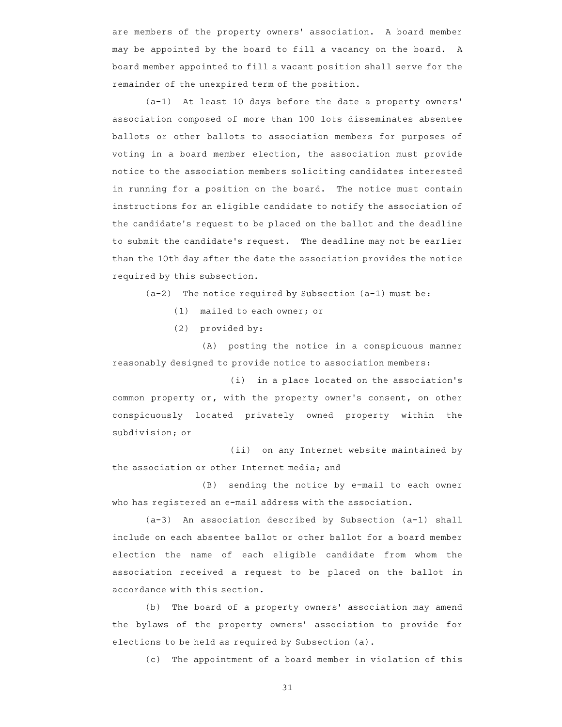are members of the property owners' association. A board member may be appointed by the board to fill a vacancy on the board. A board member appointed to fill a vacant position shall serve for the remainder of the unexpired term of the position.

(a-1) At least 10 days before the date a property owners' association composed of more than 100 lots disseminates absentee ballots or other ballots to association members for purposes of voting in a board member election, the association must provide notice to the association members soliciting candidates interested in running for a position on the board. The notice must contain instructions for an eligible candidate to notify the association of the candidate's request to be placed on the ballot and the deadline to submit the candidate's request. The deadline may not be earlier than the 10th day after the date the association provides the notice required by this subsection.

(a-2) The notice required by Subsection (a-1) must be:

(1) mailed to each owner; or

(2) provided by:

(A) posting the notice in a conspicuous manner reasonably designed to provide notice to association members:

(i) in a place located on the association's common property or, with the property owner's consent, on other conspicuously located privately owned property within the subdivision; or

(ii) on any Internet website maintained by the association or other Internet media; and

(B) sending the notice by e-mail to each owner who has registered an e-mail address with the association.

(a-3) An association described by Subsection (a-1) shall include on each absentee ballot or other ballot for a board member election the name of each eligible candidate from whom the association received a request to be placed on the ballot in accordance with this section.

(b) The board of a property owners' association may amend the bylaws of the property owners' association to provide for elections to be held as required by Subsection (a).

(c) The appointment of a board member in violation of this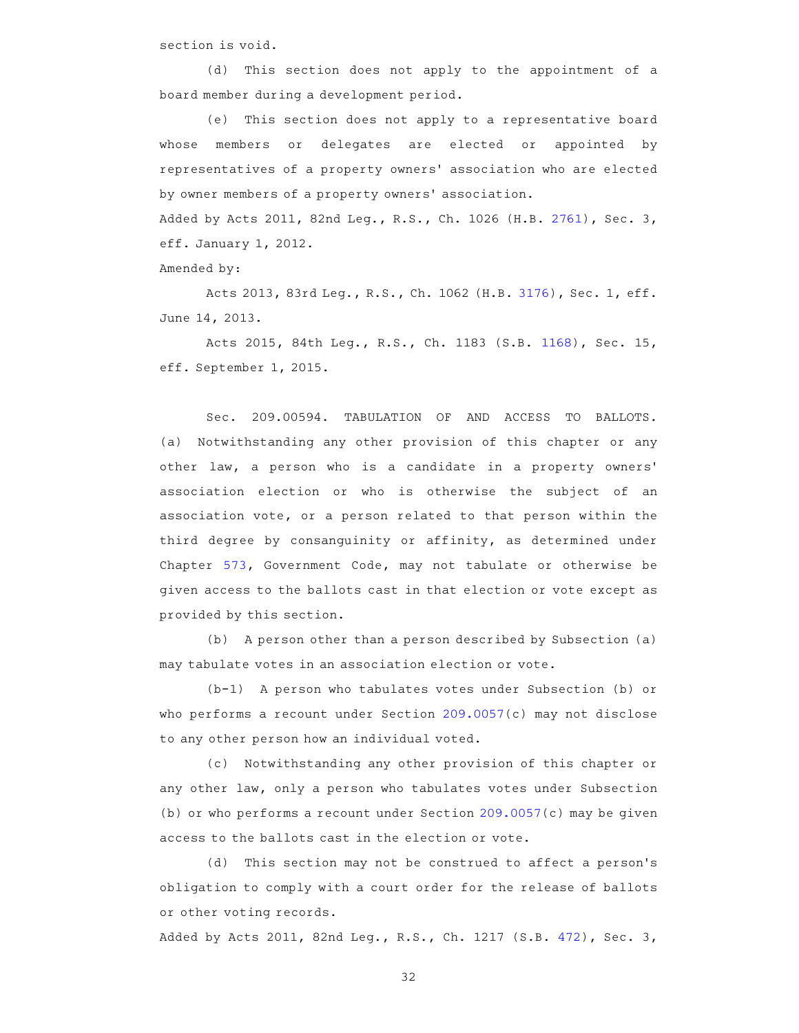section is void.

(d) This section does not apply to the appointment of a board member during a development period.

(e) This section does not apply to a representative board whose members or delegates are elected or appointed by representatives of a property owners' association who are elected by owner members of a property owners' association.

Added by Acts 2011, 82nd Leg., R.S., Ch. 1026 (H.B. 2761), Sec. 3, eff. January 1, 2012.

Amended by:

Acts 2013, 83rd Leg., R.S., Ch. 1062 (H.B. 3176), Sec. 1, eff. June 14, 2013.

Acts 2015, 84th Leg., R.S., Ch. 1183 (S.B. 1168), Sec. 15, eff. September 1, 2015.

Sec. 209.00594. TABULATION OF AND ACCESS TO BALLOTS. (a) Notwithstanding any other provision of this chapter or any other law, a person who is a candidate in a property owners' association election or who is otherwise the subject of an association vote, or a person related to that person within the third degree by consanguinity or affinity, as determined under Chapter 573, Government Code, may not tabulate or otherwise be given access to the ballots cast in that election or vote except as provided by this section.

(b) A person other than a person described by Subsection (a) may tabulate votes in an association election or vote.

(b-1) A person who tabulates votes under Subsection (b) or who performs a recount under Section 209.0057(c) may not disclose to any other person how an individual voted.

(c) Notwithstanding any other provision of this chapter or any other law, only a person who tabulates votes under Subsection (b) or who performs a recount under Section 209.0057(c) may be given access to the ballots cast in the election or vote.

(d) This section may not be construed to affect a person's obligation to comply with a court order for the release of ballots or other voting records.

Added by Acts 2011, 82nd Leg., R.S., Ch. 1217 (S.B. 472), Sec. 3,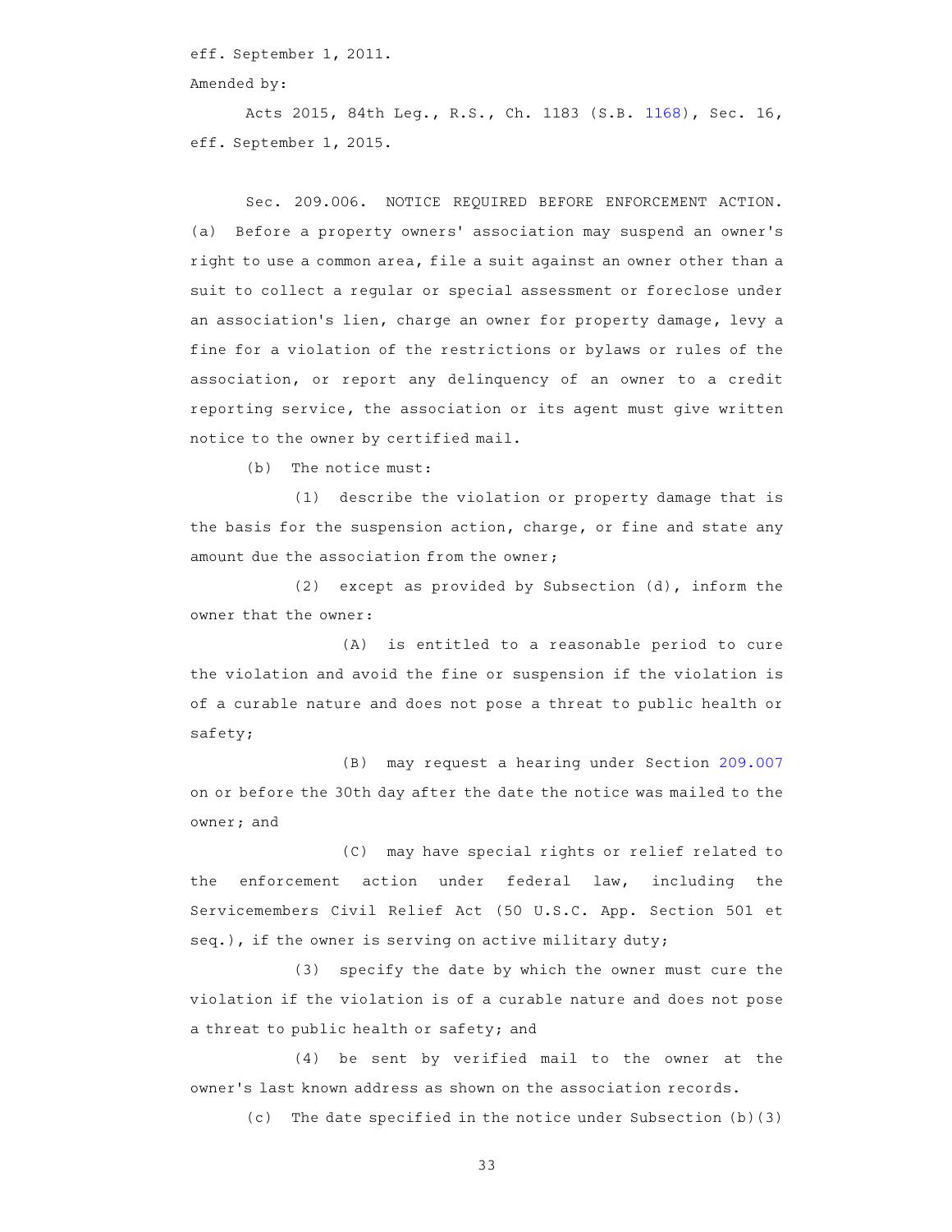eff. September 1, 2011.

Amended by:

Acts 2015, 84th Leg., R.S., Ch. 1183 (S.B. 1168), Sec. 16, eff. September 1, 2015.

Sec. 209.006. NOTICE REQUIRED BEFORE ENFORCEMENT ACTION. (a) Before a property owners' association may suspend an owner's right to use a common area, file a suit against an owner other than a suit to collect a regular or special assessment or foreclose under an association's lien, charge an owner for property damage, levy a fine for a violation of the restrictions or bylaws or rules of the association, or report any delinquency of an owner to a credit reporting service, the association or its agent must give written notice to the owner by certified mail.

(b) The notice must:

(1) describe the violation or property damage that is the basis for the suspension action, charge, or fine and state any amount due the association from the owner;

(2) except as provided by Subsection (d), inform the owner that the owner:

(A) is entitled to a reasonable period to cure the violation and avoid the fine or suspension if the violation is of a curable nature and does not pose a threat to public health or safety;

(B) may request a hearing under Section 209.007 on or before the 30th day after the date the notice was mailed to the owner; and

(C) may have special rights or relief related to the enforcement action under federal law, including the Servicemembers Civil Relief Act (50 U.S.C. App. Section 501 et seq.), if the owner is serving on active military duty;

(3) specify the date by which the owner must cure the violation if the violation is of a curable nature and does not pose a threat to public health or safety; and

(4) be sent by verified mail to the owner at the owner's last known address as shown on the association records.

(c) The date specified in the notice under Subsection (b)(3)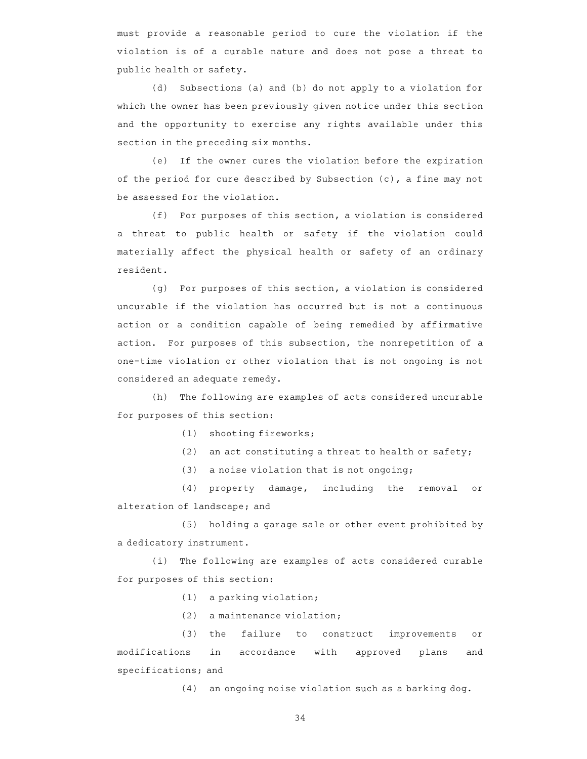must provide a reasonable period to cure the violation if the violation is of a curable nature and does not pose a threat to public health or safety.

(d) Subsections (a) and (b) do not apply to a violation for which the owner has been previously given notice under this section and the opportunity to exercise any rights available under this section in the preceding six months.

(e) If the owner cures the violation before the expiration of the period for cure described by Subsection (c), a fine may not be assessed for the violation.

(f) For purposes of this section, a violation is considered a threat to public health or safety if the violation could materially affect the physical health or safety of an ordinary resident.

(g) For purposes of this section, a violation is considered uncurable if the violation has occurred but is not a continuous action or a condition capable of being remedied by affirmative action. For purposes of this subsection, the nonrepetition of a one-time violation or other violation that is not ongoing is not considered an adequate remedy.

(h) The following are examples of acts considered uncurable for purposes of this section:

(1) shooting fireworks;

(2) an act constituting a threat to health or safety;

(3) a noise violation that is not ongoing;

(4) property damage, including the removal or alteration of landscape; and

(5) holding a garage sale or other event prohibited by a dedicatory instrument.

(i) The following are examples of acts considered curable for purposes of this section:

(1) a parking violation;

(2) a maintenance violation;

(3) the failure to construct improvements or modifications in accordance with approved plans and specifications; and

(4) an ongoing noise violation such as a barking dog.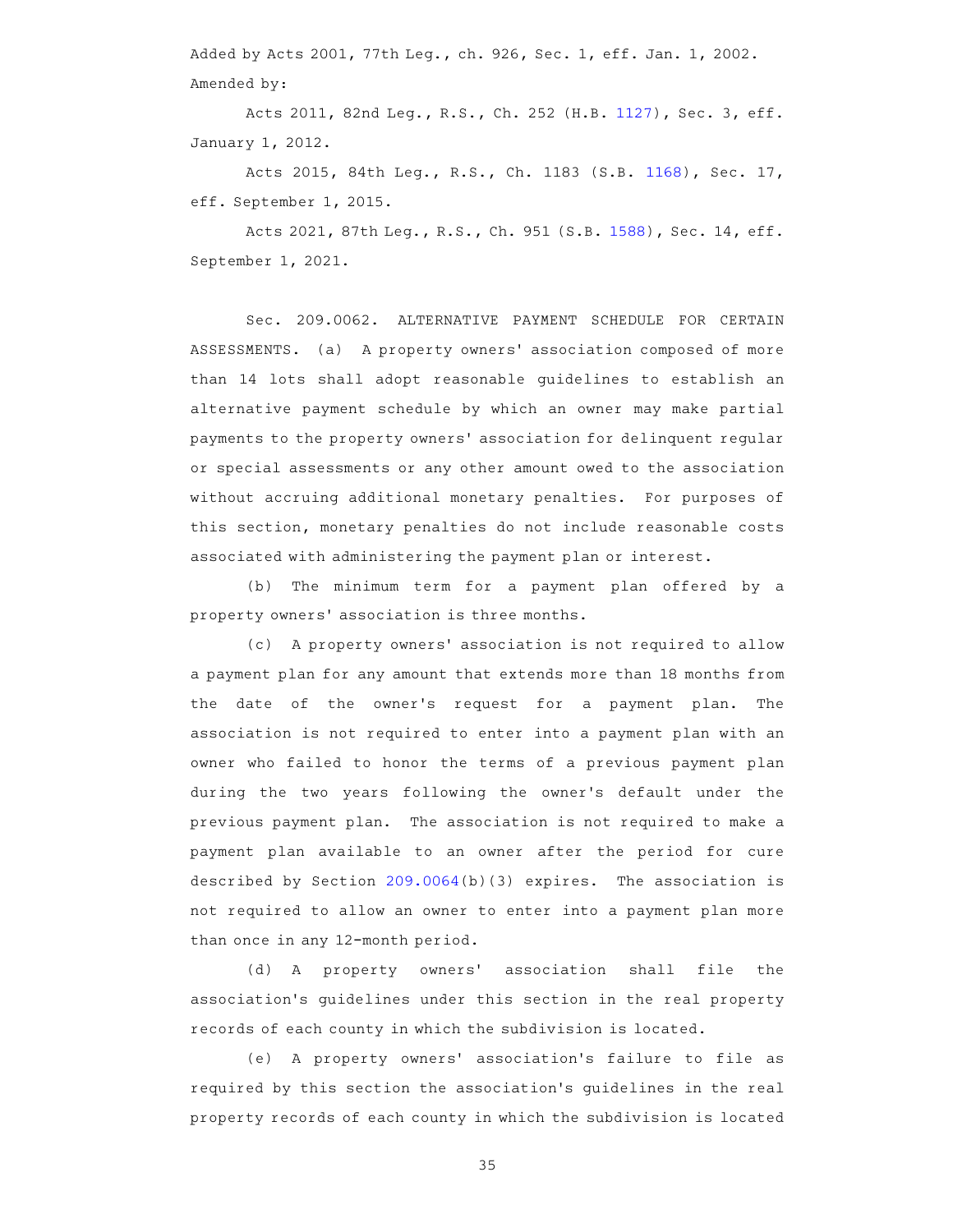Added by Acts 2001, 77th Leg., ch. 926, Sec. 1, eff. Jan. 1, 2002.
Amended by:

Acts 2011, 82nd Leg., R.S., Ch. 252 (H.B. 1127), Sec. 3, eff. January 1, 2012.

Acts 2015, 84th Leg., R.S., Ch. 1183 (S.B. 1168), Sec. 17, eff. September 1, 2015.

Acts 2021, 87th Leg., R.S., Ch. 951 (S.B. 1588), Sec. 14, eff. September 1, 2021.

Sec. 209.0062. ALTERNATIVE PAYMENT SCHEDULE FOR CERTAIN ASSESSMENTS. (a) A property owners' association composed of more than 14 lots shall adopt reasonable guidelines to establish an alternative payment schedule by which an owner may make partial payments to the property owners' association for delinquent regular or special assessments or any other amount owed to the association without accruing additional monetary penalties. For purposes of this section, monetary penalties do not include reasonable costs associated with administering the payment plan or interest.

(b) The minimum term for a payment plan offered by a property owners' association is three months.

(c) A property owners' association is not required to allow a payment plan for any amount that extends more than 18 months from the date of the owner's request for a payment plan. The association is not required to enter into a payment plan with an owner who failed to honor the terms of a previous payment plan during the two years following the owner's default under the previous payment plan. The association is not required to make a payment plan available to an owner after the period for cure described by Section 209.0064(b)(3) expires. The association is not required to allow an owner to enter into a payment plan more than once in any 12-month period.

(d) A property owners' association shall file the association's guidelines under this section in the real property records of each county in which the subdivision is located.

(e) A property owners' association's failure to file as required by this section the association's guidelines in the real property records of each county in which the subdivision is located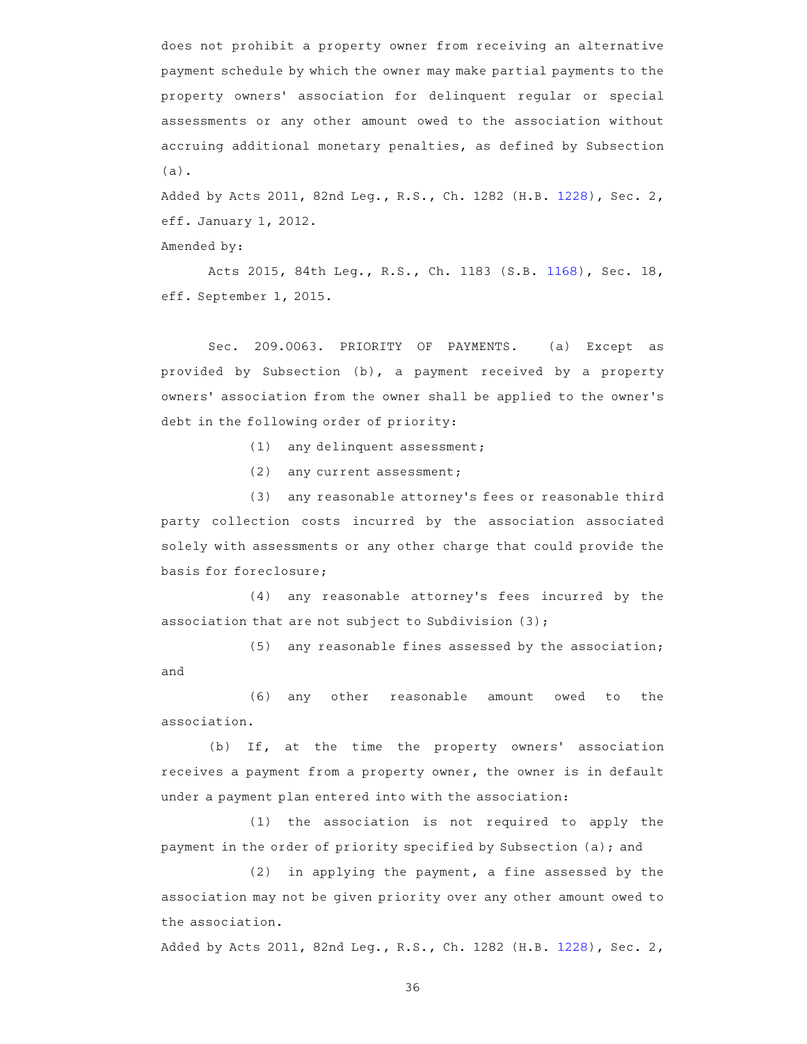does not prohibit a property owner from receiving an alternative payment schedule by which the owner may make partial payments to the property owners' association for delinquent regular or special assessments or any other amount owed to the association without accruing additional monetary penalties, as defined by Subsection (a).

Added by Acts 2011, 82nd Leg., R.S., Ch. 1282 (H.B. 1228), Sec. 2, eff. January 1, 2012.

Amended by:

Acts 2015, 84th Leg., R.S., Ch. 1183 (S.B. 1168), Sec. 18, eff. September 1, 2015.

Sec. 209.0063. PRIORITY OF PAYMENTS. (a) Except as provided by Subsection (b), a payment received by a property owners' association from the owner shall be applied to the owner's debt in the following order of priority:

(1) any delinquent assessment;

(2) any current assessment;

(3) any reasonable attorney's fees or reasonable third party collection costs incurred by the association associated solely with assessments or any other charge that could provide the basis for foreclosure;

(4) any reasonable attorney's fees incurred by the association that are not subject to Subdivision (3);

(5) any reasonable fines assessed by the association; and

(6) any other reasonable amount owed to the association.

(b) If, at the time the property owners' association receives a payment from a property owner, the owner is in default under a payment plan entered into with the association:

(1) the association is not required to apply the payment in the order of priority specified by Subsection (a); and

(2) in applying the payment, a fine assessed by the association may not be given priority over any other amount owed to the association.

Added by Acts 2011, 82nd Leg., R.S., Ch. 1282 (H.B. 1228), Sec. 2,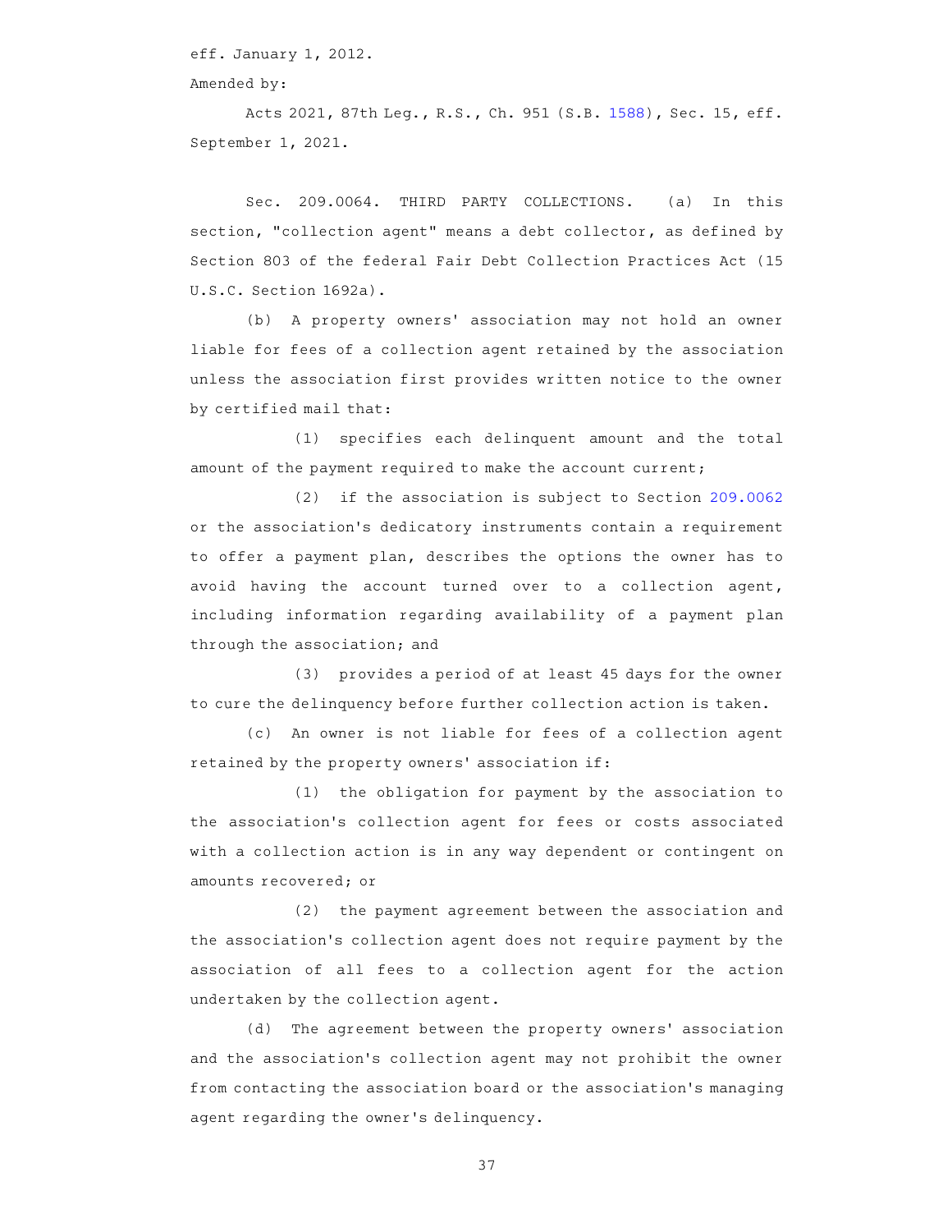eff. January 1, 2012.

Amended by:

Acts 2021, 87th Leg., R.S., Ch. 951 (S.B. 1588), Sec. 15, eff. September 1, 2021.

Sec. 209.0064. THIRD PARTY COLLECTIONS. (a) In this section, "collection agent" means a debt collector, as defined by Section 803 of the federal Fair Debt Collection Practices Act (15 U.S.C. Section 1692a).

(b) A property owners' association may not hold an owner liable for fees of a collection agent retained by the association unless the association first provides written notice to the owner by certified mail that:

(1) specifies each delinquent amount and the total amount of the payment required to make the account current;

(2) if the association is subject to Section 209.0062 or the association's dedicatory instruments contain a requirement to offer a payment plan, describes the options the owner has to avoid having the account turned over to a collection agent, including information regarding availability of a payment plan through the association; and

(3) provides a period of at least 45 days for the owner to cure the delinquency before further collection action is taken.

(c) An owner is not liable for fees of a collection agent retained by the property owners' association if:

(1) the obligation for payment by the association to the association's collection agent for fees or costs associated with a collection action is in any way dependent or contingent on amounts recovered; or

(2) the payment agreement between the association and the association's collection agent does not require payment by the association of all fees to a collection agent for the action undertaken by the collection agent.

(d) The agreement between the property owners' association and the association's collection agent may not prohibit the owner from contacting the association board or the association's managing agent regarding the owner's delinquency.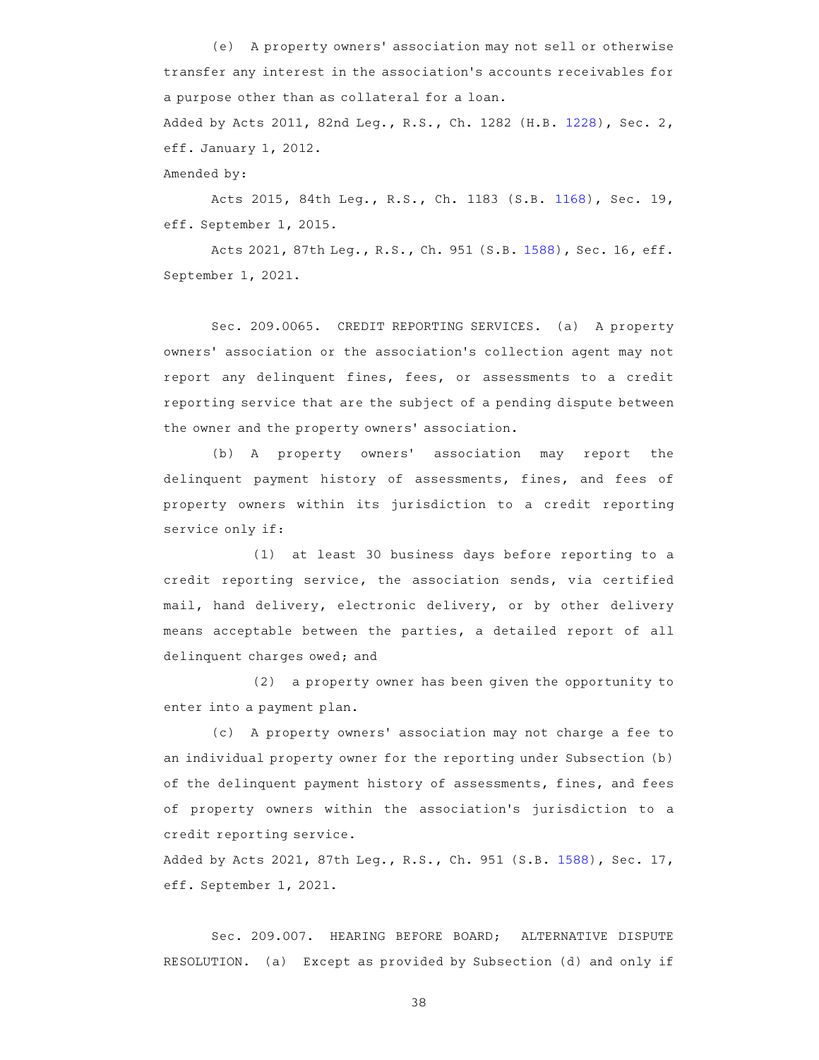(e) A property owners' association may not sell or otherwise transfer any interest in the association's accounts receivables for a purpose other than as collateral for a loan.

Added by Acts 2011, 82nd Leg., R.S., Ch. 1282 (H.B. 1228), Sec. 2, eff. January 1, 2012.

Amended by:

Acts 2015, 84th Leg., R.S., Ch. 1183 (S.B. 1168), Sec. 19, eff. September 1, 2015.

Acts 2021, 87th Leg., R.S., Ch. 951 (S.B. 1588), Sec. 16, eff. September 1, 2021.

Sec. 209.0065. CREDIT REPORTING SERVICES. (a) A property owners' association or the association's collection agent may not report any delinquent fines, fees, or assessments to a credit reporting service that are the subject of a pending dispute between the owner and the property owners' association.

(b) A property owners' association may report the delinquent payment history of assessments, fines, and fees of property owners within its jurisdiction to a credit reporting service only if:

(1) at least 30 business days before reporting to a credit reporting service, the association sends, via certified mail, hand delivery, electronic delivery, or by other delivery means acceptable between the parties, a detailed report of all delinquent charges owed; and

(2) a property owner has been given the opportunity to enter into a payment plan.

(c) A property owners' association may not charge a fee to an individual property owner for the reporting under Subsection (b) of the delinquent payment history of assessments, fines, and fees of property owners within the association's jurisdiction to a credit reporting service.

Added by Acts 2021, 87th Leg., R.S., Ch. 951 (S.B. 1588), Sec. 17, eff. September 1, 2021.

Sec. 209.007. HEARING BEFORE BOARD; ALTERNATIVE DISPUTE RESOLUTION. (a) Except as provided by Subsection (d) and only if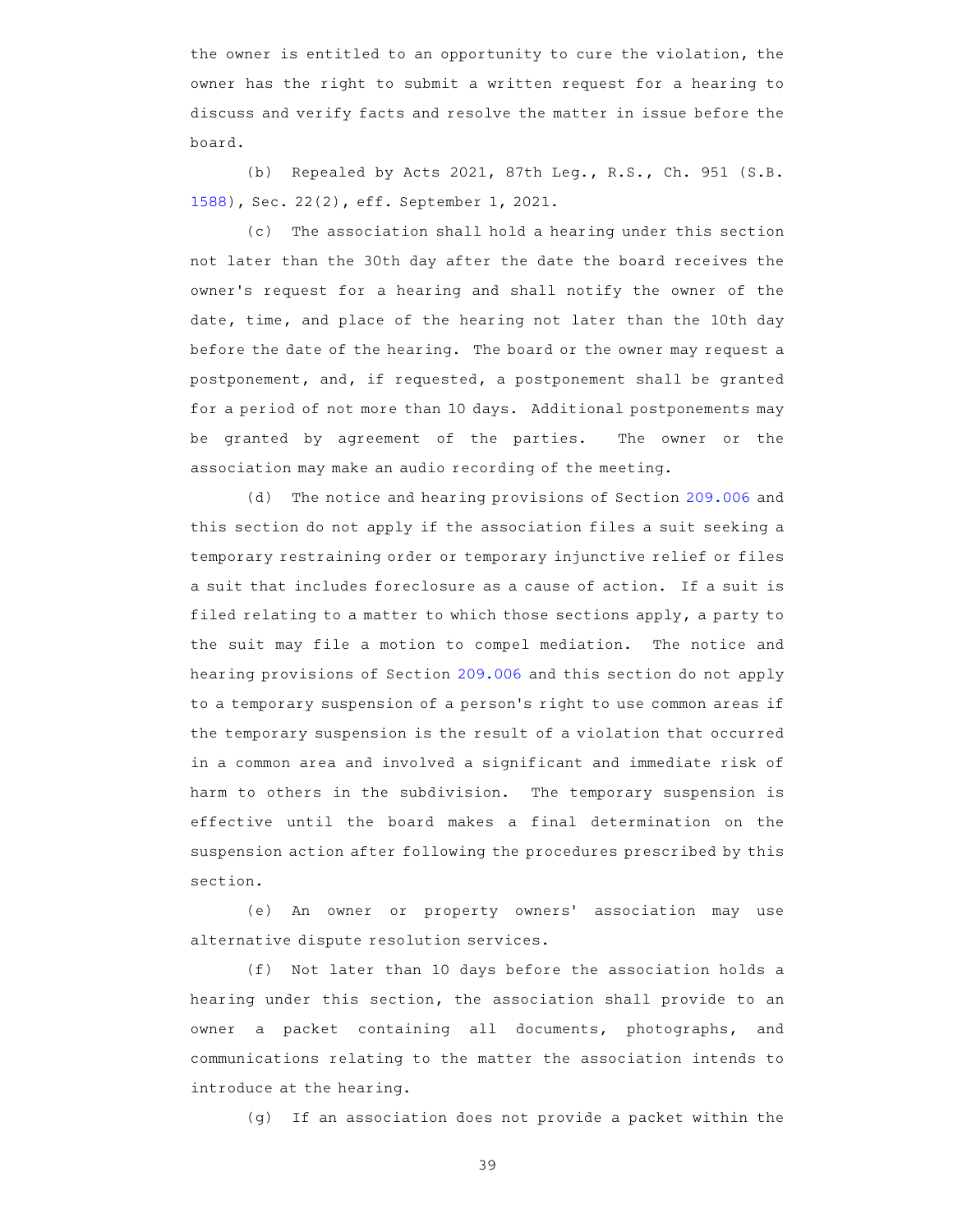the owner is entitled to an opportunity to cure the violation, the owner has the right to submit a written request for a hearing to discuss and verify facts and resolve the matter in issue before the board.

(b) Repealed by Acts 2021, 87th Leg., R.S., Ch. 951 (S.B. 1588), Sec. 22(2), eff. September 1, 2021.

(c) The association shall hold a hearing under this section not later than the 30th day after the date the board receives the owner's request for a hearing and shall notify the owner of the date, time, and place of the hearing not later than the 10th day before the date of the hearing. The board or the owner may request a postponement, and, if requested, a postponement shall be granted for a period of not more than 10 days. Additional postponements may be granted by agreement of the parties. The owner or the association may make an audio recording of the meeting.

(d) The notice and hearing provisions of Section 209.006 and this section do not apply if the association files a suit seeking a temporary restraining order or temporary injunctive relief or files a suit that includes foreclosure as a cause of action. If a suit is filed relating to a matter to which those sections apply, a party to the suit may file a motion to compel mediation. The notice and hearing provisions of Section 209.006 and this section do not apply to a temporary suspension of a person's right to use common areas if the temporary suspension is the result of a violation that occurred in a common area and involved a significant and immediate risk of harm to others in the subdivision. The temporary suspension is effective until the board makes a final determination on the suspension action after following the procedures prescribed by this section.

(e) An owner or property owners' association may use alternative dispute resolution services.

(f) Not later than 10 days before the association holds a hearing under this section, the association shall provide to an owner a packet containing all documents, photographs, and communications relating to the matter the association intends to introduce at the hearing.

(g) If an association does not provide a packet within the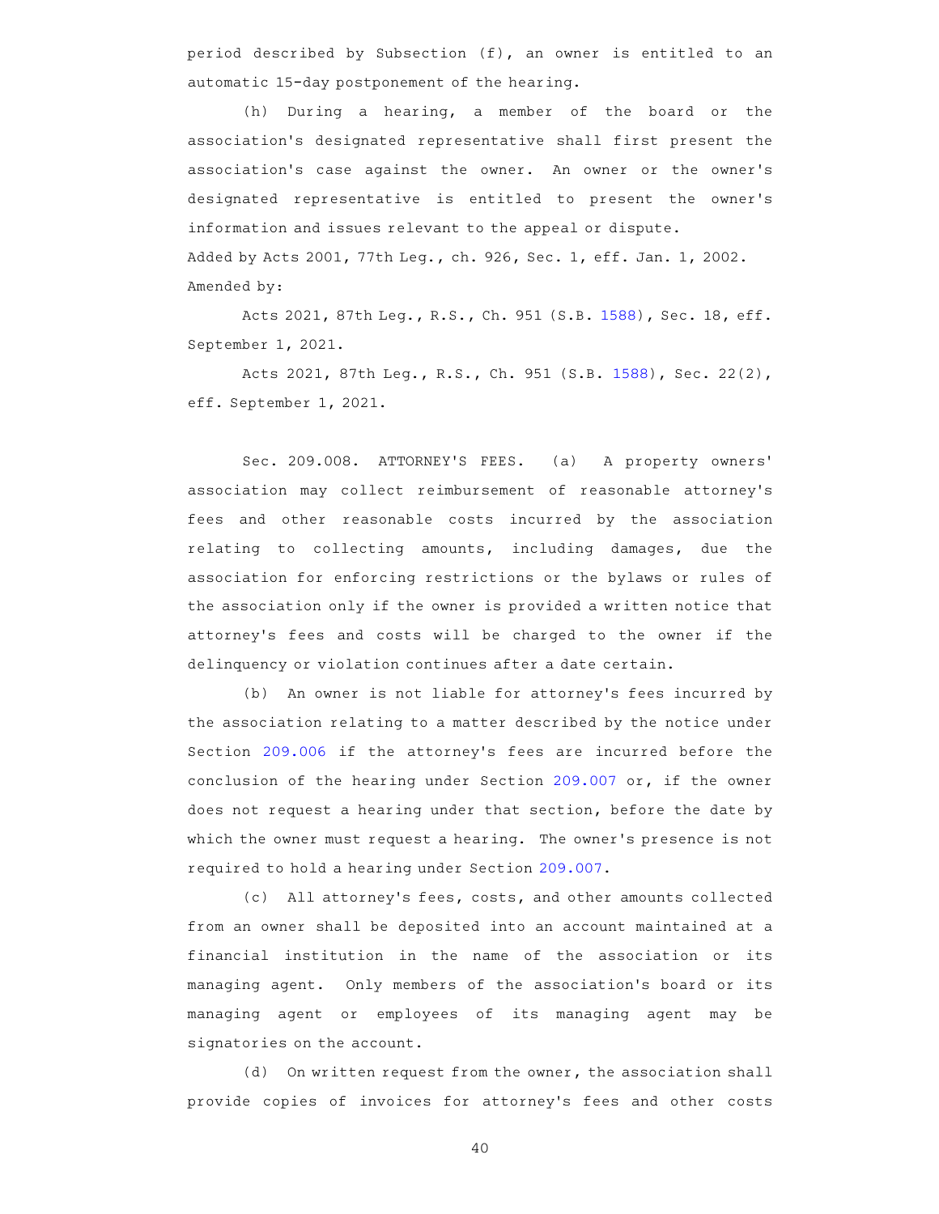period described by Subsection (f), an owner is entitled to an automatic 15-day postponement of the hearing.

(h) During a hearing, a member of the board or the association's designated representative shall first present the association's case against the owner. An owner or the owner's designated representative is entitled to present the owner's information and issues relevant to the appeal or dispute.

Added by Acts 2001, 77th Leg., ch. 926, Sec. 1, eff. Jan. 1, 2002.

Amended by:

Acts 2021, 87th Leg., R.S., Ch. 951 (S.B. 1588), Sec. 18, eff. September 1, 2021.

Acts 2021, 87th Leg., R.S., Ch. 951 (S.B. 1588), Sec. 22(2), eff. September 1, 2021.

Sec. 209.008. ATTORNEY'S FEES. (a) A property owners' association may collect reimbursement of reasonable attorney's fees and other reasonable costs incurred by the association relating to collecting amounts, including damages, due the association for enforcing restrictions or the bylaws or rules of the association only if the owner is provided a written notice that attorney's fees and costs will be charged to the owner if the delinquency or violation continues after a date certain.

(b) An owner is not liable for attorney's fees incurred by the association relating to a matter described by the notice under Section 209.006 if the attorney's fees are incurred before the conclusion of the hearing under Section 209.007 or, if the owner does not request a hearing under that section, before the date by which the owner must request a hearing. The owner's presence is not required to hold a hearing under Section 209.007.

(c) All attorney's fees, costs, and other amounts collected from an owner shall be deposited into an account maintained at a financial institution in the name of the association or its managing agent. Only members of the association's board or its managing agent or employees of its managing agent may be signatories on the account.

(d) On written request from the owner, the association shall provide copies of invoices for attorney's fees and other costs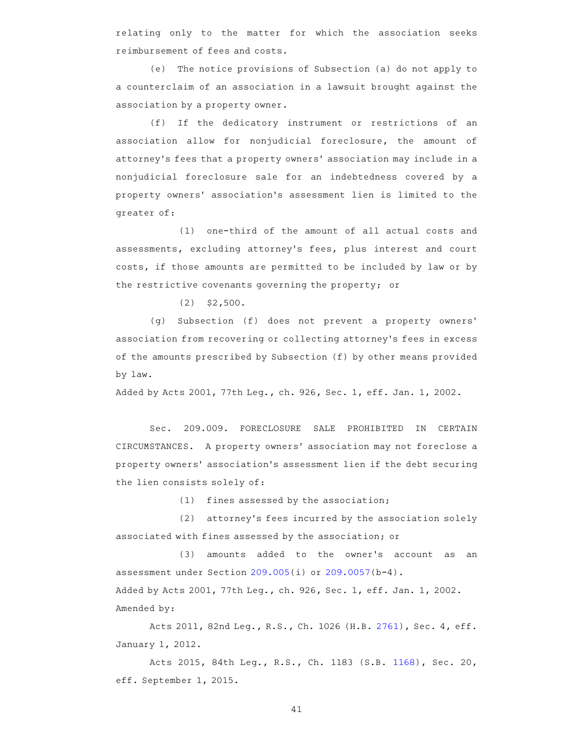relating only to the matter for which the association seeks reimbursement of fees and costs.

(e) The notice provisions of Subsection (a) do not apply to a counterclaim of an association in a lawsuit brought against the association by a property owner.

(f) If the dedicatory instrument or restrictions of an association allow for nonjudicial foreclosure, the amount of attorney's fees that a property owners' association may include in a nonjudicial foreclosure sale for an indebtedness covered by a property owners' association's assessment lien is limited to the greater of:

(1) one-third of the amount of all actual costs and assessments, excluding attorney's fees, plus interest and court costs, if those amounts are permitted to be included by law or by the restrictive covenants governing the property; or

(2) $2,500.

(g) Subsection (f) does not prevent a property owners' association from recovering or collecting attorney's fees in excess of the amounts prescribed by Subsection (f) by other means provided by law.

Added by Acts 2001, 77th Leg., ch. 926, Sec. 1, eff. Jan. 1, 2002.

Sec. 209.009. FORECLOSURE SALE PROHIBITED IN CERTAIN CIRCUMSTANCES. A property owners' association may not foreclose a property owners' association's assessment lien if the debt securing the lien consists solely of:

(1) fines assessed by the association;

(2) attorney's fees incurred by the association solely associated with fines assessed by the association; or

(3) amounts added to the owner's account as an assessment under Section 209.005(i) or 209.0057(b-4).

Added by Acts 2001, 77th Leg., ch. 926, Sec. 1, eff. Jan. 1, 2002.
Amended by:

Acts 2011, 82nd Leg., R.S., Ch. 1026 (H.B. 2761), Sec. 4, eff. January 1, 2012.

Acts 2015, 84th Leg., R.S., Ch. 1183 (S.B. 1168), Sec. 20, eff. September 1, 2015.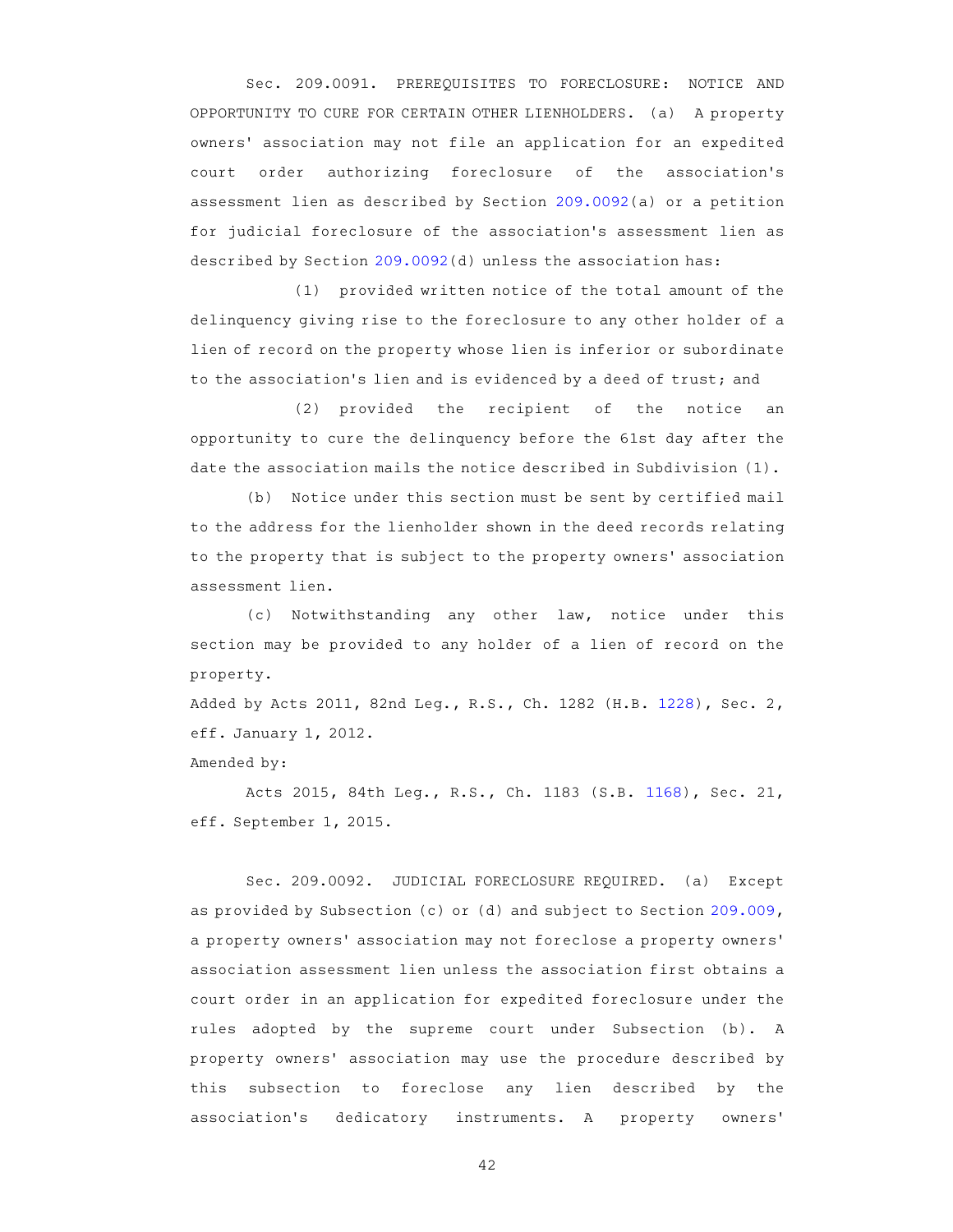Sec. 209.0091. PREREQUISITES TO FORECLOSURE: NOTICE AND OPPORTUNITY TO CURE FOR CERTAIN OTHER LIENHOLDERS. (a) A property owners' association may not file an application for an expedited court order authorizing foreclosure of the association's assessment lien as described by Section 209.0092(a) or a petition for judicial foreclosure of the association's assessment lien as described by Section 209.0092(d) unless the association has:

(1) provided written notice of the total amount of the delinquency giving rise to the foreclosure to any other holder of a lien of record on the property whose lien is inferior or subordinate to the association's lien and is evidenced by a deed of trust; and

(2) provided the recipient of the notice an opportunity to cure the delinquency before the 61st day after the date the association mails the notice described in Subdivision (1).

(b) Notice under this section must be sent by certified mail to the address for the lienholder shown in the deed records relating to the property that is subject to the property owners' association assessment lien.

(c) Notwithstanding any other law, notice under this section may be provided to any holder of a lien of record on the property.

Added by Acts 2011, 82nd Leg., R.S., Ch. 1282 (H.B. 1228), Sec. 2, eff. January 1, 2012.

Amended by:

Acts 2015, 84th Leg., R.S., Ch. 1183 (S.B. 1168), Sec. 21, eff. September 1, 2015.

Sec. 209.0092. JUDICIAL FORECLOSURE REQUIRED. (a) Except as provided by Subsection (c) or (d) and subject to Section 209.009, a property owners' association may not foreclose a property owners' association assessment lien unless the association first obtains a court order in an application for expedited foreclosure under the rules adopted by the supreme court under Subsection (b). A property owners' association may use the procedure described by this subsection to foreclose any lien described by the association's dedicatory instruments. A property owners'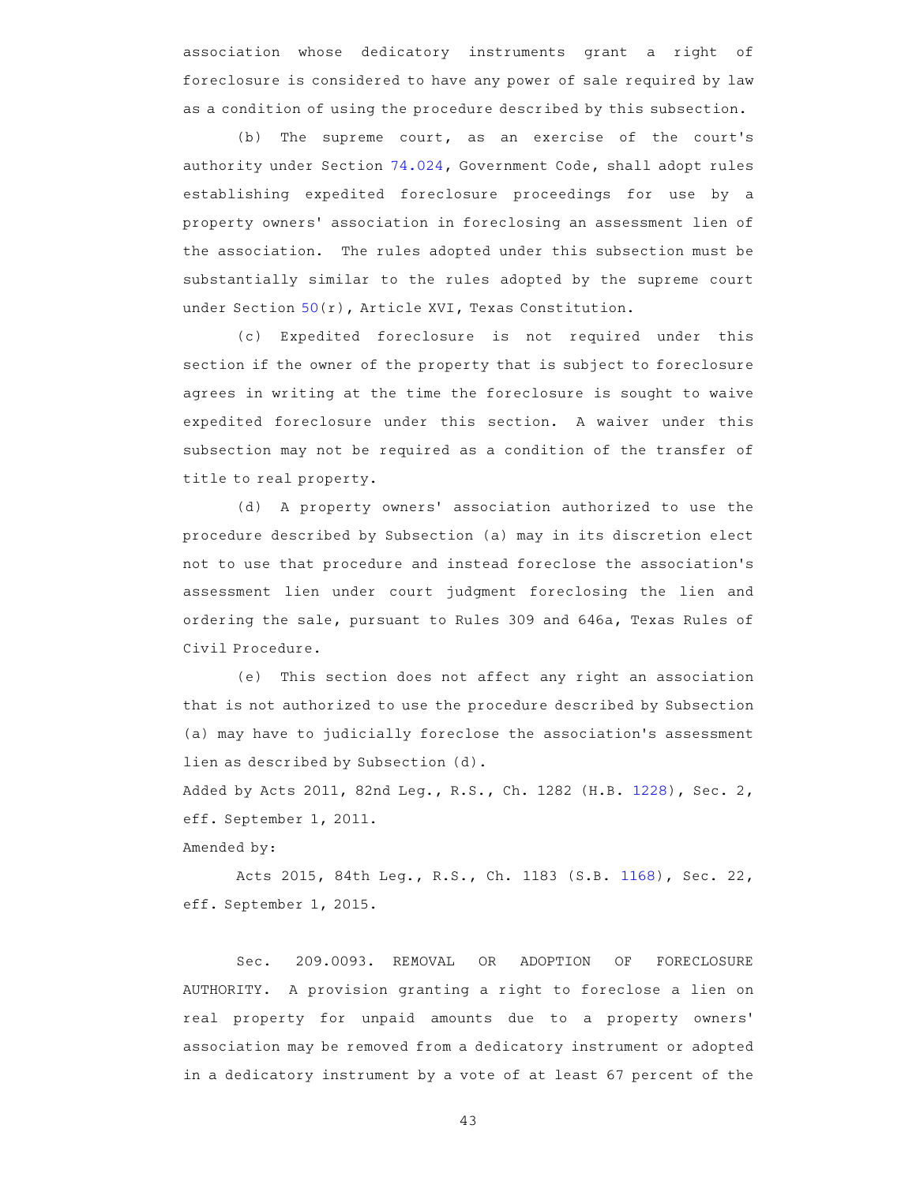association whose dedicatory instruments grant a right of foreclosure is considered to have any power of sale required by law as a condition of using the procedure described by this subsection.

(b) The supreme court, as an exercise of the court's authority under Section 74.024, Government Code, shall adopt rules establishing expedited foreclosure proceedings for use by a property owners' association in foreclosing an assessment lien of the association. The rules adopted under this subsection must be substantially similar to the rules adopted by the supreme court under Section 50(r), Article XVI, Texas Constitution.

(c) Expedited foreclosure is not required under this section if the owner of the property that is subject to foreclosure agrees in writing at the time the foreclosure is sought to waive expedited foreclosure under this section. A waiver under this subsection may not be required as a condition of the transfer of title to real property.

(d) A property owners' association authorized to use the procedure described by Subsection (a) may in its discretion elect not to use that procedure and instead foreclose the association's assessment lien under court judgment foreclosing the lien and ordering the sale, pursuant to Rules 309 and 646a, Texas Rules of Civil Procedure.

(e) This section does not affect any right an association that is not authorized to use the procedure described by Subsection (a) may have to judicially foreclose the association's assessment lien as described by Subsection (d).

Added by Acts 2011, 82nd Leg., R.S., Ch. 1282 (H.B. 1228), Sec. 2, eff. September 1, 2011.

Amended by:

Acts 2015, 84th Leg., R.S., Ch. 1183 (S.B. 1168), Sec. 22, eff. September 1, 2015.

Sec. 209.0093. REMOVAL OR ADOPTION OF FORECLOSURE AUTHORITY. A provision granting a right to foreclose a lien on real property for unpaid amounts due to a property owners' association may be removed from a dedicatory instrument or adopted in a dedicatory instrument by a vote of at least 67 percent of the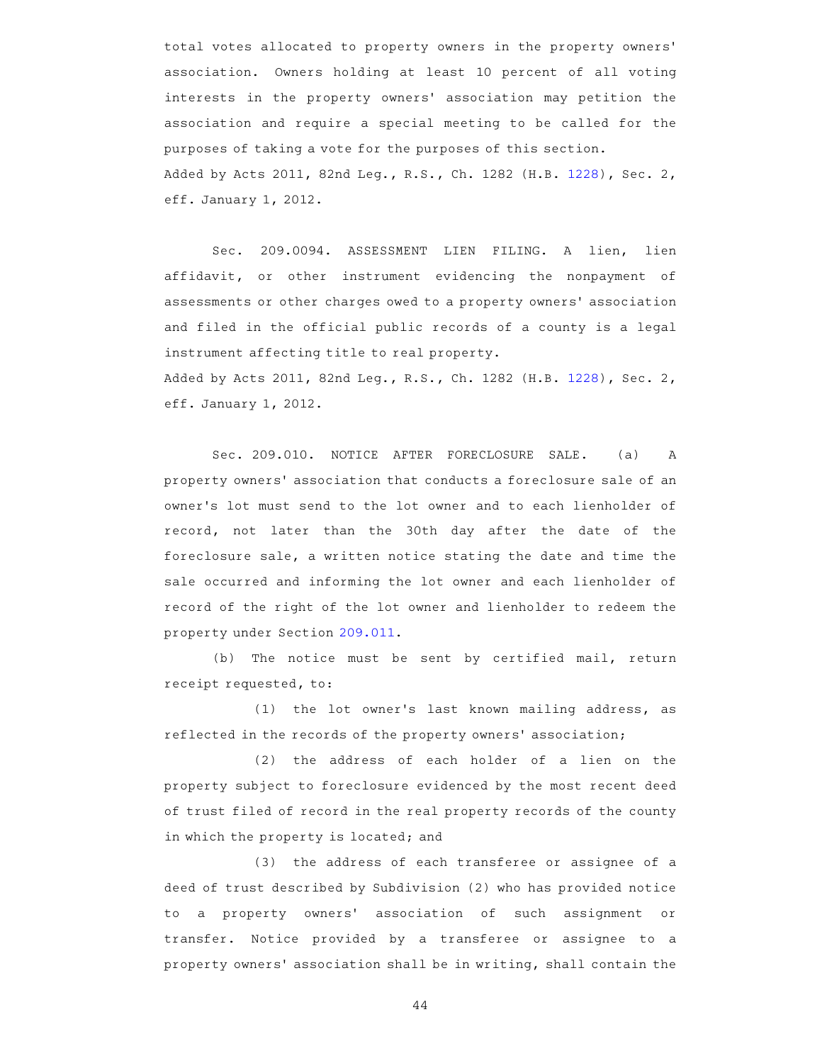total votes allocated to property owners in the property owners' association. Owners holding at least 10 percent of all voting interests in the property owners' association may petition the association and require a special meeting to be called for the purposes of taking a vote for the purposes of this section.

Added by Acts 2011, 82nd Leg., R.S., Ch. 1282 (H.B. 1228), Sec. 2, eff. January 1, 2012.

Sec. 209.0094. ASSESSMENT LIEN FILING. A lien, lien affidavit, or other instrument evidencing the nonpayment of assessments or other charges owed to a property owners' association and filed in the official public records of a county is a legal instrument affecting title to real property.

Added by Acts 2011, 82nd Leg., R.S., Ch. 1282 (H.B. 1228), Sec. 2, eff. January 1, 2012.

Sec. 209.010. NOTICE AFTER FORECLOSURE SALE. (a) A property owners' association that conducts a foreclosure sale of an owner's lot must send to the lot owner and to each lienholder of record, not later than the 30th day after the date of the foreclosure sale, a written notice stating the date and time the sale occurred and informing the lot owner and each lienholder of record of the right of the lot owner and lienholder to redeem the property under Section 209.011.

(b) The notice must be sent by certified mail, return receipt requested, to:

(1) the lot owner's last known mailing address, as reflected in the records of the property owners' association;

(2) the address of each holder of a lien on the property subject to foreclosure evidenced by the most recent deed of trust filed of record in the real property records of the county in which the property is located; and

(3) the address of each transferee or assignee of a deed of trust described by Subdivision (2) who has provided notice to a property owners' association of such assignment or transfer. Notice provided by a transferee or assignee to a property owners' association shall be in writing, shall contain the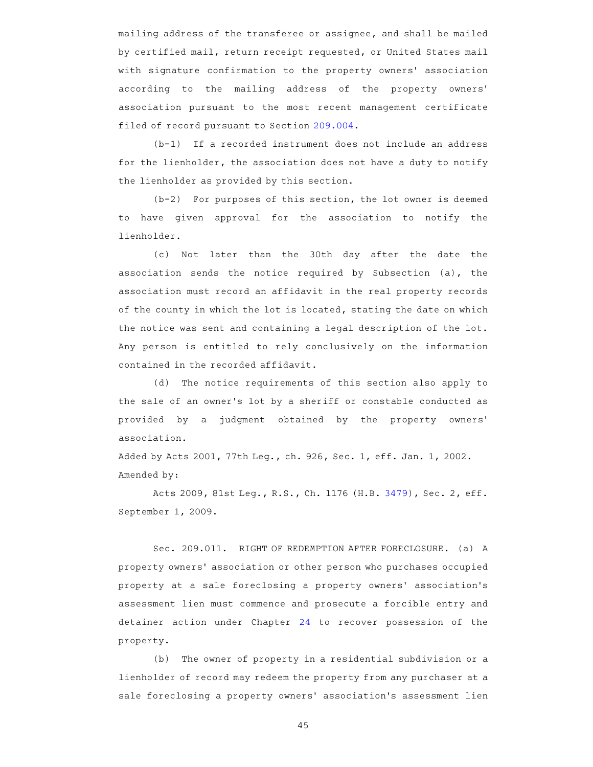mailing address of the transferee or assignee, and shall be mailed by certified mail, return receipt requested, or United States mail with signature confirmation to the property owners' association according to the mailing address of the property owners' association pursuant to the most recent management certificate filed of record pursuant to Section 209.004.

(b-1) If a recorded instrument does not include an address for the lienholder, the association does not have a duty to notify the lienholder as provided by this section.

(b-2) For purposes of this section, the lot owner is deemed to have given approval for the association to notify the lienholder.

(c) Not later than the 30th day after the date the association sends the notice required by Subsection (a), the association must record an affidavit in the real property records of the county in which the lot is located, stating the date on which the notice was sent and containing a legal description of the lot. Any person is entitled to rely conclusively on the information contained in the recorded affidavit.

(d) The notice requirements of this section also apply to the sale of an owner's lot by a sheriff or constable conducted as provided by a judgment obtained by the property owners' association.

Added by Acts 2001, 77th Leg., ch. 926, Sec. 1, eff. Jan. 1, 2002.
Amended by:

Acts 2009, 81st Leg., R.S., Ch. 1176 (H.B. 3479), Sec. 2, eff. September 1, 2009.

Sec. 209.011. RIGHT OF REDEMPTION AFTER FORECLOSURE. (a) A property owners' association or other person who purchases occupied property at a sale foreclosing a property owners' association's assessment lien must commence and prosecute a forcible entry and detainer action under Chapter 24 to recover possession of the property.

(b) The owner of property in a residential subdivision or a lienholder of record may redeem the property from any purchaser at a sale foreclosing a property owners' association's assessment lien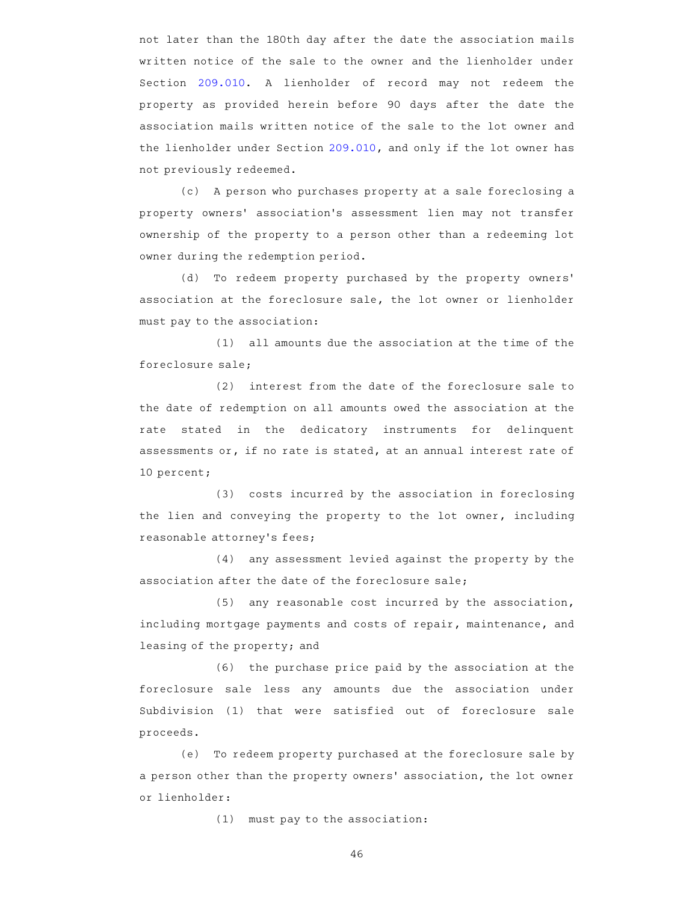not later than the 180th day after the date the association mails written notice of the sale to the owner and the lienholder under Section 209.010. A lienholder of record may not redeem the property as provided herein before 90 days after the date the association mails written notice of the sale to the lot owner and the lienholder under Section 209.010, and only if the lot owner has not previously redeemed.

(c) A person who purchases property at a sale foreclosing a property owners' association's assessment lien may not transfer ownership of the property to a person other than a redeeming lot owner during the redemption period.

(d) To redeem property purchased by the property owners' association at the foreclosure sale, the lot owner or lienholder must pay to the association:

(1) all amounts due the association at the time of the foreclosure sale;

(2) interest from the date of the foreclosure sale to the date of redemption on all amounts owed the association at the rate stated in the dedicatory instruments for delinquent assessments or, if no rate is stated, at an annual interest rate of 10 percent;

(3) costs incurred by the association in foreclosing the lien and conveying the property to the lot owner, including reasonable attorney's fees;

(4) any assessment levied against the property by the association after the date of the foreclosure sale;

(5) any reasonable cost incurred by the association, including mortgage payments and costs of repair, maintenance, and leasing of the property; and

(6) the purchase price paid by the association at the foreclosure sale less any amounts due the association under Subdivision (1) that were satisfied out of foreclosure sale proceeds.

(e) To redeem property purchased at the foreclosure sale by a person other than the property owners' association, the lot owner or lienholder:

(1) must pay to the association: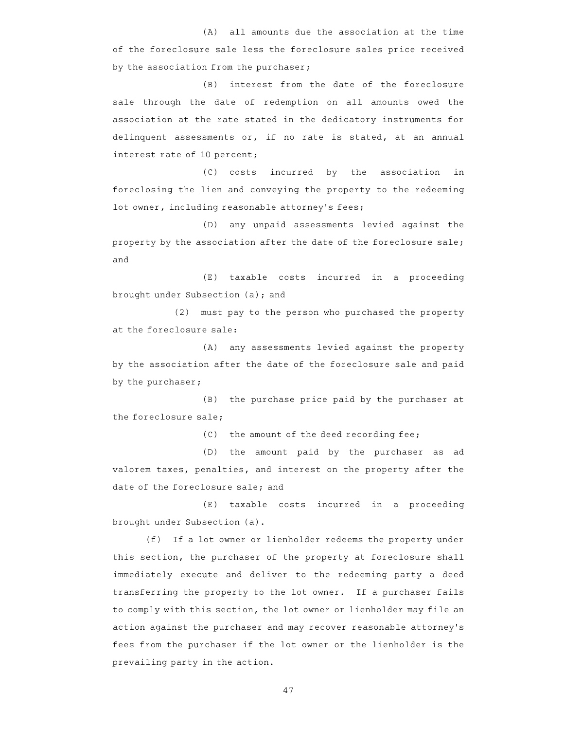(A) all amounts due the association at the time of the foreclosure sale less the foreclosure sales price received by the association from the purchaser;

(B) interest from the date of the foreclosure sale through the date of redemption on all amounts owed the association at the rate stated in the dedicatory instruments for delinquent assessments or, if no rate is stated, at an annual interest rate of 10 percent;

(C) costs incurred by the association in foreclosing the lien and conveying the property to the redeeming lot owner, including reasonable attorney's fees;

(D) any unpaid assessments levied against the property by the association after the date of the foreclosure sale; and

(E) taxable costs incurred in a proceeding brought under Subsection (a); and

(2) must pay to the person who purchased the property at the foreclosure sale:

(A) any assessments levied against the property by the association after the date of the foreclosure sale and paid by the purchaser;

(B) the purchase price paid by the purchaser at the foreclosure sale;

(C) the amount of the deed recording fee;

(D) the amount paid by the purchaser as ad valorem taxes, penalties, and interest on the property after the date of the foreclosure sale; and

(E) taxable costs incurred in a proceeding brought under Subsection (a).

(f) If a lot owner or lienholder redeems the property under this section, the purchaser of the property at foreclosure shall immediately execute and deliver to the redeeming party a deed transferring the property to the lot owner. If a purchaser fails to comply with this section, the lot owner or lienholder may file an action against the purchaser and may recover reasonable attorney's fees from the purchaser if the lot owner or the lienholder is the prevailing party in the action.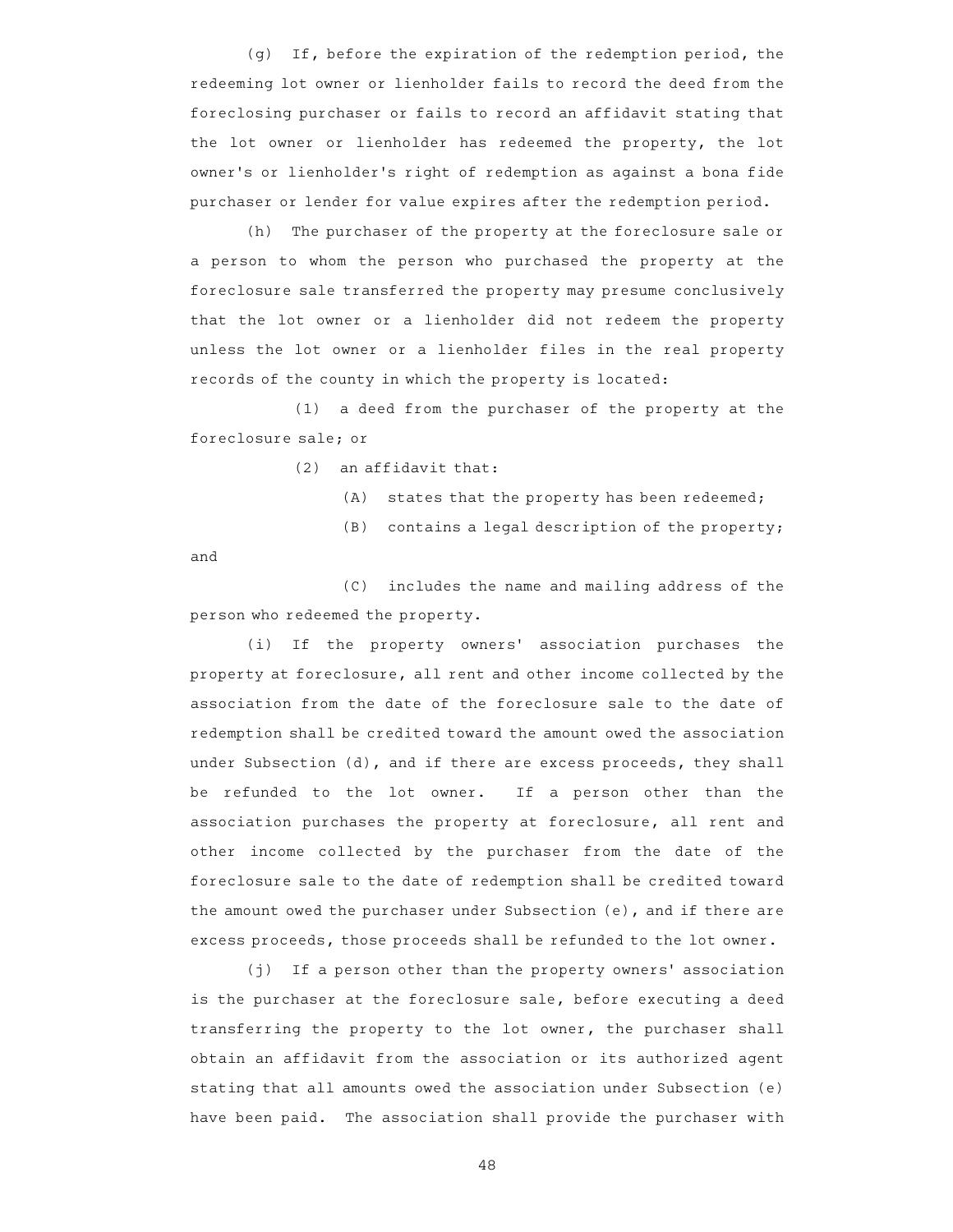(g) If, before the expiration of the redemption period, the redeeming lot owner or lienholder fails to record the deed from the foreclosing purchaser or fails to record an affidavit stating that the lot owner or lienholder has redeemed the property, the lot owner's or lienholder's right of redemption as against a bona fide purchaser or lender for value expires after the redemption period.

(h) The purchaser of the property at the foreclosure sale or a person to whom the person who purchased the property at the foreclosure sale transferred the property may presume conclusively that the lot owner or a lienholder did not redeem the property unless the lot owner or a lienholder files in the real property records of the county in which the property is located:

(1) a deed from the purchaser of the property at the foreclosure sale; or

(2) an affidavit that:

(A) states that the property has been redeemed;

(B) contains a legal description of the property; and

(C) includes the name and mailing address of the person who redeemed the property.

(i) If the property owners' association purchases the property at foreclosure, all rent and other income collected by the association from the date of the foreclosure sale to the date of redemption shall be credited toward the amount owed the association under Subsection (d), and if there are excess proceeds, they shall be refunded to the lot owner. If a person other than the association purchases the property at foreclosure, all rent and other income collected by the purchaser from the date of the foreclosure sale to the date of redemption shall be credited toward the amount owed the purchaser under Subsection (e), and if there are excess proceeds, those proceeds shall be refunded to the lot owner.

(j) If a person other than the property owners' association is the purchaser at the foreclosure sale, before executing a deed transferring the property to the lot owner, the purchaser shall obtain an affidavit from the association or its authorized agent stating that all amounts owed the association under Subsection (e) have been paid. The association shall provide the purchaser with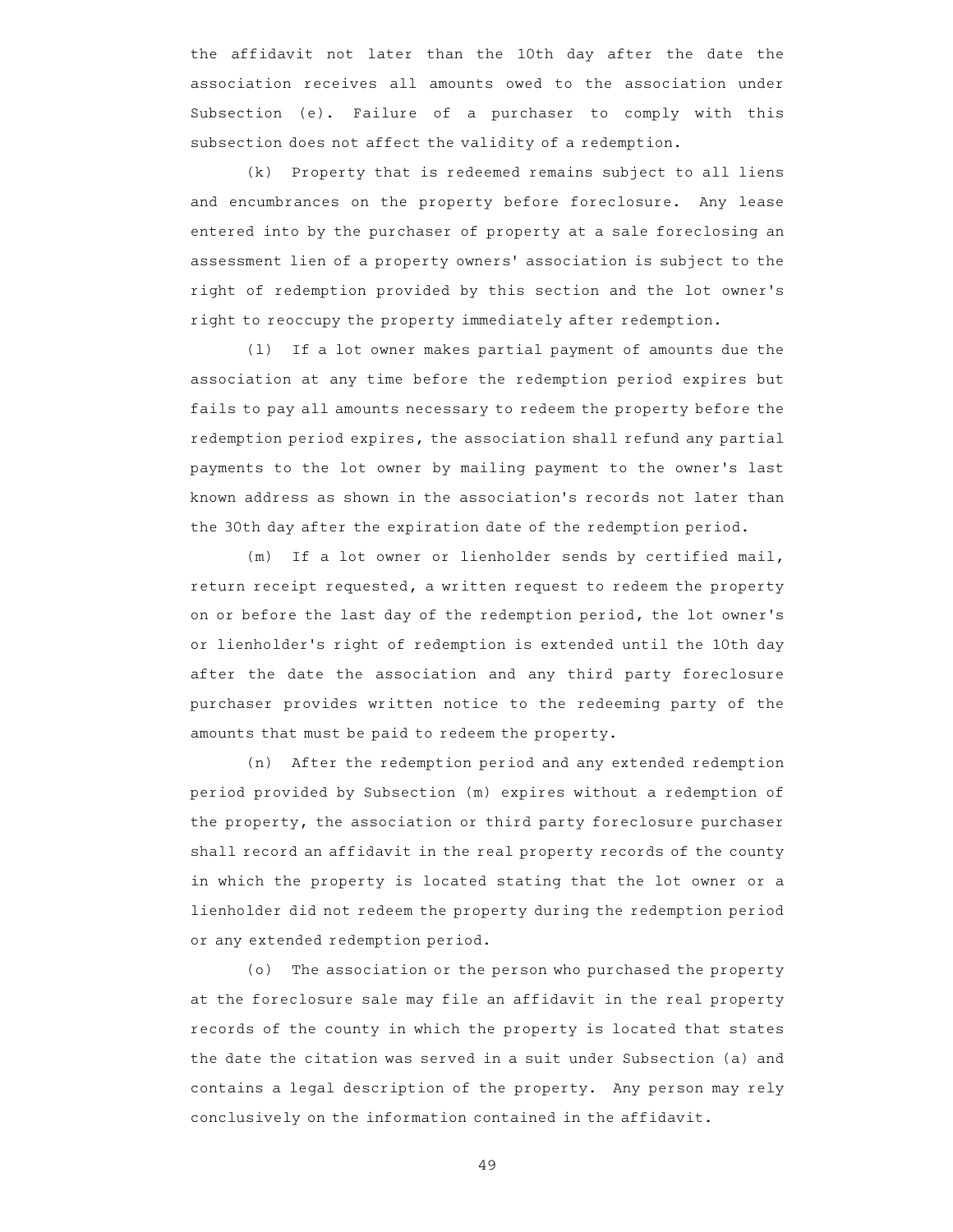the affidavit not later than the 10th day after the date the association receives all amounts owed to the association under Subsection (e). Failure of a purchaser to comply with this subsection does not affect the validity of a redemption.

(k) Property that is redeemed remains subject to all liens and encumbrances on the property before foreclosure. Any lease entered into by the purchaser of property at a sale foreclosing an assessment lien of a property owners' association is subject to the right of redemption provided by this section and the lot owner's right to reoccupy the property immediately after redemption.

(l) If a lot owner makes partial payment of amounts due the association at any time before the redemption period expires but fails to pay all amounts necessary to redeem the property before the redemption period expires, the association shall refund any partial payments to the lot owner by mailing payment to the owner's last known address as shown in the association's records not later than the 30th day after the expiration date of the redemption period.

(m) If a lot owner or lienholder sends by certified mail, return receipt requested, a written request to redeem the property on or before the last day of the redemption period, the lot owner's or lienholder's right of redemption is extended until the 10th day after the date the association and any third party foreclosure purchaser provides written notice to the redeeming party of the amounts that must be paid to redeem the property.

(n) After the redemption period and any extended redemption period provided by Subsection (m) expires without a redemption of the property, the association or third party foreclosure purchaser shall record an affidavit in the real property records of the county in which the property is located stating that the lot owner or a lienholder did not redeem the property during the redemption period or any extended redemption period.

(o) The association or the person who purchased the property at the foreclosure sale may file an affidavit in the real property records of the county in which the property is located that states the date the citation was served in a suit under Subsection (a) and contains a legal description of the property. Any person may rely conclusively on the information contained in the affidavit.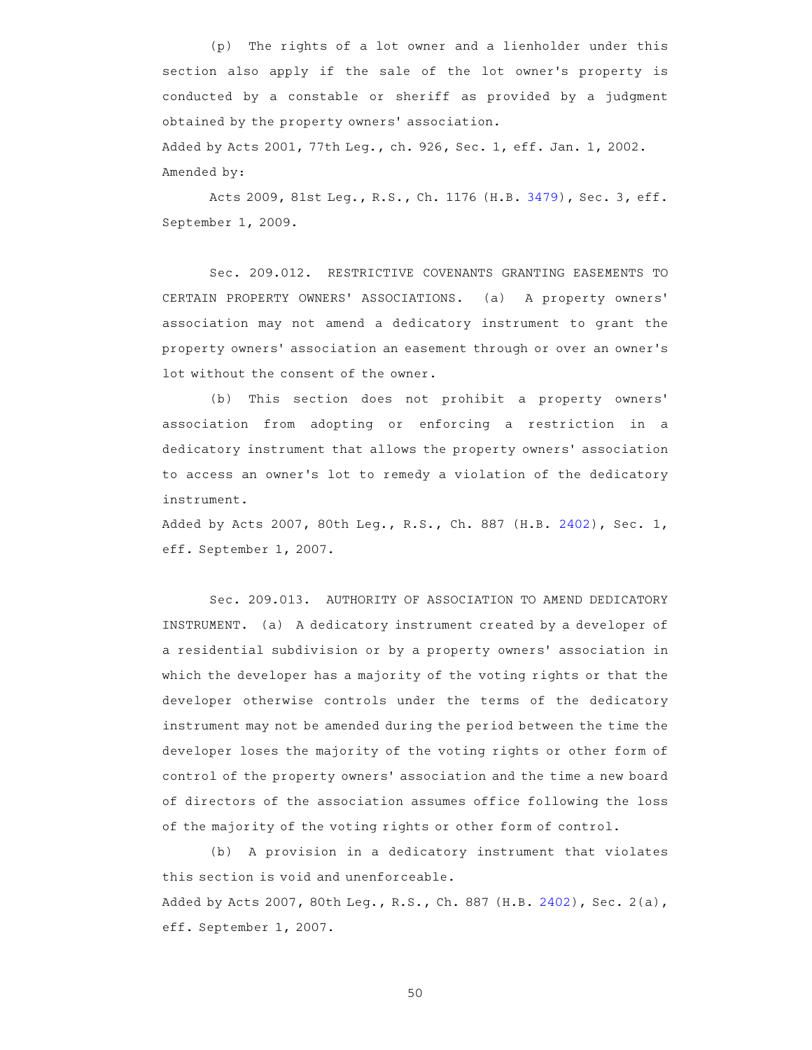(p) The rights of a lot owner and a lienholder under this section also apply if the sale of the lot owner's property is conducted by a constable or sheriff as provided by a judgment obtained by the property owners' association.

Added by Acts 2001, 77th Leg., ch. 926, Sec. 1, eff. Jan. 1, 2002.

Amended by:

Acts 2009, 81st Leg., R.S., Ch. 1176 (H.B. 3479), Sec. 3, eff. September 1, 2009.

Sec. 209.012. RESTRICTIVE COVENANTS GRANTING EASEMENTS TO CERTAIN PROPERTY OWNERS' ASSOCIATIONS. (a) A property owners' association may not amend a dedicatory instrument to grant the property owners' association an easement through or over an owner's lot without the consent of the owner.

(b) This section does not prohibit a property owners' association from adopting or enforcing a restriction in a dedicatory instrument that allows the property owners' association to access an owner's lot to remedy a violation of the dedicatory instrument.

Added by Acts 2007, 80th Leg., R.S., Ch. 887 (H.B. 2402), Sec. 1, eff. September 1, 2007.

Sec. 209.013. AUTHORITY OF ASSOCIATION TO AMEND DEDICATORY INSTRUMENT. (a) A dedicatory instrument created by a developer of a residential subdivision or by a property owners' association in which the developer has a majority of the voting rights or that the developer otherwise controls under the terms of the dedicatory instrument may not be amended during the period between the time the developer loses the majority of the voting rights or other form of control of the property owners' association and the time a new board of directors of the association assumes office following the loss of the majority of the voting rights or other form of control.

(b) A provision in a dedicatory instrument that violates this section is void and unenforceable.

Added by Acts 2007, 80th Leg., R.S., Ch. 887 (H.B. 2402), Sec. 2(a), eff. September 1, 2007.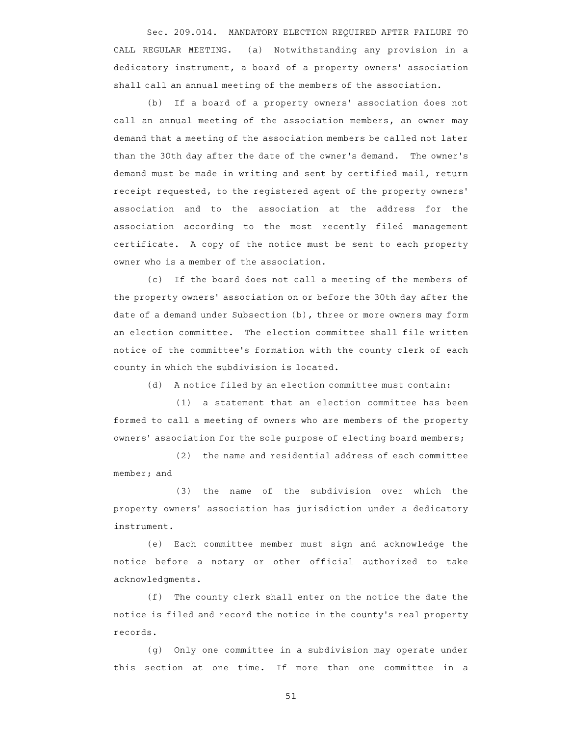Sec. 209.014. MANDATORY ELECTION REQUIRED AFTER FAILURE TO CALL REGULAR MEETING. (a) Notwithstanding any provision in a dedicatory instrument, a board of a property owners' association shall call an annual meeting of the members of the association.

(b) If a board of a property owners' association does not call an annual meeting of the association members, an owner may demand that a meeting of the association members be called not later than the 30th day after the date of the owner's demand. The owner's demand must be made in writing and sent by certified mail, return receipt requested, to the registered agent of the property owners' association and to the association at the address for the association according to the most recently filed management certificate. A copy of the notice must be sent to each property owner who is a member of the association.

(c) If the board does not call a meeting of the members of the property owners' association on or before the 30th day after the date of a demand under Subsection (b), three or more owners may form an election committee. The election committee shall file written notice of the committee's formation with the county clerk of each county in which the subdivision is located.

(d) A notice filed by an election committee must contain:

(1) a statement that an election committee has been formed to call a meeting of owners who are members of the property owners' association for the sole purpose of electing board members;

(2) the name and residential address of each committee member; and

(3) the name of the subdivision over which the property owners' association has jurisdiction under a dedicatory instrument.

(e) Each committee member must sign and acknowledge the notice before a notary or other official authorized to take acknowledgments.

(f) The county clerk shall enter on the notice the date the notice is filed and record the notice in the county's real property records.

(g) Only one committee in a subdivision may operate under this section at one time. If more than one committee in a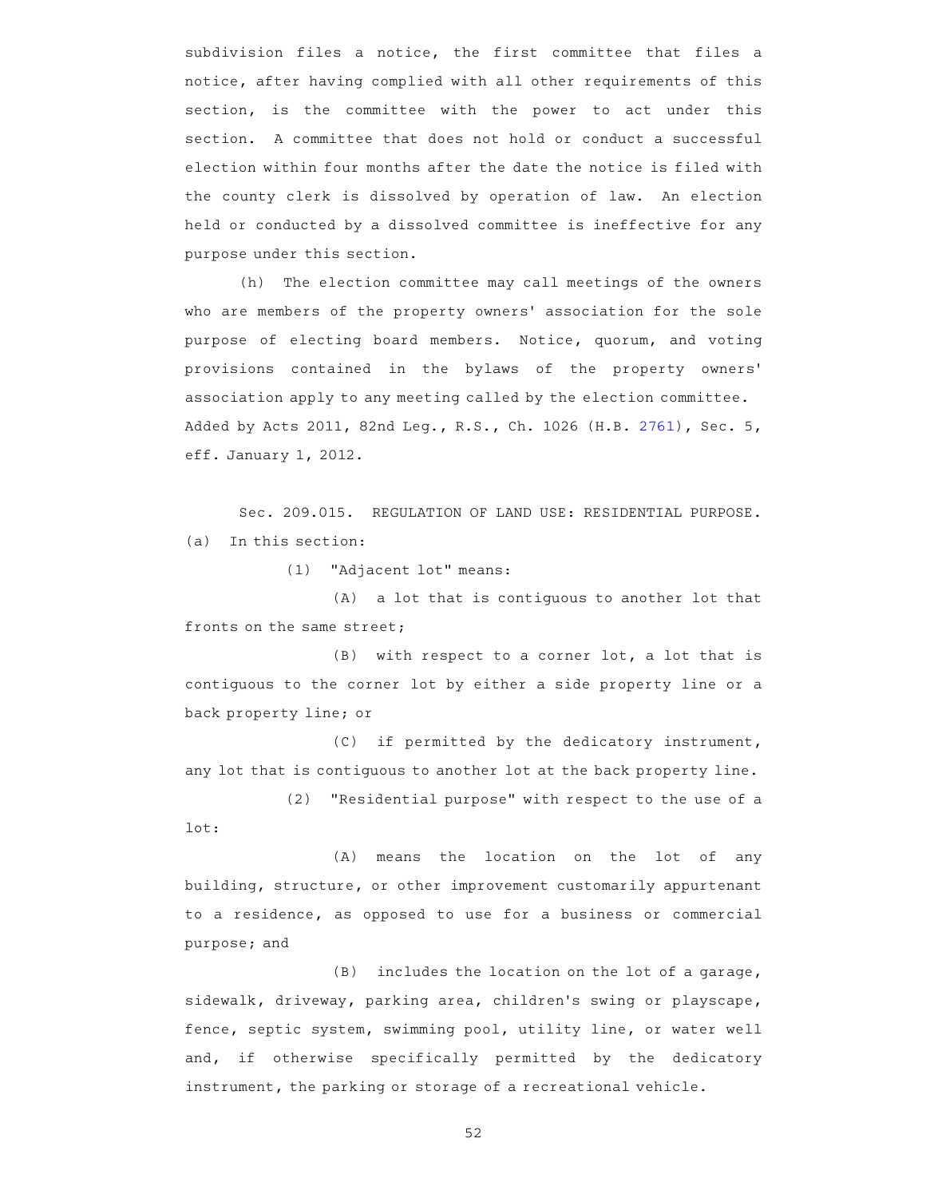subdivision files a notice, the first committee that files a notice, after having complied with all other requirements of this section, is the committee with the power to act under this section. A committee that does not hold or conduct a successful election within four months after the date the notice is filed with the county clerk is dissolved by operation of law. An election held or conducted by a dissolved committee is ineffective for any purpose under this section.

(h) The election committee may call meetings of the owners who are members of the property owners' association for the sole purpose of electing board members. Notice, quorum, and voting provisions contained in the bylaws of the property owners' association apply to any meeting called by the election committee.

Added by Acts 2011, 82nd Leg., R.S., Ch. 1026 (H.B. 2761), Sec. 5, eff. January 1, 2012.

Sec. 209.015. REGULATION OF LAND USE: RESIDENTIAL PURPOSE.

(a) In this section:

(1) "Adjacent lot" means:

(A) a lot that is contiguous to another lot that fronts on the same street;

(B) with respect to a corner lot, a lot that is contiguous to the corner lot by either a side property line or a back property line; or

(C) if permitted by the dedicatory instrument, any lot that is contiguous to another lot at the back property line.

(2) "Residential purpose" with respect to the use of a lot:

(A) means the location on the lot of any building, structure, or other improvement customarily appurtenant to a residence, as opposed to use for a business or commercial purpose; and

(B) includes the location on the lot of a garage, sidewalk, driveway, parking area, children's swing or playscape, fence, septic system, swimming pool, utility line, or water well and, if otherwise specifically permitted by the dedicatory instrument, the parking or storage of a recreational vehicle.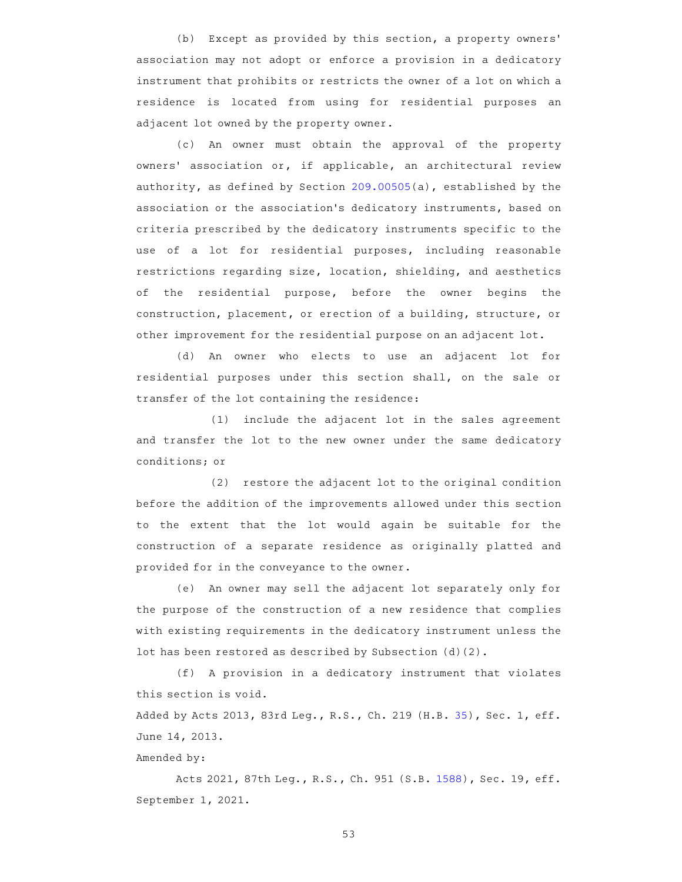(b) Except as provided by this section, a property owners' association may not adopt or enforce a provision in a dedicatory instrument that prohibits or restricts the owner of a lot on which a residence is located from using for residential purposes an adjacent lot owned by the property owner.

(c) An owner must obtain the approval of the property owners' association or, if applicable, an architectural review authority, as defined by Section 209.00505(a), established by the association or the association's dedicatory instruments, based on criteria prescribed by the dedicatory instruments specific to the use of a lot for residential purposes, including reasonable restrictions regarding size, location, shielding, and aesthetics of the residential purpose, before the owner begins the construction, placement, or erection of a building, structure, or other improvement for the residential purpose on an adjacent lot.

(d) An owner who elects to use an adjacent lot for residential purposes under this section shall, on the sale or transfer of the lot containing the residence:

(1) include the adjacent lot in the sales agreement and transfer the lot to the new owner under the same dedicatory conditions; or

(2) restore the adjacent lot to the original condition before the addition of the improvements allowed under this section to the extent that the lot would again be suitable for the construction of a separate residence as originally platted and provided for in the conveyance to the owner.

(e) An owner may sell the adjacent lot separately only for the purpose of the construction of a new residence that complies with existing requirements in the dedicatory instrument unless the lot has been restored as described by Subsection (d)(2).

(f) A provision in a dedicatory instrument that violates this section is void.

Added by Acts 2013, 83rd Leg., R.S., Ch. 219 (H.B. 35), Sec. 1, eff. June 14, 2013.

Amended by:

Acts 2021, 87th Leg., R.S., Ch. 951 (S.B. 1588), Sec. 19, eff. September 1, 2021.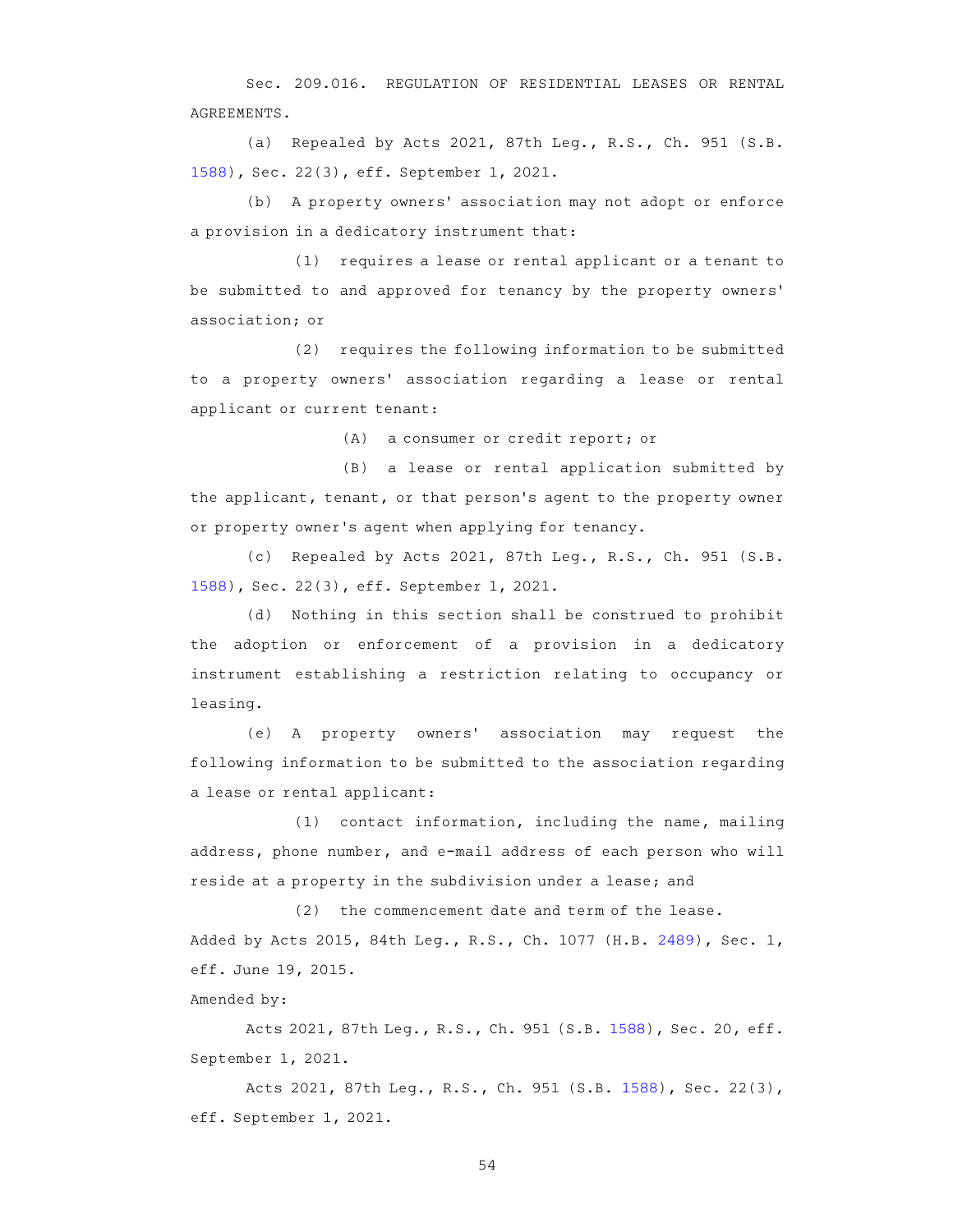Sec. 209.016. REGULATION OF RESIDENTIAL LEASES OR RENTAL AGREEMENTS.

(a) Repealed by Acts 2021, 87th Leg., R.S., Ch. 951 (S.B. 1588), Sec. 22(3), eff. September 1, 2021.

(b) A property owners' association may not adopt or enforce a provision in a dedicatory instrument that:

(1) requires a lease or rental applicant or a tenant to be submitted to and approved for tenancy by the property owners' association; or

(2) requires the following information to be submitted to a property owners' association regarding a lease or rental applicant or current tenant:

(A) a consumer or credit report; or

(B) a lease or rental application submitted by the applicant, tenant, or that person's agent to the property owner or property owner's agent when applying for tenancy.

(c) Repealed by Acts 2021, 87th Leg., R.S., Ch. 951 (S.B. 1588), Sec. 22(3), eff. September 1, 2021.

(d) Nothing in this section shall be construed to prohibit the adoption or enforcement of a provision in a dedicatory instrument establishing a restriction relating to occupancy or leasing.

(e) A property owners' association may request the following information to be submitted to the association regarding a lease or rental applicant:

(1) contact information, including the name, mailing address, phone number, and e-mail address of each person who will reside at a property in the subdivision under a lease; and

(2) the commencement date and term of the lease.

Added by Acts 2015, 84th Leg., R.S., Ch. 1077 (H.B. 2489), Sec. 1, eff. June 19, 2015.

Amended by:

Acts 2021, 87th Leg., R.S., Ch. 951 (S.B. 1588), Sec. 20, eff. September 1, 2021.

Acts 2021, 87th Leg., R.S., Ch. 951 (S.B. 1588), Sec. 22(3), eff. September 1, 2021.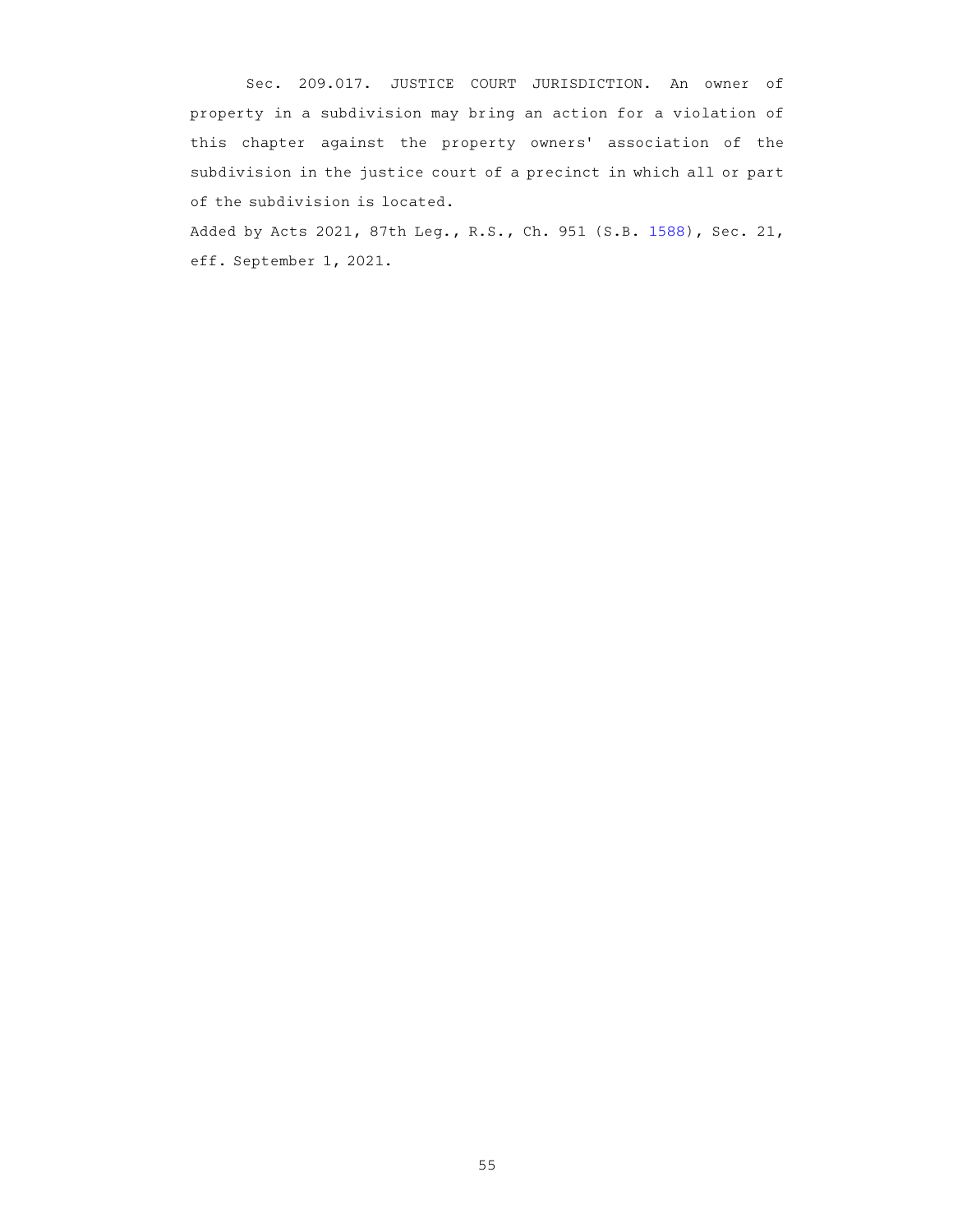Sec. 209.017. JUSTICE COURT JURISDICTION. An owner of property in a subdivision may bring an action for a violation of this chapter against the property owners' association of the subdivision in the justice court of a precinct in which all or part of the subdivision is located.

Added by Acts 2021, 87th Leg., R.S., Ch. 951 (S.B. 1588), Sec. 21, eff. September 1, 2021.